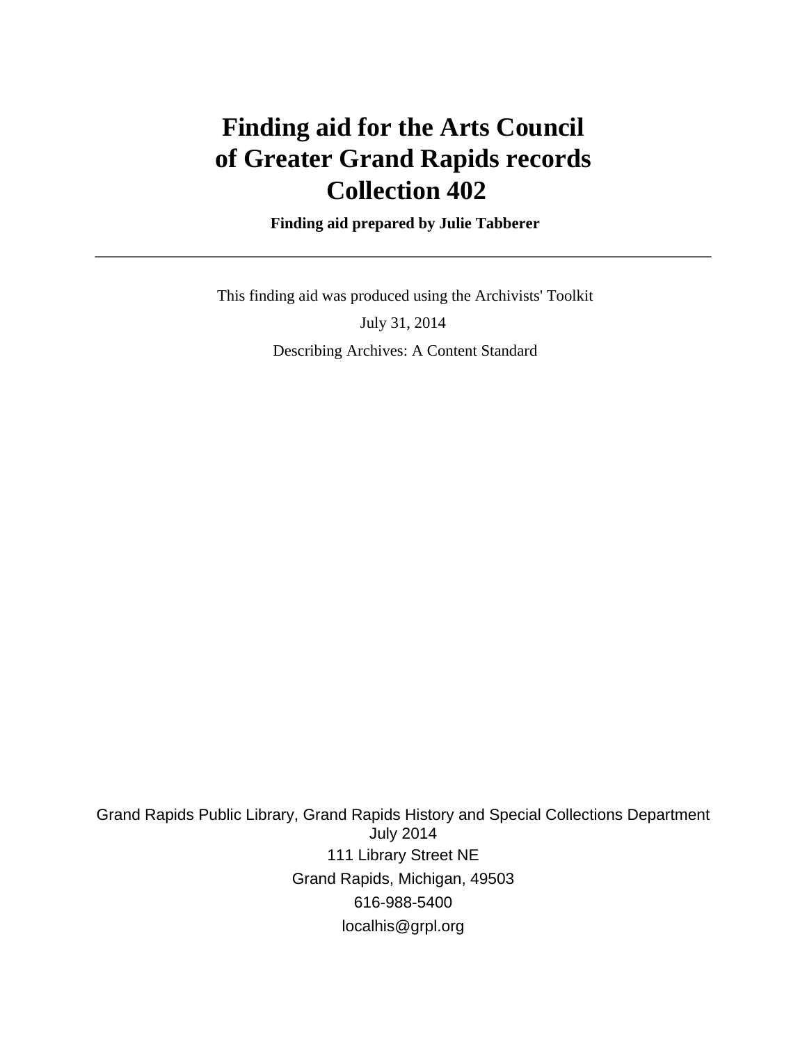# Finding aid for the Arts Council of Greater Grand Rapids records Collection 402

**Finding aid prepared by Julie Tabberer**

---

This finding aid was produced using the Archivists' Toolkit

July 31, 2014

Describing Archives: A Content Standard

Grand Rapids Public Library, Grand Rapids History and Special Collections Department
July 2014
111 Library Street NE
Grand Rapids, Michigan, 49503
616-988-5400
localhis@grpl.org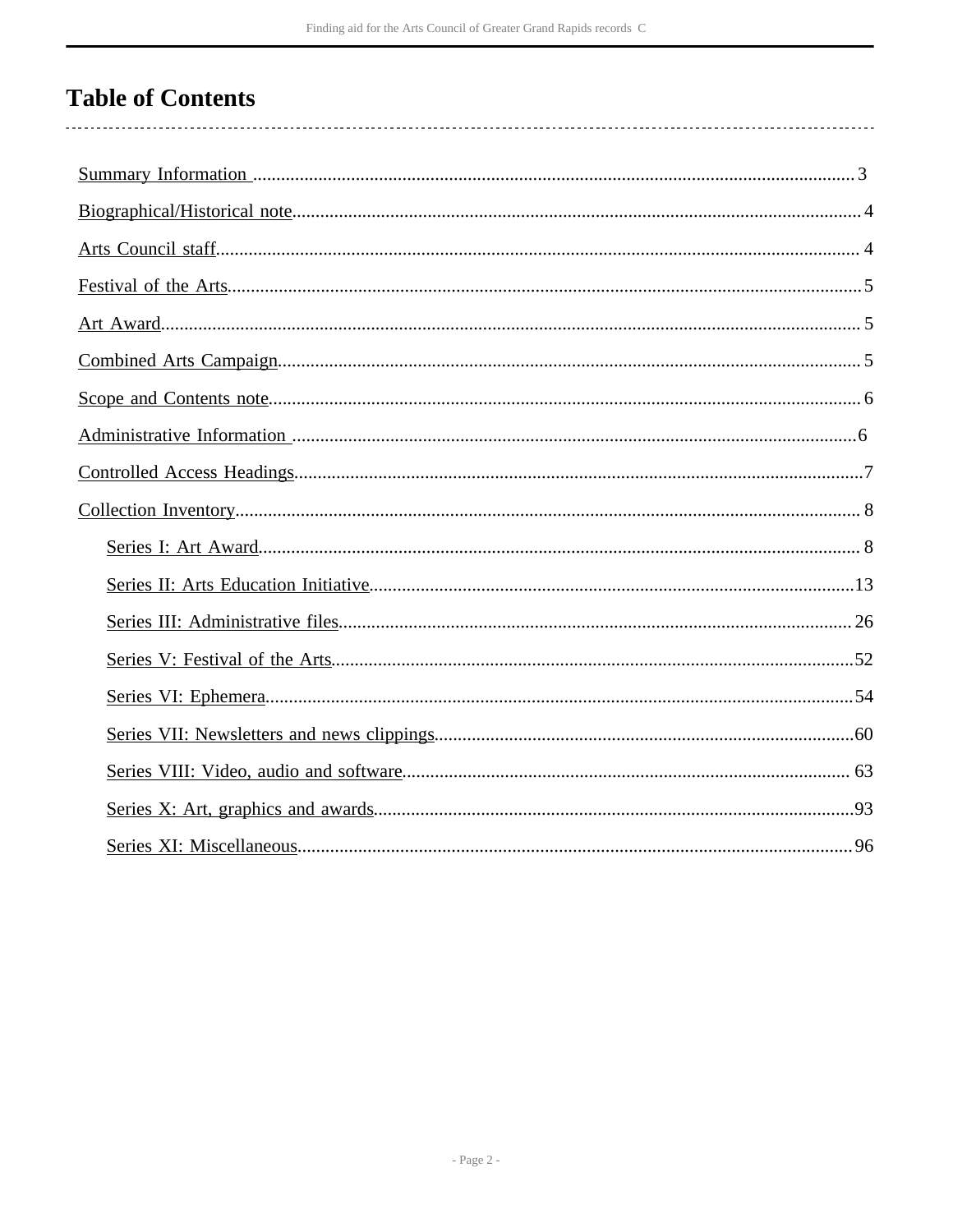# Table of Contents

- Summary Information ... 3
- Biographical/Historical note ... 4
- Arts Council staff ... 4
- Festival of the Arts ... 5
- Art Award ... 5
- Combined Arts Campaign ... 5
- Scope and Contents note ... 6
- Administrative Information ... 6
- Controlled Access Headings ... 7
- Collection Inventory ... 8
  - Series I: Art Award ... 8
  - Series II: Arts Education Initiative ... 13
  - Series III: Administrative files ... 26
  - Series V: Festival of the Arts ... 52
  - Series VI: Ephemera ... 54
  - Series VII: Newsletters and news clippings ... 60
  - Series VIII: Video, audio and software ... 63
  - Series X: Art, graphics and awards ... 93
  - Series XI: Miscellaneous ... 96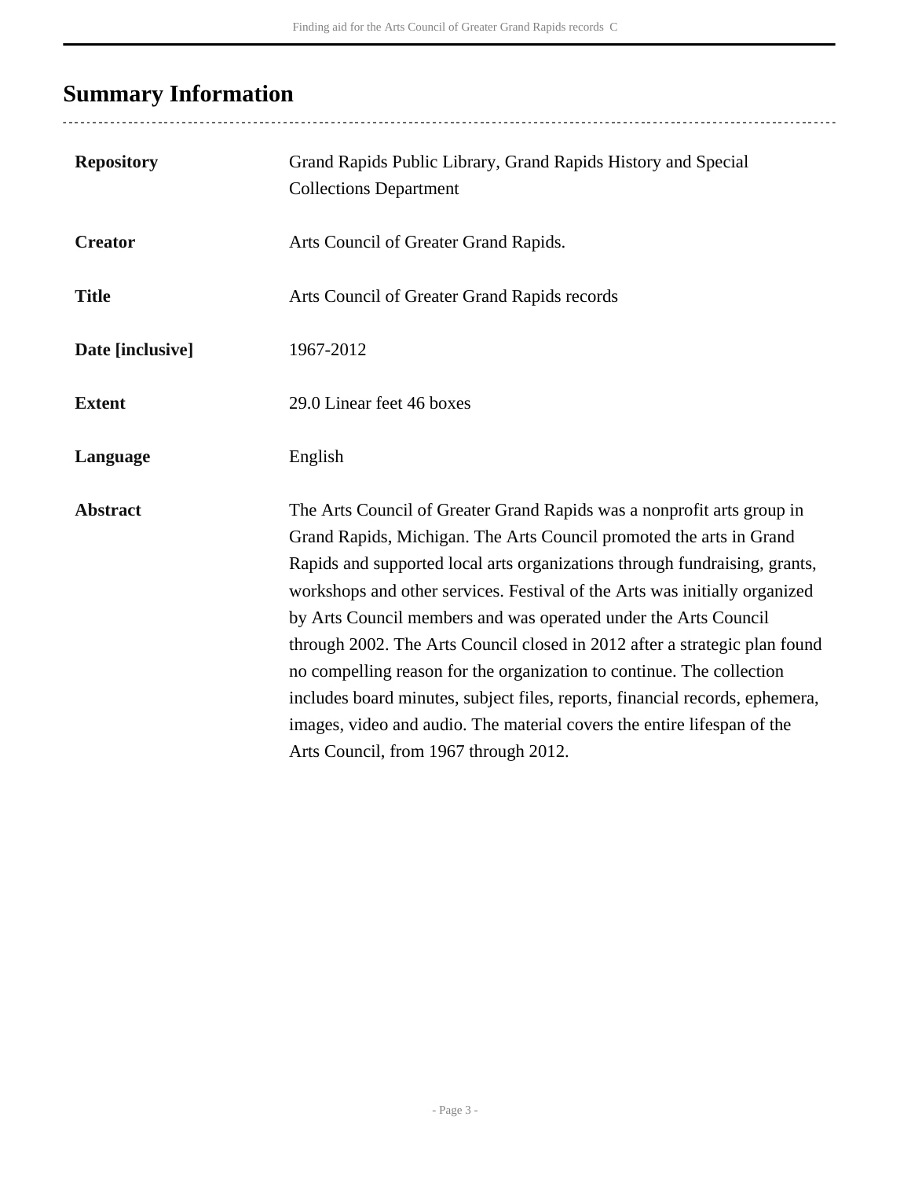## Summary Information

| | |
|---|---|
| **Repository** | Grand Rapids Public Library, Grand Rapids History and Special Collections Department |
| **Creator** | Arts Council of Greater Grand Rapids. |
| **Title** | Arts Council of Greater Grand Rapids records |
| **Date [inclusive]** | 1967-2012 |
| **Extent** | 29.0 Linear feet 46 boxes |
| **Language** | English |
| **Abstract** | The Arts Council of Greater Grand Rapids was a nonprofit arts group in Grand Rapids, Michigan. The Arts Council promoted the arts in Grand Rapids and supported local arts organizations through fundraising, grants, workshops and other services. Festival of the Arts was initially organized by Arts Council members and was operated under the Arts Council through 2002. The Arts Council closed in 2012 after a strategic plan found no compelling reason for the organization to continue. The collection includes board minutes, subject files, reports, financial records, ephemera, images, video and audio. The material covers the entire lifespan of the Arts Council, from 1967 through 2012. |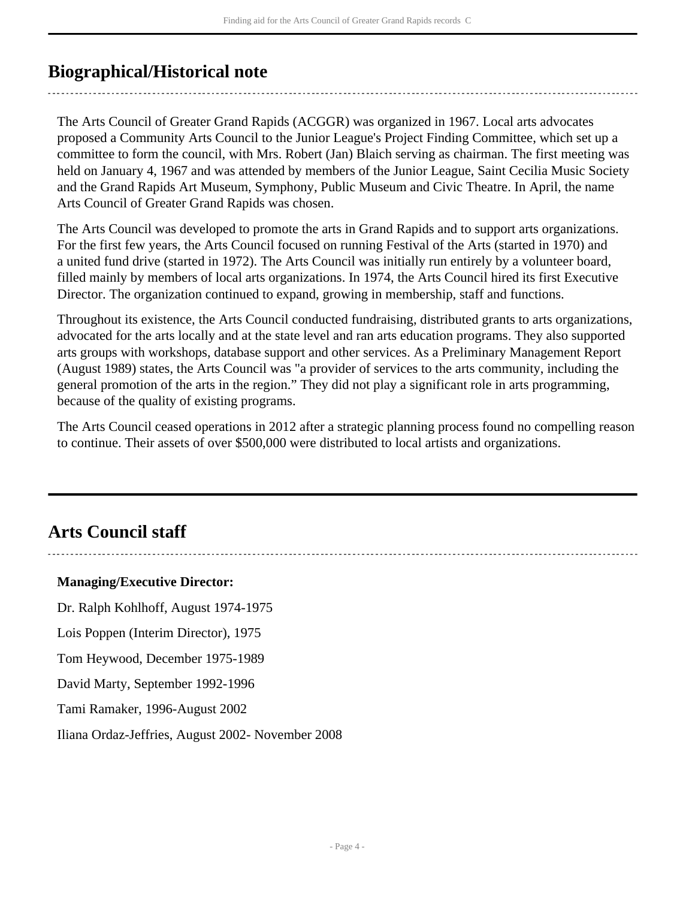## Biographical/Historical note

The Arts Council of Greater Grand Rapids (ACGGR) was organized in 1967. Local arts advocates proposed a Community Arts Council to the Junior League's Project Finding Committee, which set up a committee to form the council, with Mrs. Robert (Jan) Blaich serving as chairman. The first meeting was held on January 4, 1967 and was attended by members of the Junior League, Saint Cecilia Music Society and the Grand Rapids Art Museum, Symphony, Public Museum and Civic Theatre. In April, the name Arts Council of Greater Grand Rapids was chosen.

The Arts Council was developed to promote the arts in Grand Rapids and to support arts organizations. For the first few years, the Arts Council focused on running Festival of the Arts (started in 1970) and a united fund drive (started in 1972). The Arts Council was initially run entirely by a volunteer board, filled mainly by members of local arts organizations. In 1974, the Arts Council hired its first Executive Director. The organization continued to expand, growing in membership, staff and functions.

Throughout its existence, the Arts Council conducted fundraising, distributed grants to arts organizations, advocated for the arts locally and at the state level and ran arts education programs. They also supported arts groups with workshops, database support and other services. As a Preliminary Management Report (August 1989) states, the Arts Council was "a provider of services to the arts community, including the general promotion of the arts in the region." They did not play a significant role in arts programming, because of the quality of existing programs.

The Arts Council ceased operations in 2012 after a strategic planning process found no compelling reason to continue. Their assets of over $500,000 were distributed to local artists and organizations.

## Arts Council staff

**Managing/Executive Director:**

Dr. Ralph Kohlhoff, August 1974-1975

Lois Poppen (Interim Director), 1975

Tom Heywood, December 1975-1989

David Marty, September 1992-1996

Tami Ramaker, 1996-August 2002

Iliana Ordaz-Jeffries, August 2002- November 2008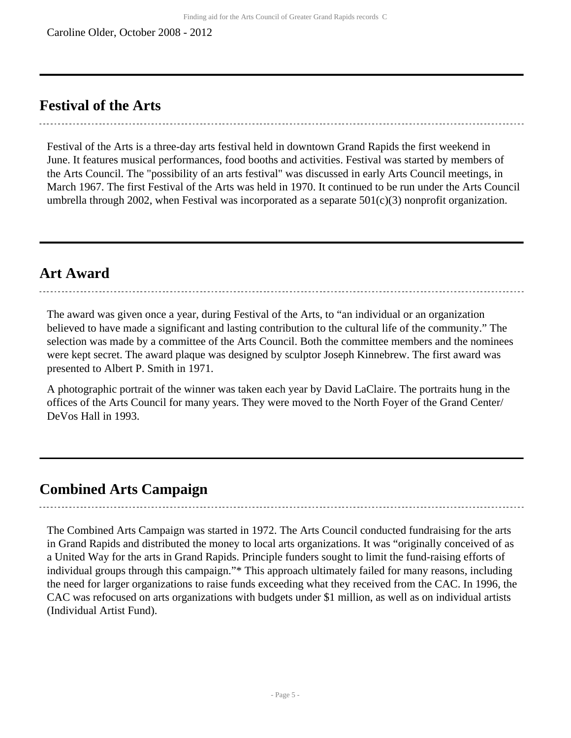Caroline Older, October 2008 - 2012

## Festival of the Arts

Festival of the Arts is a three-day arts festival held in downtown Grand Rapids the first weekend in June. It features musical performances, food booths and activities. Festival was started by members of the Arts Council. The "possibility of an arts festival" was discussed in early Arts Council meetings, in March 1967. The first Festival of the Arts was held in 1970. It continued to be run under the Arts Council umbrella through 2002, when Festival was incorporated as a separate 501(c)(3) nonprofit organization.

## Art Award

The award was given once a year, during Festival of the Arts, to “an individual or an organization believed to have made a significant and lasting contribution to the cultural life of the community.” The selection was made by a committee of the Arts Council. Both the committee members and the nominees were kept secret. The award plaque was designed by sculptor Joseph Kinnebrew. The first award was presented to Albert P. Smith in 1971.

A photographic portrait of the winner was taken each year by David LaClaire. The portraits hung in the offices of the Arts Council for many years. They were moved to the North Foyer of the Grand Center/ DeVos Hall in 1993.

## Combined Arts Campaign

The Combined Arts Campaign was started in 1972. The Arts Council conducted fundraising for the arts in Grand Rapids and distributed the money to local arts organizations. It was “originally conceived of as a United Way for the arts in Grand Rapids. Principle funders sought to limit the fund-raising efforts of individual groups through this campaign.”* This approach ultimately failed for many reasons, including the need for larger organizations to raise funds exceeding what they received from the CAC. In 1996, the CAC was refocused on arts organizations with budgets under $1 million, as well as on individual artists (Individual Artist Fund).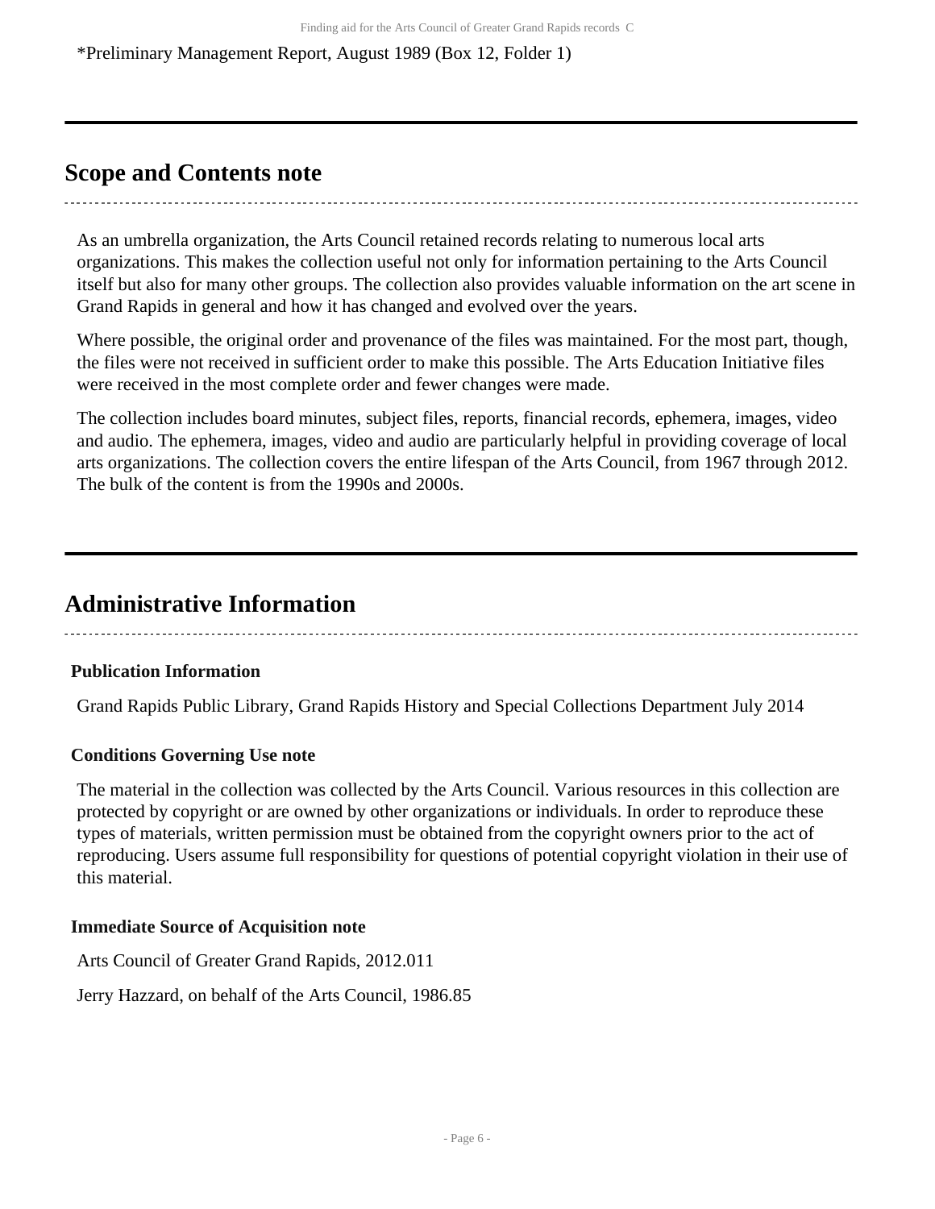*Preliminary Management Report, August 1989 (Box 12, Folder 1)

## Scope and Contents note

As an umbrella organization, the Arts Council retained records relating to numerous local arts organizations. This makes the collection useful not only for information pertaining to the Arts Council itself but also for many other groups. The collection also provides valuable information on the art scene in Grand Rapids in general and how it has changed and evolved over the years.

Where possible, the original order and provenance of the files was maintained. For the most part, though, the files were not received in sufficient order to make this possible. The Arts Education Initiative files were received in the most complete order and fewer changes were made.

The collection includes board minutes, subject files, reports, financial records, ephemera, images, video and audio. The ephemera, images, video and audio are particularly helpful in providing coverage of local arts organizations. The collection covers the entire lifespan of the Arts Council, from 1967 through 2012. The bulk of the content is from the 1990s and 2000s.

## Administrative Information

### Publication Information

Grand Rapids Public Library, Grand Rapids History and Special Collections Department July 2014

### Conditions Governing Use note

The material in the collection was collected by the Arts Council. Various resources in this collection are protected by copyright or are owned by other organizations or individuals. In order to reproduce these types of materials, written permission must be obtained from the copyright owners prior to the act of reproducing. Users assume full responsibility for questions of potential copyright violation in their use of this material.

### Immediate Source of Acquisition note

Arts Council of Greater Grand Rapids, 2012.011

Jerry Hazzard, on behalf of the Arts Council, 1986.85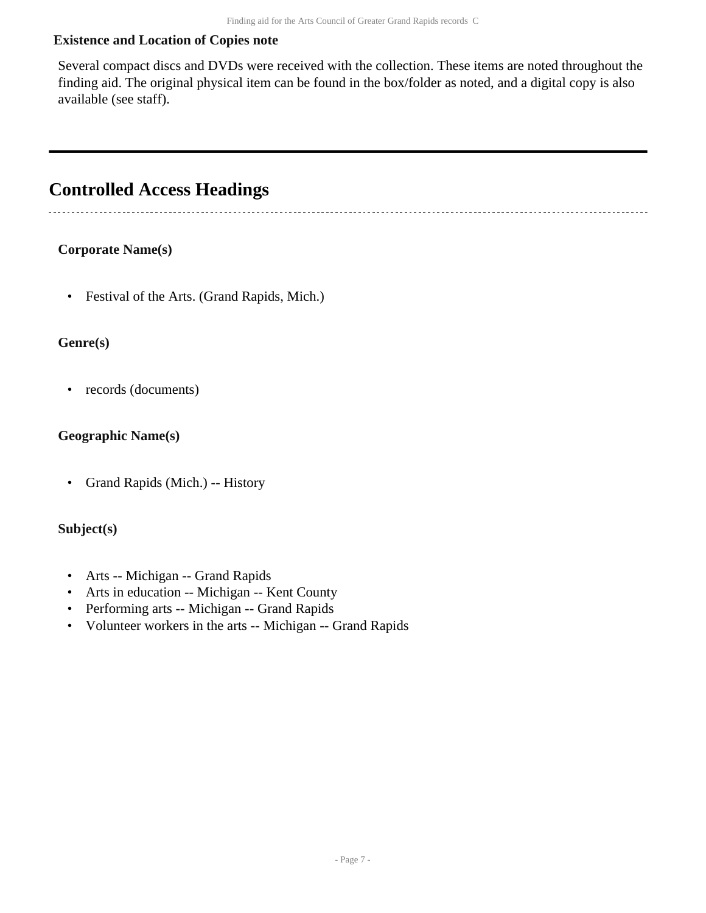**Existence and Location of Copies note**

Several compact discs and DVDs were received with the collection. These items are noted throughout the finding aid. The original physical item can be found in the box/folder as noted, and a digital copy is also available (see staff).

## Controlled Access Headings

**Corporate Name(s)**

- Festival of the Arts. (Grand Rapids, Mich.)

**Genre(s)**

- records (documents)

**Geographic Name(s)**

- Grand Rapids (Mich.) -- History

**Subject(s)**

- Arts -- Michigan -- Grand Rapids
- Arts in education -- Michigan -- Kent County
- Performing arts -- Michigan -- Grand Rapids
- Volunteer workers in the arts -- Michigan -- Grand Rapids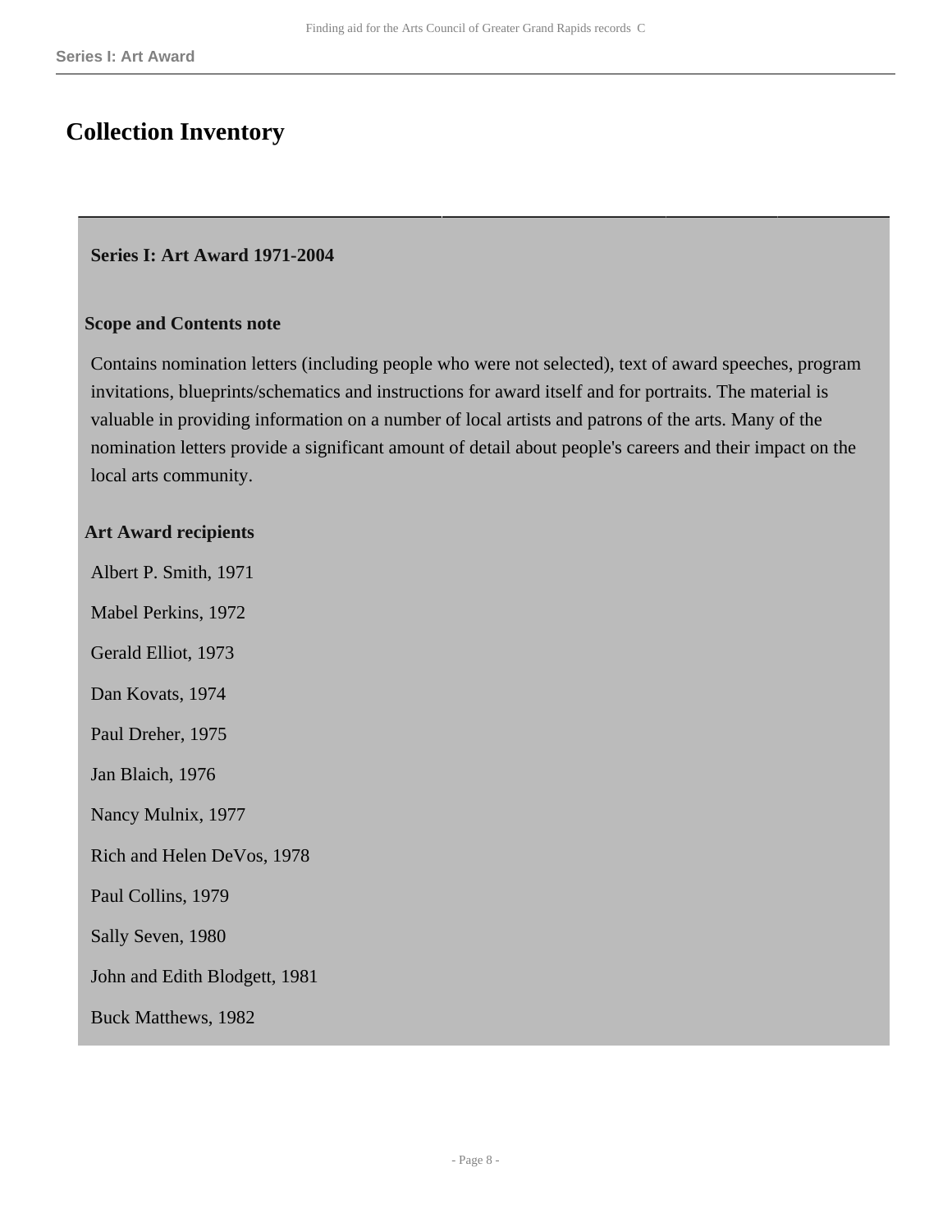# Collection Inventory

## Series I: Art Award 1971-2004

### Scope and Contents note

Contains nomination letters (including people who were not selected), text of award speeches, program invitations, blueprints/schematics and instructions for award itself and for portraits. The material is valuable in providing information on a number of local artists and patrons of the arts. Many of the nomination letters provide a significant amount of detail about people's careers and their impact on the local arts community.

### Art Award recipients

Albert P. Smith, 1971

Mabel Perkins, 1972

Gerald Elliot, 1973

Dan Kovats, 1974

Paul Dreher, 1975

Jan Blaich, 1976

Nancy Mulnix, 1977

Rich and Helen DeVos, 1978

Paul Collins, 1979

Sally Seven, 1980

John and Edith Blodgett, 1981

Buck Matthews, 1982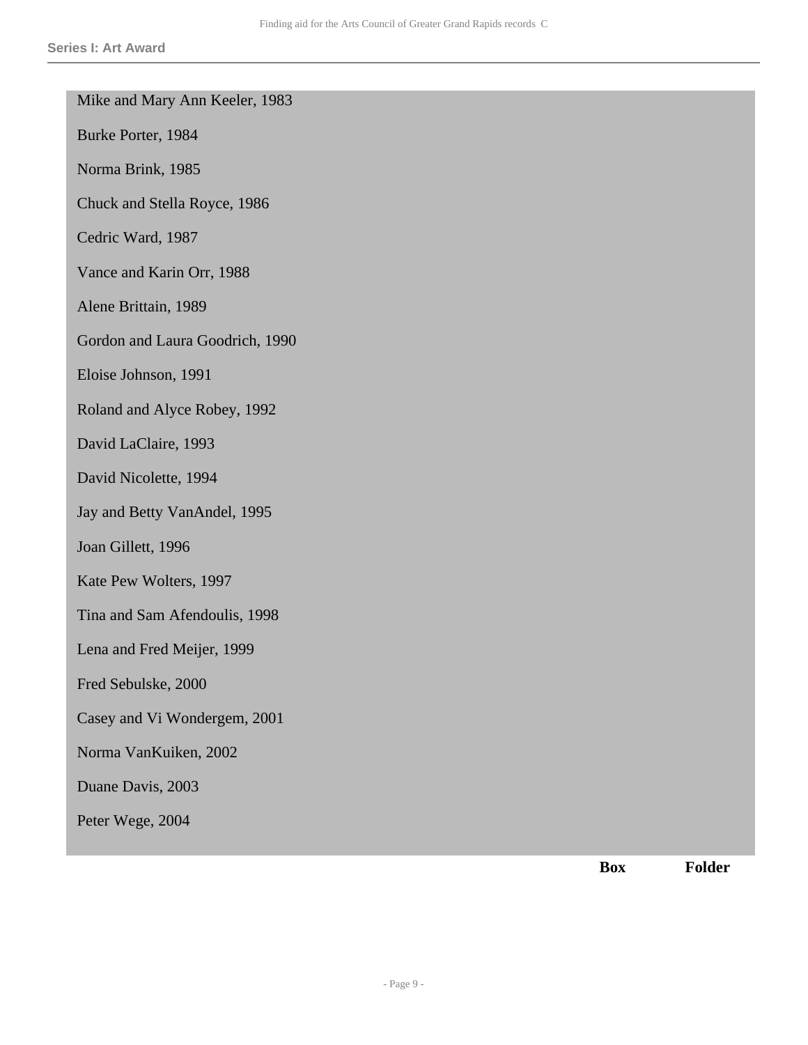Mike and Mary Ann Keeler, 1983

Burke Porter, 1984

Norma Brink, 1985

Chuck and Stella Royce, 1986

Cedric Ward, 1987

Vance and Karin Orr, 1988

Alene Brittain, 1989

Gordon and Laura Goodrich, 1990

Eloise Johnson, 1991

Roland and Alyce Robey, 1992

David LaClaire, 1993

David Nicolette, 1994

Jay and Betty VanAndel, 1995

Joan Gillett, 1996

Kate Pew Wolters, 1997

Tina and Sam Afendoulis, 1998

Lena and Fred Meijer, 1999

Fred Sebulske, 2000

Casey and Vi Wondergem, 2001

Norma VanKuiken, 2002

Duane Davis, 2003

Peter Wege, 2004

| | Box | Folder |
|---|---|---|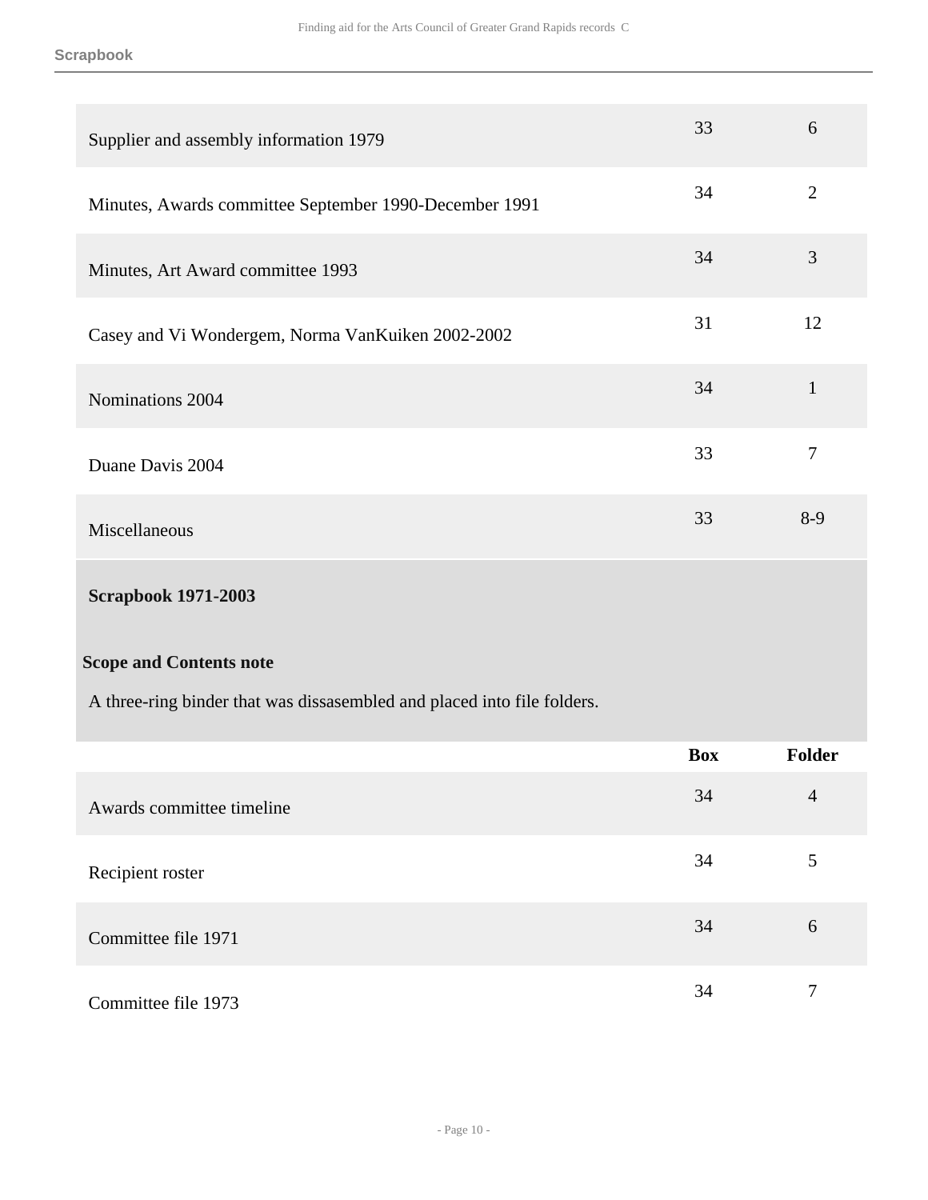| | Box | Folder |
|---|---|---|
| Supplier and assembly information 1979 | 33 | 6 |
| Minutes, Awards committee September 1990-December 1991 | 34 | 2 |
| Minutes, Art Award committee 1993 | 34 | 3 |
| Casey and Vi Wondergem, Norma VanKuiken 2002-2002 | 31 | 12 |
| Nominations 2004 | 34 | 1 |
| Duane Davis 2004 | 33 | 7 |
| Miscellaneous | 33 | 8-9 |

**Scrapbook 1971-2003**

**Scope and Contents note**

A three-ring binder that was dissasembled and placed into file folders.

| | Box | Folder |
|---|---|---|
| Awards committee timeline | 34 | 4 |
| Recipient roster | 34 | 5 |
| Committee file 1971 | 34 | 6 |
| Committee file 1973 | 34 | 7 |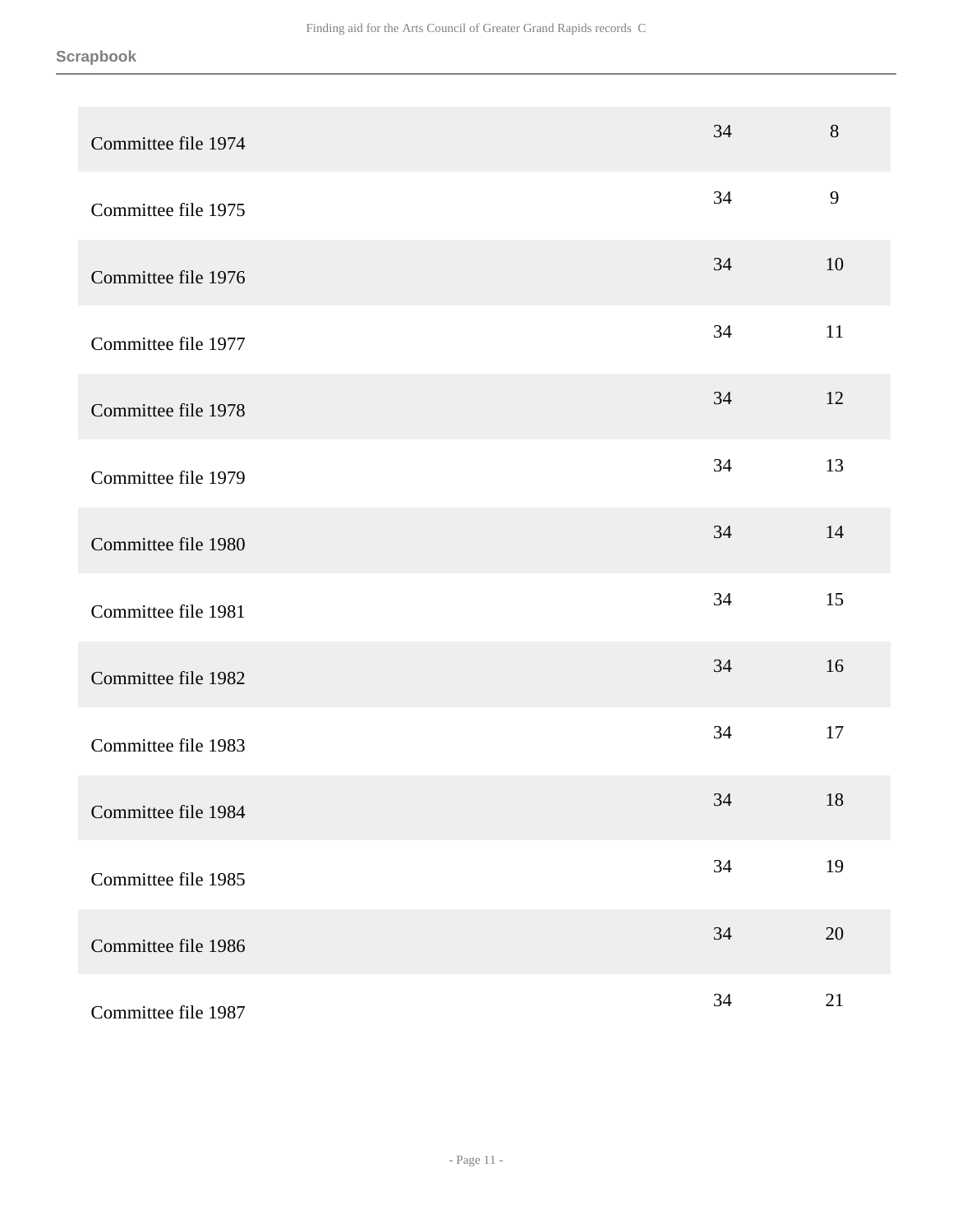| Scrapbook | | |
|---|---|---|
| Committee file 1974 | 34 | 8 |
| Committee file 1975 | 34 | 9 |
| Committee file 1976 | 34 | 10 |
| Committee file 1977 | 34 | 11 |
| Committee file 1978 | 34 | 12 |
| Committee file 1979 | 34 | 13 |
| Committee file 1980 | 34 | 14 |
| Committee file 1981 | 34 | 15 |
| Committee file 1982 | 34 | 16 |
| Committee file 1983 | 34 | 17 |
| Committee file 1984 | 34 | 18 |
| Committee file 1985 | 34 | 19 |
| Committee file 1986 | 34 | 20 |
| Committee file 1987 | 34 | 21 |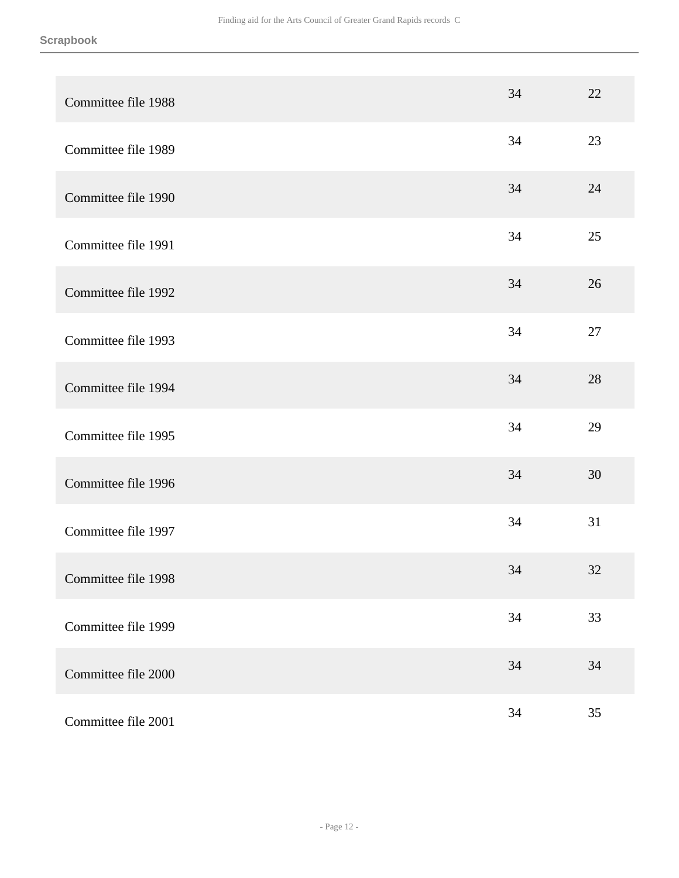| | | |
|---|---|---|
| Committee file 1988 | 34 | 22 |
| Committee file 1989 | 34 | 23 |
| Committee file 1990 | 34 | 24 |
| Committee file 1991 | 34 | 25 |
| Committee file 1992 | 34 | 26 |
| Committee file 1993 | 34 | 27 |
| Committee file 1994 | 34 | 28 |
| Committee file 1995 | 34 | 29 |
| Committee file 1996 | 34 | 30 |
| Committee file 1997 | 34 | 31 |
| Committee file 1998 | 34 | 32 |
| Committee file 1999 | 34 | 33 |
| Committee file 2000 | 34 | 34 |
| Committee file 2001 | 34 | 35 |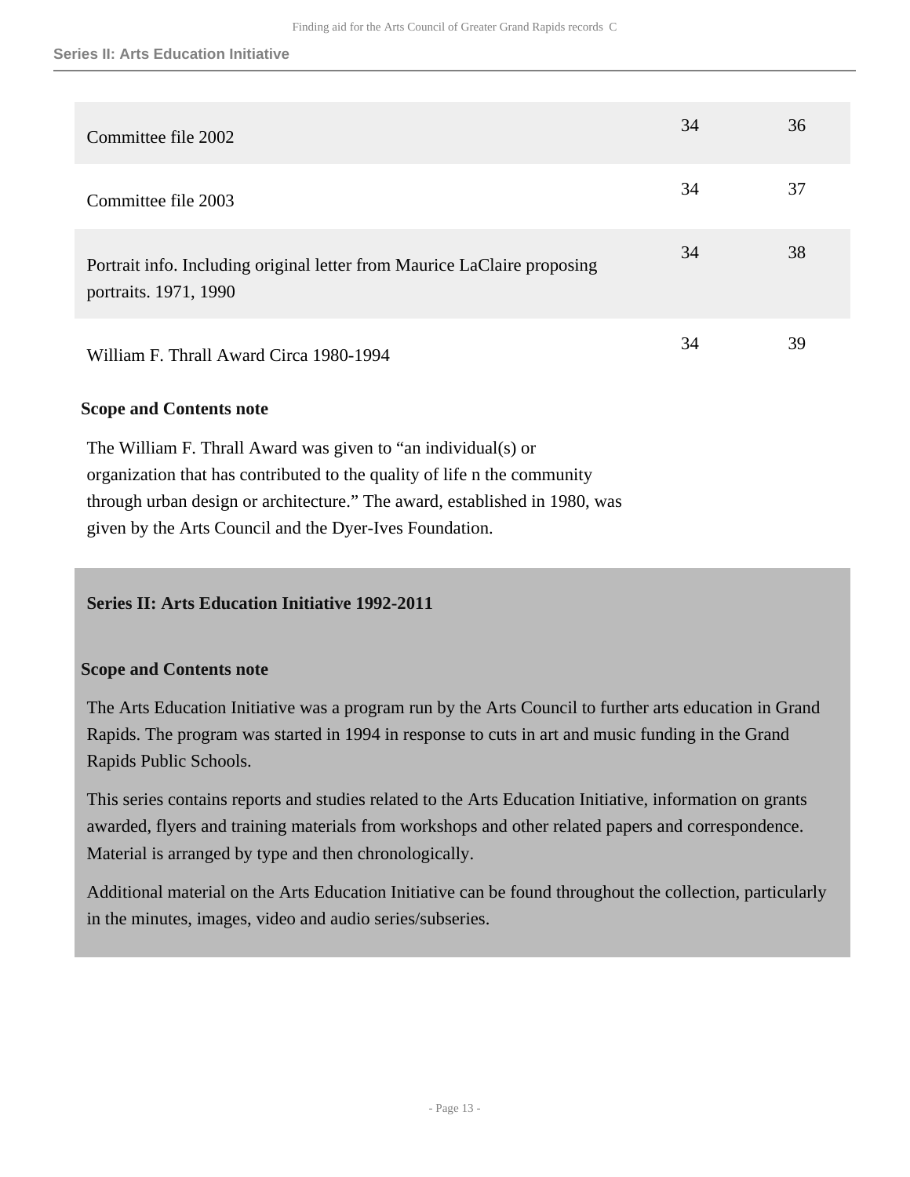| | | |
|---|---|---|
| Committee file 2002 | 34 | 36 |
| Committee file 2003 | 34 | 37 |
| Portrait info. Including original letter from Maurice LaClaire proposing portraits. 1971, 1990 | 34 | 38 |
| William F. Thrall Award Circa 1980-1994 | 34 | 39 |

**Scope and Contents note**

The William F. Thrall Award was given to “an individual(s) or organization that has contributed to the quality of life n the community through urban design or architecture.” The award, established in 1980, was given by the Arts Council and the Dyer-Ives Foundation.

## Series II: Arts Education Initiative 1992-2011

**Scope and Contents note**

The Arts Education Initiative was a program run by the Arts Council to further arts education in Grand Rapids. The program was started in 1994 in response to cuts in art and music funding in the Grand Rapids Public Schools.

This series contains reports and studies related to the Arts Education Initiative, information on grants awarded, flyers and training materials from workshops and other related papers and correspondence. Material is arranged by type and then chronologically.

Additional material on the Arts Education Initiative can be found throughout the collection, particularly in the minutes, images, video and audio series/subseries.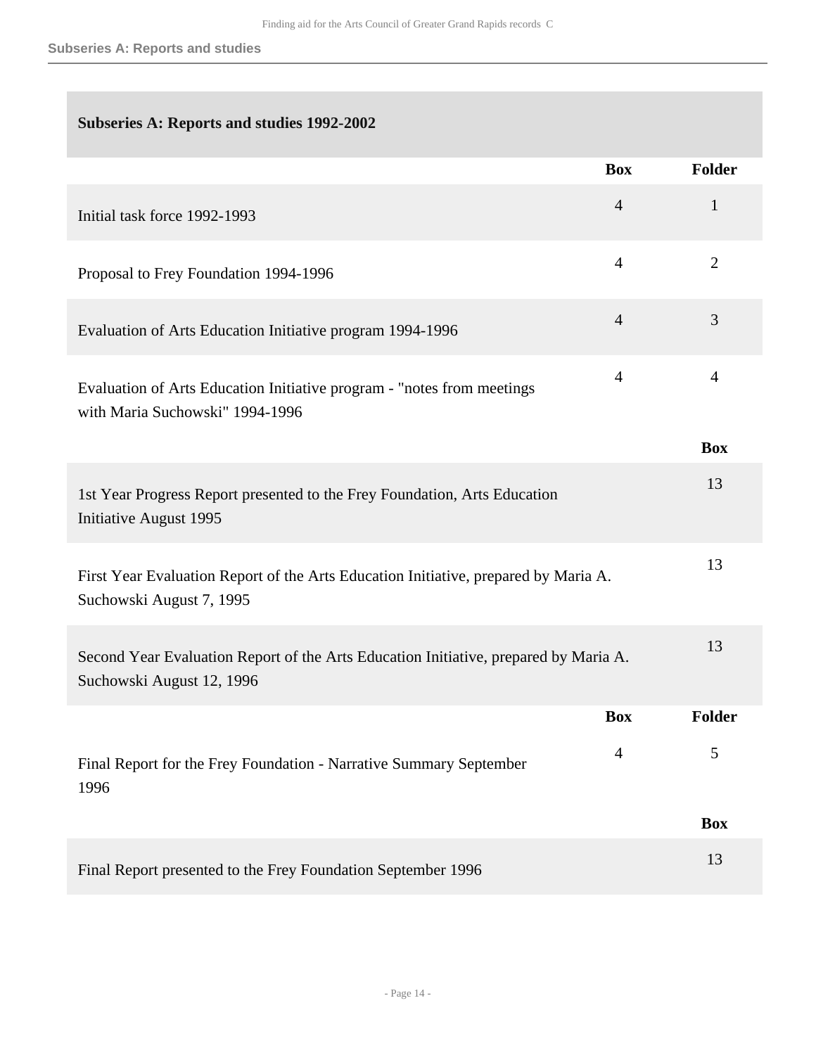## Subseries A: Reports and studies

### Subseries A: Reports and studies 1992-2002

| | Box | Folder |
| --- | --- | --- |
| Initial task force 1992-1993 | 4 | 1 |
| Proposal to Frey Foundation 1994-1996 | 4 | 2 |
| Evaluation of Arts Education Initiative program 1994-1996 | 4 | 3 |
| Evaluation of Arts Education Initiative program - "notes from meetings with Maria Suchowski" 1994-1996 | 4 | 4 |

| | Box |
| --- | --- |
| 1st Year Progress Report presented to the Frey Foundation, Arts Education Initiative August 1995 | 13 |
| First Year Evaluation Report of the Arts Education Initiative, prepared by Maria A. Suchowski August 7, 1995 | 13 |
| Second Year Evaluation Report of the Arts Education Initiative, prepared by Maria A. Suchowski August 12, 1996 | 13 |

| | Box | Folder |
| --- | --- | --- |
| Final Report for the Frey Foundation - Narrative Summary September 1996 | 4 | 5 |

| | Box |
| --- | --- |
| Final Report presented to the Frey Foundation September 1996 | 13 |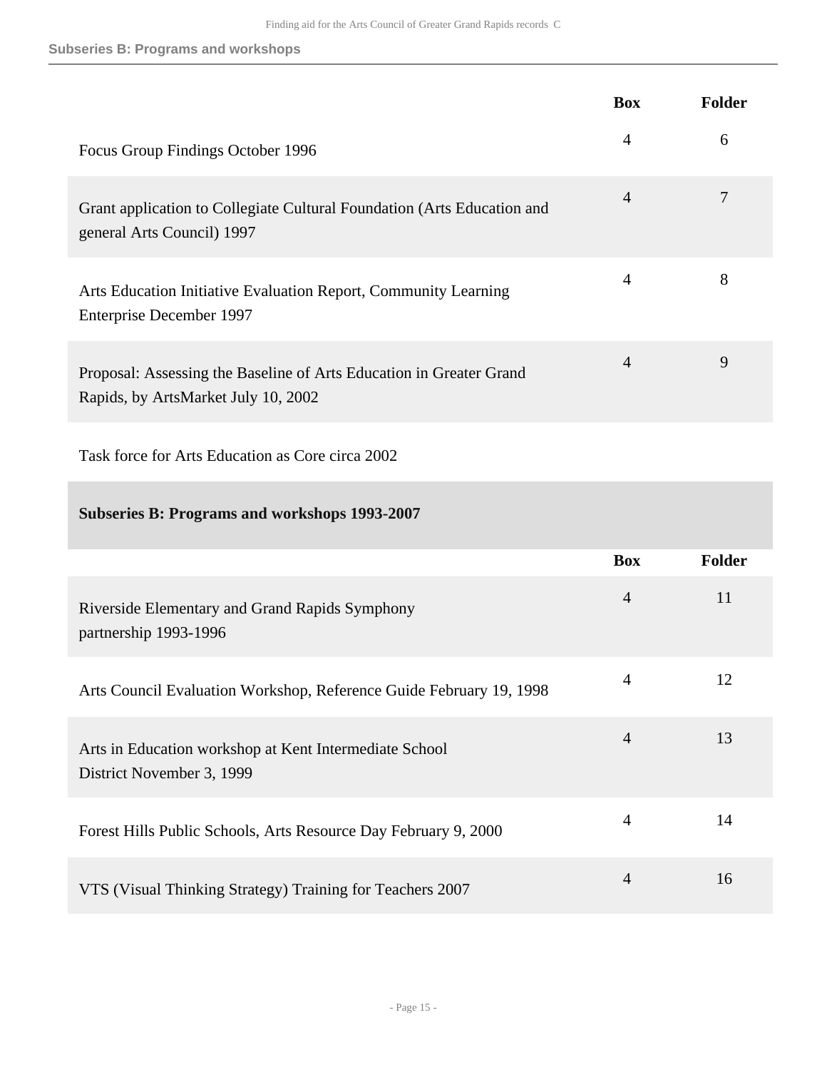| | Box | Folder |
|---|---|---|
| Focus Group Findings October 1996 | 4 | 6 |
| Grant application to Collegiate Cultural Foundation (Arts Education and general Arts Council) 1997 | 4 | 7 |
| Arts Education Initiative Evaluation Report, Community Learning Enterprise December 1997 | 4 | 8 |
| Proposal: Assessing the Baseline of Arts Education in Greater Grand Rapids, by ArtsMarket July 10, 2002 | 4 | 9 |

Task force for Arts Education as Core circa 2002

### Subseries B: Programs and workshops 1993-2007

| | Box | Folder |
|---|---|---|
| Riverside Elementary and Grand Rapids Symphony partnership 1993-1996 | 4 | 11 |
| Arts Council Evaluation Workshop, Reference Guide February 19, 1998 | 4 | 12 |
| Arts in Education workshop at Kent Intermediate School District November 3, 1999 | 4 | 13 |
| Forest Hills Public Schools, Arts Resource Day February 9, 2000 | 4 | 14 |
| VTS (Visual Thinking Strategy) Training for Teachers 2007 | 4 | 16 |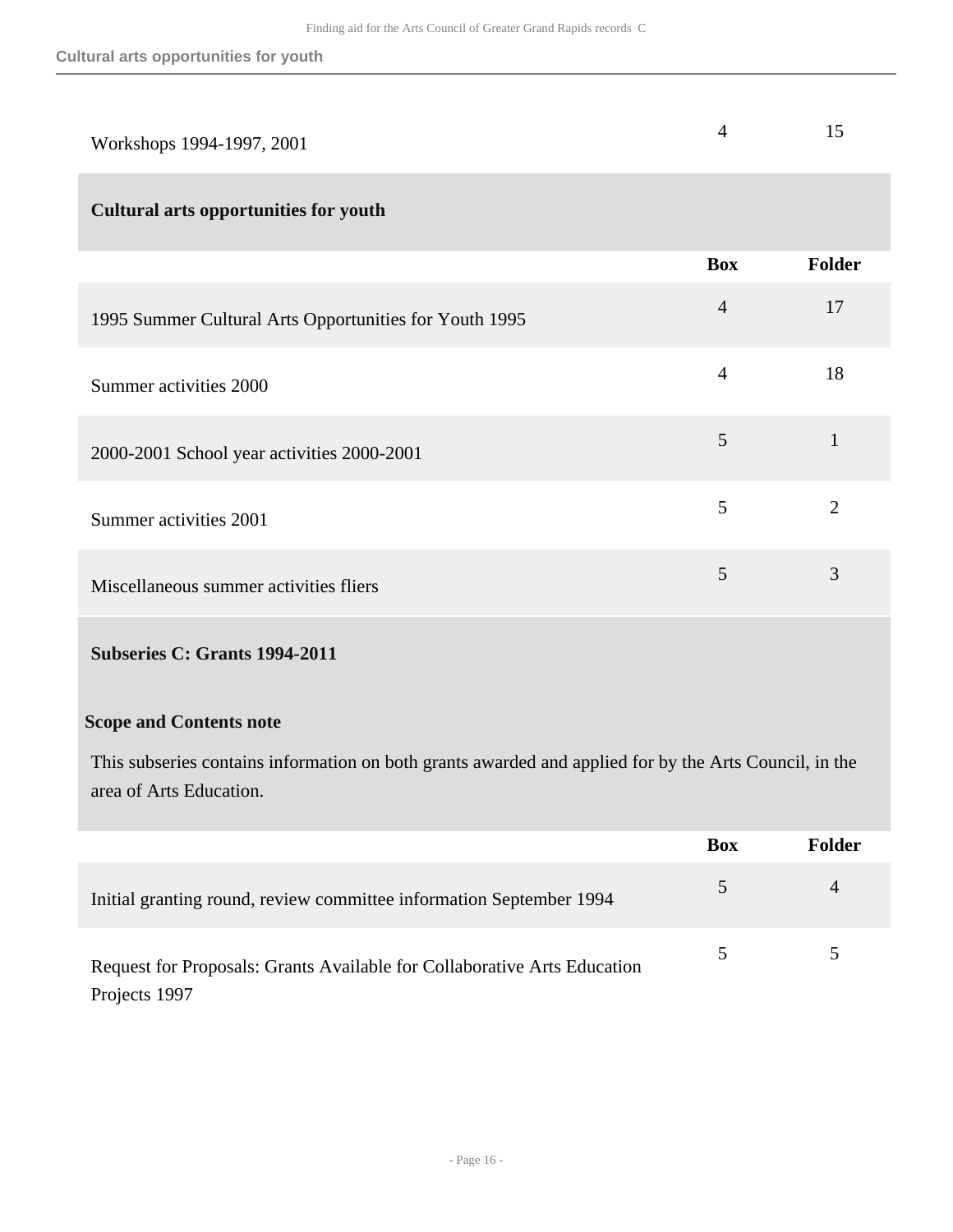| | Box | Folder |
|---|---|---|
| Workshops 1994-1997, 2001 | 4 | 15 |

### Cultural arts opportunities for youth

| | Box | Folder |
|---|---|---|
| 1995 Summer Cultural Arts Opportunities for Youth 1995 | 4 | 17 |
| Summer activities 2000 | 4 | 18 |
| 2000-2001 School year activities 2000-2001 | 5 | 1 |
| Summer activities 2001 | 5 | 2 |
| Miscellaneous summer activities fliers | 5 | 3 |

### Subseries C: Grants 1994-2011

**Scope and Contents note**

This subseries contains information on both grants awarded and applied for by the Arts Council, in the area of Arts Education.

| | Box | Folder |
|---|---|---|
| Initial granting round, review committee information September 1994 | 5 | 4 |
| Request for Proposals: Grants Available for Collaborative Arts Education Projects 1997 | 5 | 5 |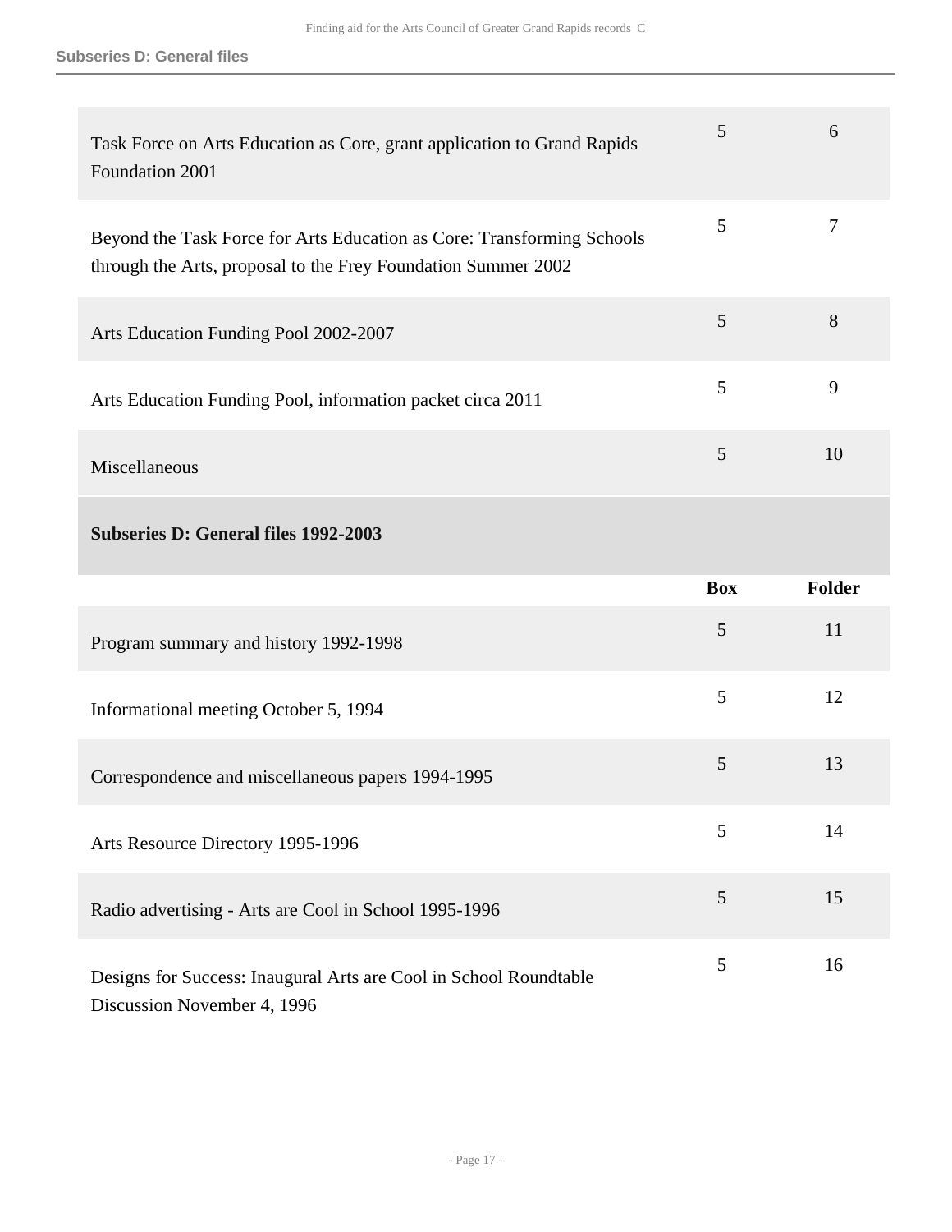| | Box | Folder |
|---|---|---|
| Task Force on Arts Education as Core, grant application to Grand Rapids Foundation 2001 | 5 | 6 |
| Beyond the Task Force for Arts Education as Core: Transforming Schools through the Arts, proposal to the Frey Foundation Summer 2002 | 5 | 7 |
| Arts Education Funding Pool 2002-2007 | 5 | 8 |
| Arts Education Funding Pool, information packet circa 2011 | 5 | 9 |
| Miscellaneous | 5 | 10 |

### Subseries D: General files 1992-2003

| | Box | Folder |
|---|---|---|
| Program summary and history 1992-1998 | 5 | 11 |
| Informational meeting October 5, 1994 | 5 | 12 |
| Correspondence and miscellaneous papers 1994-1995 | 5 | 13 |
| Arts Resource Directory 1995-1996 | 5 | 14 |
| Radio advertising - Arts are Cool in School 1995-1996 | 5 | 15 |
| Designs for Success: Inaugural Arts are Cool in School Roundtable Discussion November 4, 1996 | 5 | 16 |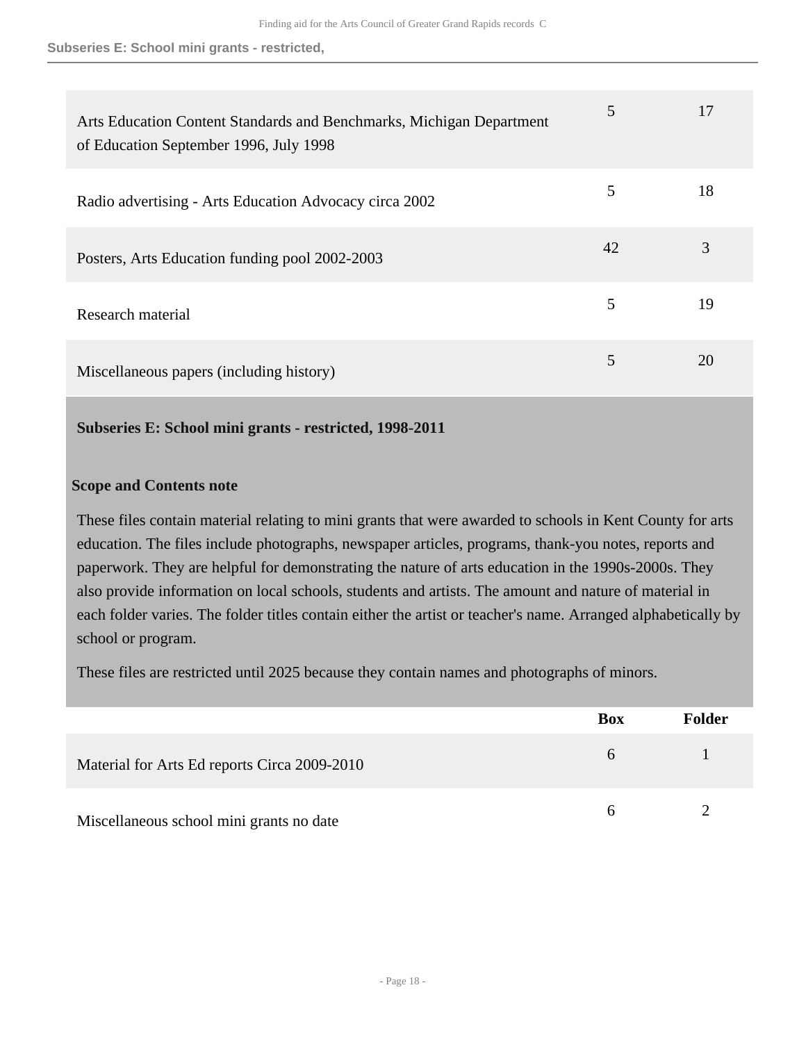| | Box | Folder |
|---|---|---|
| Arts Education Content Standards and Benchmarks, Michigan Department of Education September 1996, July 1998 | 5 | 17 |
| Radio advertising - Arts Education Advocacy circa 2002 | 5 | 18 |
| Posters, Arts Education funding pool 2002-2003 | 42 | 3 |
| Research material | 5 | 19 |
| Miscellaneous papers (including history) | 5 | 20 |

### Subseries E: School mini grants - restricted, 1998-2011

**Scope and Contents note**

These files contain material relating to mini grants that were awarded to schools in Kent County for arts education. The files include photographs, newspaper articles, programs, thank-you notes, reports and paperwork. They are helpful for demonstrating the nature of arts education in the 1990s-2000s. They also provide information on local schools, students and artists. The amount and nature of material in each folder varies. The folder titles contain either the artist or teacher's name. Arranged alphabetically by school or program.

These files are restricted until 2025 because they contain names and photographs of minors.

| | Box | Folder |
|---|---|---|
| Material for Arts Ed reports Circa 2009-2010 | 6 | 1 |
| Miscellaneous school mini grants no date | 6 | 2 |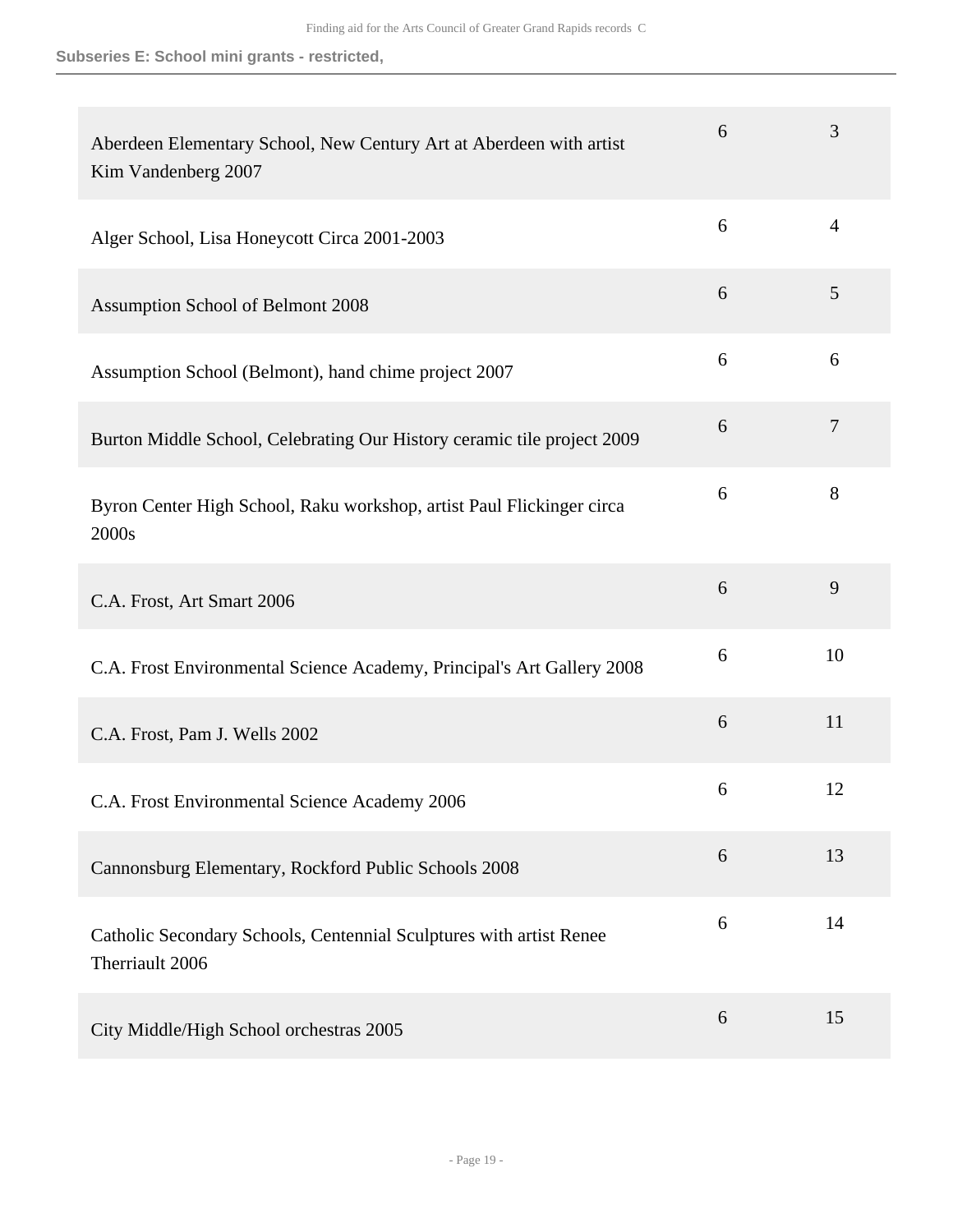| | | |
|---|---|---|
| Aberdeen Elementary School, New Century Art at Aberdeen with artist Kim Vandenberg 2007 | 6 | 3 |
| Alger School, Lisa Honeycott Circa 2001-2003 | 6 | 4 |
| Assumption School of Belmont 2008 | 6 | 5 |
| Assumption School (Belmont), hand chime project 2007 | 6 | 6 |
| Burton Middle School, Celebrating Our History ceramic tile project 2009 | 6 | 7 |
| Byron Center High School, Raku workshop, artist Paul Flickinger circa 2000s | 6 | 8 |
| C.A. Frost, Art Smart 2006 | 6 | 9 |
| C.A. Frost Environmental Science Academy, Principal's Art Gallery 2008 | 6 | 10 |
| C.A. Frost, Pam J. Wells 2002 | 6 | 11 |
| C.A. Frost Environmental Science Academy 2006 | 6 | 12 |
| Cannonsburg Elementary, Rockford Public Schools 2008 | 6 | 13 |
| Catholic Secondary Schools, Centennial Sculptures with artist Renee Therriault 2006 | 6 | 14 |
| City Middle/High School orchestras 2005 | 6 | 15 |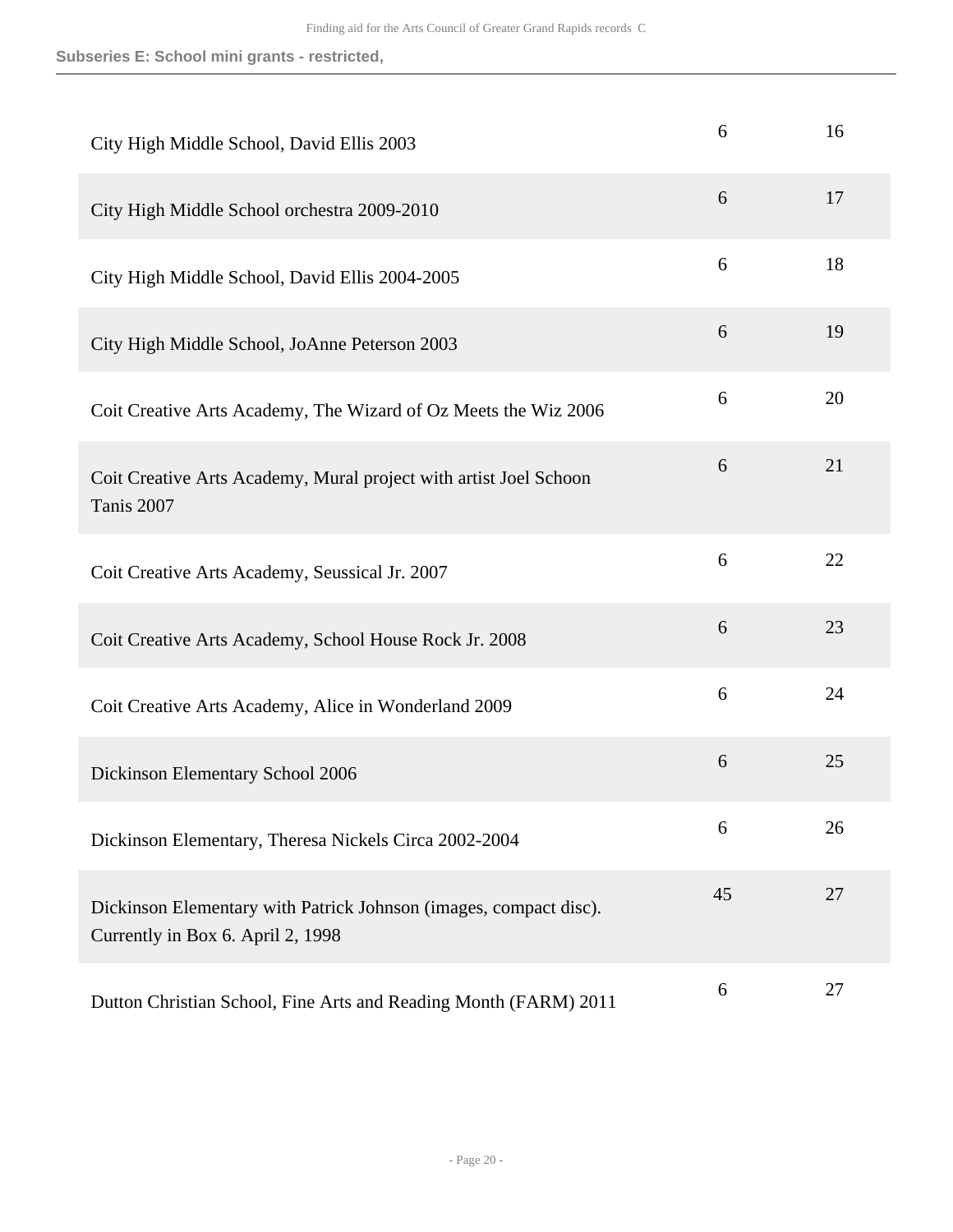**Subseries E: School mini grants - restricted,**

| | | |
|---|---|---|
| City High Middle School, David Ellis 2003 | 6 | 16 |
| City High Middle School orchestra 2009-2010 | 6 | 17 |
| City High Middle School, David Ellis 2004-2005 | 6 | 18 |
| City High Middle School, JoAnne Peterson 2003 | 6 | 19 |
| Coit Creative Arts Academy, The Wizard of Oz Meets the Wiz 2006 | 6 | 20 |
| Coit Creative Arts Academy, Mural project with artist Joel Schoon Tanis 2007 | 6 | 21 |
| Coit Creative Arts Academy, Seussical Jr. 2007 | 6 | 22 |
| Coit Creative Arts Academy, School House Rock Jr. 2008 | 6 | 23 |
| Coit Creative Arts Academy, Alice in Wonderland 2009 | 6 | 24 |
| Dickinson Elementary School 2006 | 6 | 25 |
| Dickinson Elementary, Theresa Nickels Circa 2002-2004 | 6 | 26 |
| Dickinson Elementary with Patrick Johnson (images, compact disc). Currently in Box 6. April 2, 1998 | 45 | 27 |
| Dutton Christian School, Fine Arts and Reading Month (FARM) 2011 | 6 | 27 |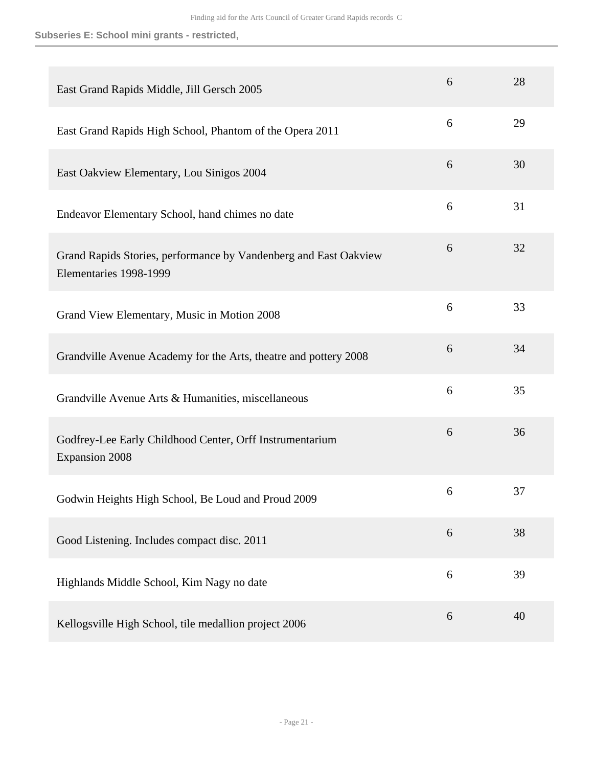### Subseries E: School mini grants - restricted,

| | | |
|---|---|---|
| East Grand Rapids Middle, Jill Gersch 2005 | 6 | 28 |
| East Grand Rapids High School, Phantom of the Opera 2011 | 6 | 29 |
| East Oakview Elementary, Lou Sinigos 2004 | 6 | 30 |
| Endeavor Elementary School, hand chimes no date | 6 | 31 |
| Grand Rapids Stories, performance by Vandenberg and East Oakview Elementaries 1998-1999 | 6 | 32 |
| Grand View Elementary, Music in Motion 2008 | 6 | 33 |
| Grandville Avenue Academy for the Arts, theatre and pottery 2008 | 6 | 34 |
| Grandville Avenue Arts & Humanities, miscellaneous | 6 | 35 |
| Godfrey-Lee Early Childhood Center, Orff Instrumentarium Expansion 2008 | 6 | 36 |
| Godwin Heights High School, Be Loud and Proud 2009 | 6 | 37 |
| Good Listening. Includes compact disc. 2011 | 6 | 38 |
| Highlands Middle School, Kim Nagy no date | 6 | 39 |
| Kellogsville High School, tile medallion project 2006 | 6 | 40 |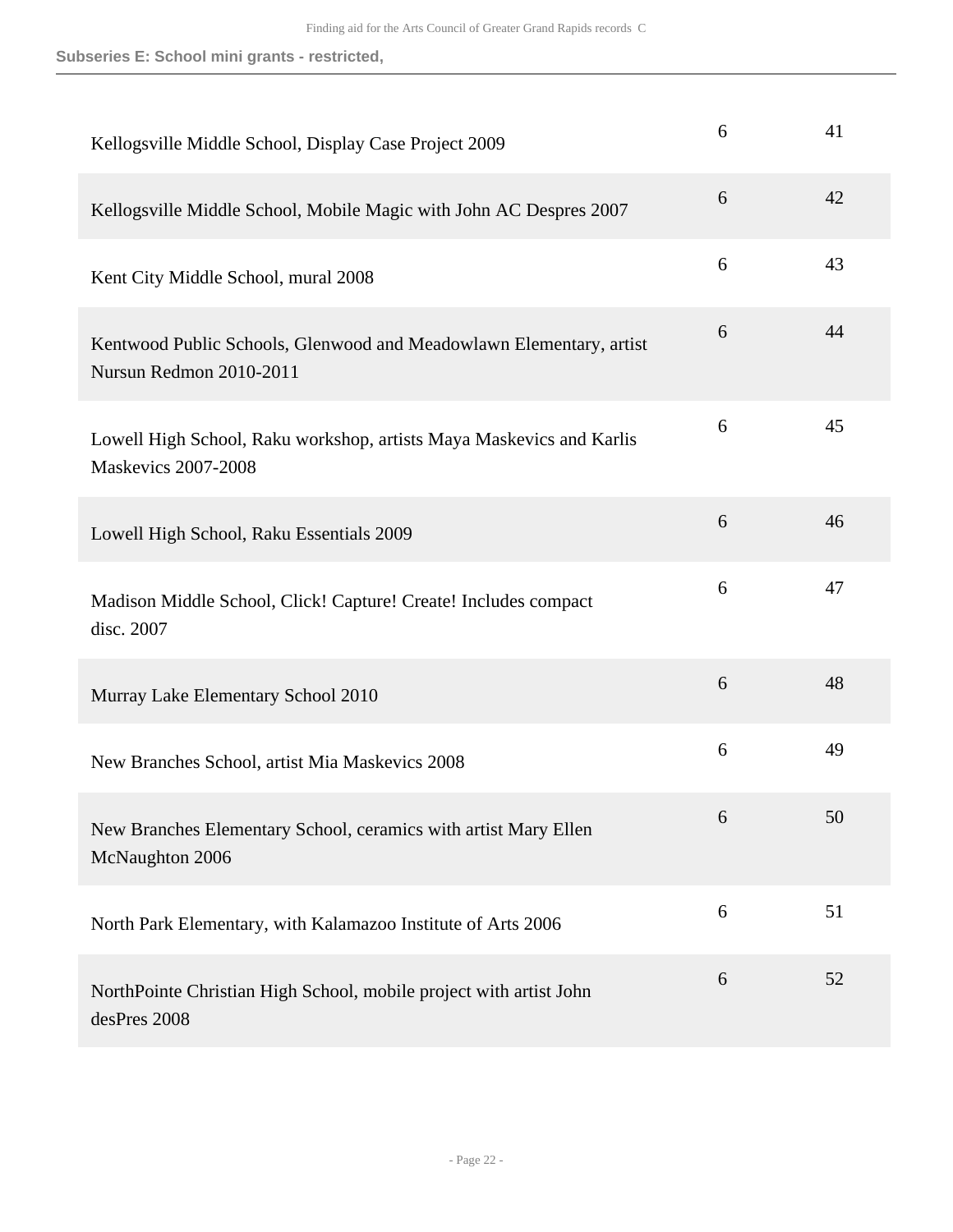| | | |
|---|---|---|
| Kellogsville Middle School, Display Case Project 2009 | 6 | 41 |
| Kellogsville Middle School, Mobile Magic with John AC Despres 2007 | 6 | 42 |
| Kent City Middle School, mural 2008 | 6 | 43 |
| Kentwood Public Schools, Glenwood and Meadowlawn Elementary, artist Nursun Redmon 2010-2011 | 6 | 44 |
| Lowell High School, Raku workshop, artists Maya Maskevics and Karlis Maskevics 2007-2008 | 6 | 45 |
| Lowell High School, Raku Essentials 2009 | 6 | 46 |
| Madison Middle School, Click! Capture! Create! Includes compact disc. 2007 | 6 | 47 |
| Murray Lake Elementary School 2010 | 6 | 48 |
| New Branches School, artist Mia Maskevics 2008 | 6 | 49 |
| New Branches Elementary School, ceramics with artist Mary Ellen McNaughton 2006 | 6 | 50 |
| North Park Elementary, with Kalamazoo Institute of Arts 2006 | 6 | 51 |
| NorthPointe Christian High School, mobile project with artist John desPres 2008 | 6 | 52 |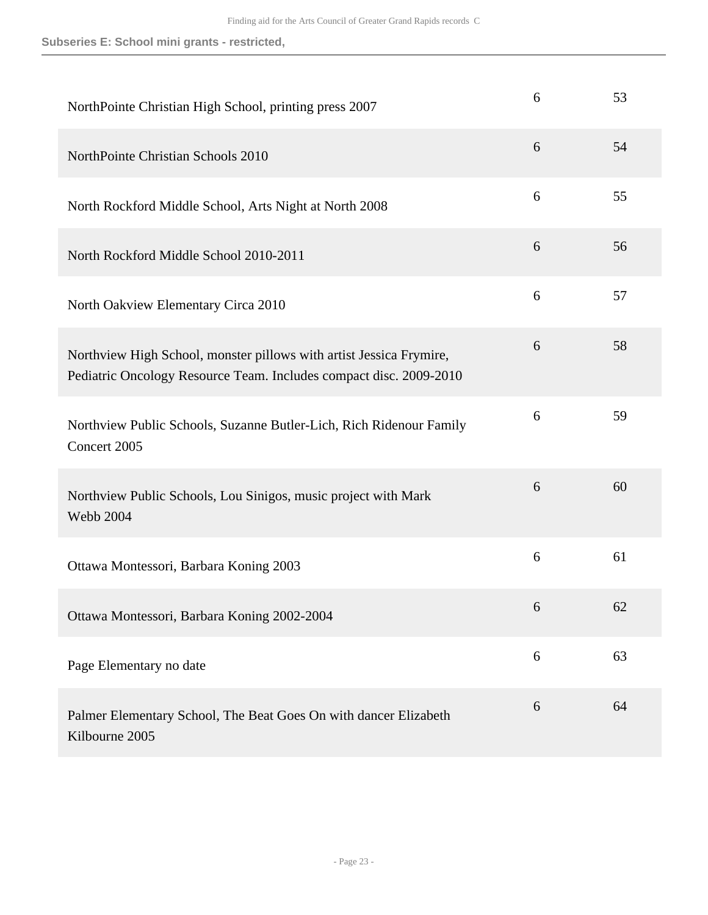Subseries E: School mini grants - restricted,

| | | |
|---|---|---|
| NorthPointe Christian High School, printing press 2007 | 6 | 53 |
| NorthPointe Christian Schools 2010 | 6 | 54 |
| North Rockford Middle School, Arts Night at North 2008 | 6 | 55 |
| North Rockford Middle School 2010-2011 | 6 | 56 |
| North Oakview Elementary Circa 2010 | 6 | 57 |
| Northview High School, monster pillows with artist Jessica Frymire, Pediatric Oncology Resource Team. Includes compact disc. 2009-2010 | 6 | 58 |
| Northview Public Schools, Suzanne Butler-Lich, Rich Ridenour Family Concert 2005 | 6 | 59 |
| Northview Public Schools, Lou Sinigos, music project with Mark Webb 2004 | 6 | 60 |
| Ottawa Montessori, Barbara Koning 2003 | 6 | 61 |
| Ottawa Montessori, Barbara Koning 2002-2004 | 6 | 62 |
| Page Elementary no date | 6 | 63 |
| Palmer Elementary School, The Beat Goes On with dancer Elizabeth Kilbourne 2005 | 6 | 64 |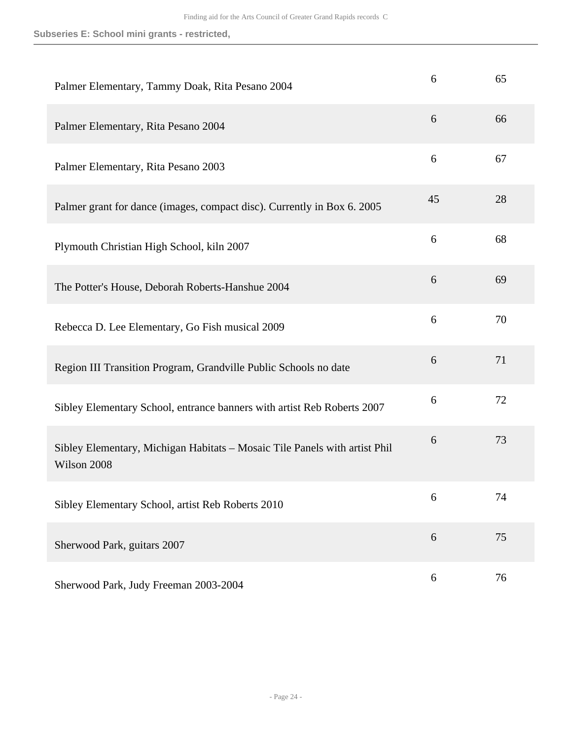| | | |
|---|---|---|
| Palmer Elementary, Tammy Doak, Rita Pesano 2004 | 6 | 65 |
| Palmer Elementary, Rita Pesano 2004 | 6 | 66 |
| Palmer Elementary, Rita Pesano 2003 | 6 | 67 |
| Palmer grant for dance (images, compact disc). Currently in Box 6. 2005 | 45 | 28 |
| Plymouth Christian High School, kiln 2007 | 6 | 68 |
| The Potter's House, Deborah Roberts-Hanshue 2004 | 6 | 69 |
| Rebecca D. Lee Elementary, Go Fish musical 2009 | 6 | 70 |
| Region III Transition Program, Grandville Public Schools no date | 6 | 71 |
| Sibley Elementary School, entrance banners with artist Reb Roberts 2007 | 6 | 72 |
| Sibley Elementary, Michigan Habitats – Mosaic Tile Panels with artist Phil Wilson 2008 | 6 | 73 |
| Sibley Elementary School, artist Reb Roberts 2010 | 6 | 74 |
| Sherwood Park, guitars 2007 | 6 | 75 |
| Sherwood Park, Judy Freeman 2003-2004 | 6 | 76 |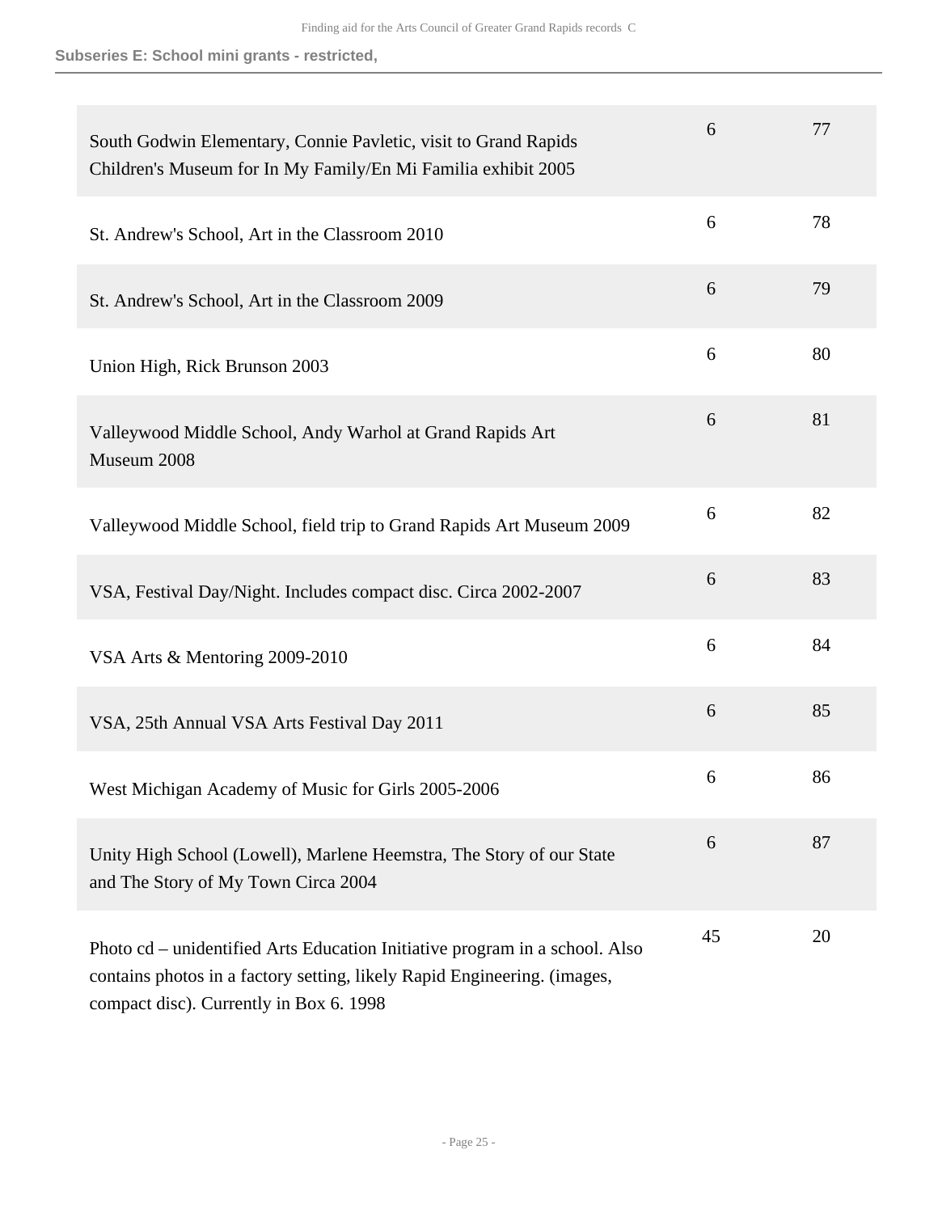**Subseries E: School mini grants - restricted,**

| | | |
|---|---|---|
| South Godwin Elementary, Connie Pavletic, visit to Grand Rapids Children's Museum for In My Family/En Mi Familia exhibit 2005 | 6 | 77 |
| St. Andrew's School, Art in the Classroom 2010 | 6 | 78 |
| St. Andrew's School, Art in the Classroom 2009 | 6 | 79 |
| Union High, Rick Brunson 2003 | 6 | 80 |
| Valleywood Middle School, Andy Warhol at Grand Rapids Art Museum 2008 | 6 | 81 |
| Valleywood Middle School, field trip to Grand Rapids Art Museum 2009 | 6 | 82 |
| VSA, Festival Day/Night. Includes compact disc. Circa 2002-2007 | 6 | 83 |
| VSA Arts & Mentoring 2009-2010 | 6 | 84 |
| VSA, 25th Annual VSA Arts Festival Day 2011 | 6 | 85 |
| West Michigan Academy of Music for Girls 2005-2006 | 6 | 86 |
| Unity High School (Lowell), Marlene Heemstra, The Story of our State and The Story of My Town Circa 2004 | 6 | 87 |
| Photo cd – unidentified Arts Education Initiative program in a school. Also contains photos in a factory setting, likely Rapid Engineering. (images, compact disc). Currently in Box 6. 1998 | 45 | 20 |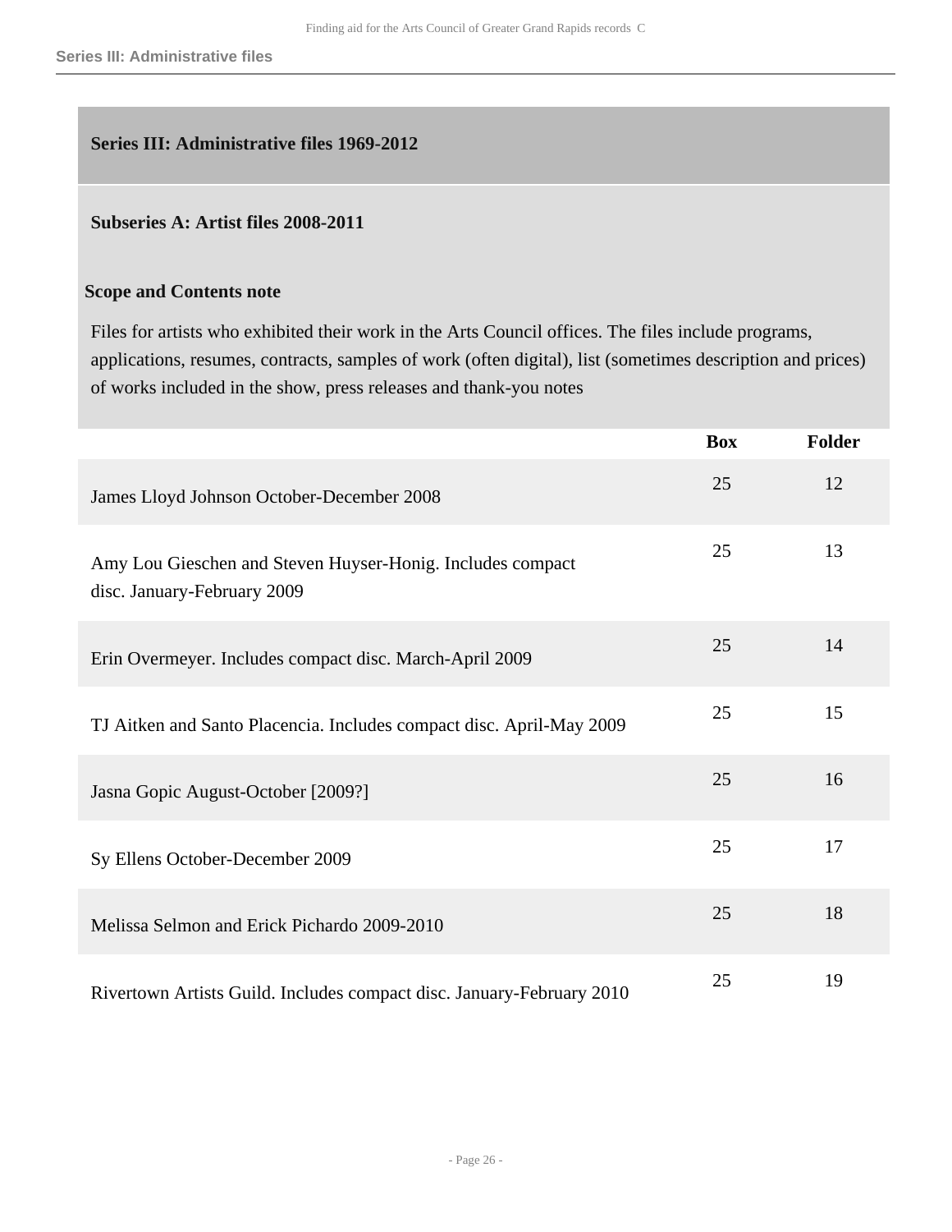## Series III: Administrative files 1969-2012

### Subseries A: Artist files 2008-2011

**Scope and Contents note**

Files for artists who exhibited their work in the Arts Council offices. The files include programs, applications, resumes, contracts, samples of work (often digital), list (sometimes description and prices) of works included in the show, press releases and thank-you notes

| | Box | Folder |
|---|---|---|
| James Lloyd Johnson October-December 2008 | 25 | 12 |
| Amy Lou Gieschen and Steven Huyser-Honig. Includes compact disc. January-February 2009 | 25 | 13 |
| Erin Overmeyer. Includes compact disc. March-April 2009 | 25 | 14 |
| TJ Aitken and Santo Placencia. Includes compact disc. April-May 2009 | 25 | 15 |
| Jasna Gopic August-October [2009?] | 25 | 16 |
| Sy Ellens October-December 2009 | 25 | 17 |
| Melissa Selmon and Erick Pichardo 2009-2010 | 25 | 18 |
| Rivertown Artists Guild. Includes compact disc. January-February 2010 | 25 | 19 |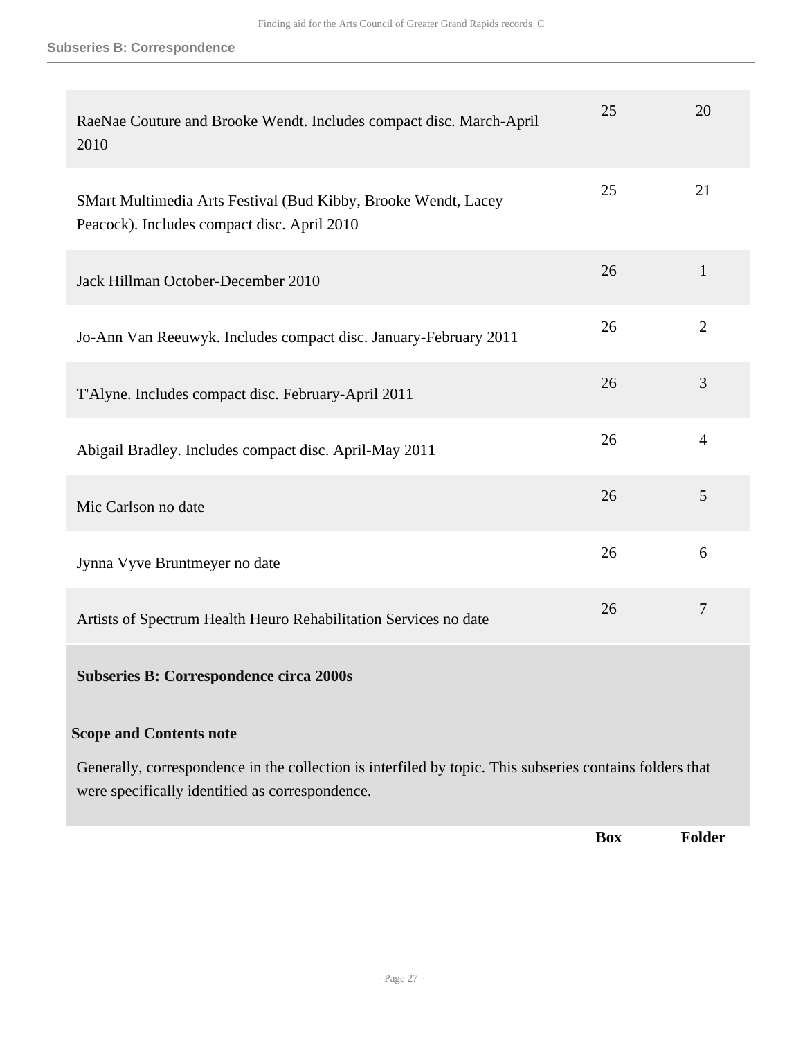| | Box | Folder |
|---|---|---|
| RaeNae Couture and Brooke Wendt. Includes compact disc. March-April 2010 | 25 | 20 |
| SMart Multimedia Arts Festival (Bud Kibby, Brooke Wendt, Lacey Peacock). Includes compact disc. April 2010 | 25 | 21 |
| Jack Hillman October-December 2010 | 26 | 1 |
| Jo-Ann Van Reeuwyk. Includes compact disc. January-February 2011 | 26 | 2 |
| T'Alyne. Includes compact disc. February-April 2011 | 26 | 3 |
| Abigail Bradley. Includes compact disc. April-May 2011 | 26 | 4 |
| Mic Carlson no date | 26 | 5 |
| Jynna Vyve Bruntmeyer no date | 26 | 6 |
| Artists of Spectrum Health Heuro Rehabilitation Services no date | 26 | 7 |

**Subseries B: Correspondence circa 2000s**

**Scope and Contents note**

Generally, correspondence in the collection is interfiled by topic. This subseries contains folders that were specifically identified as correspondence.

| | Box | Folder |
|---|---|---|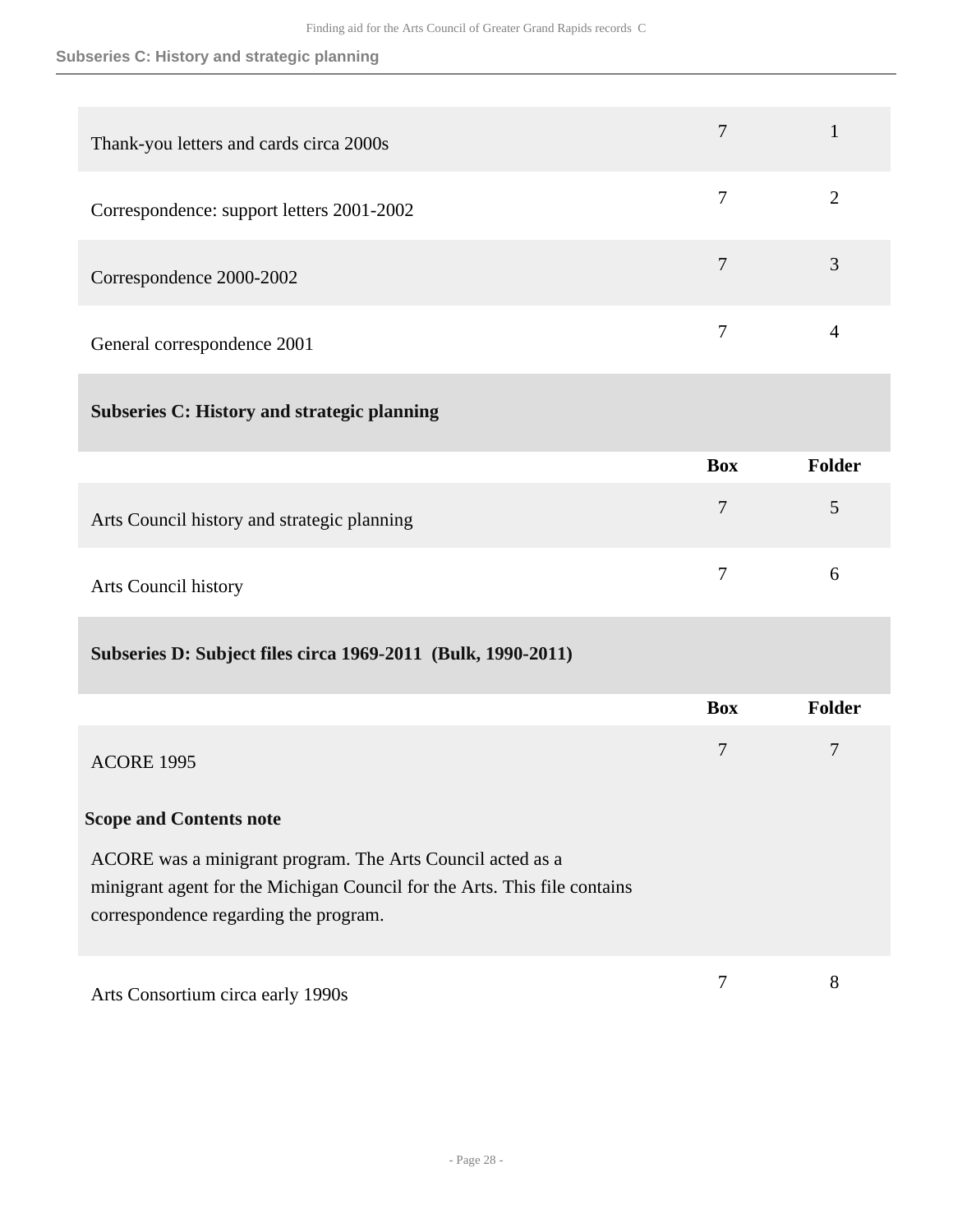| | Box | Folder |
|---|---|---|
| Thank-you letters and cards circa 2000s | 7 | 1 |
| Correspondence: support letters 2001-2002 | 7 | 2 |
| Correspondence 2000-2002 | 7 | 3 |
| General correspondence 2001 | 7 | 4 |

### Subseries C: History and strategic planning

| | Box | Folder |
|---|---|---|
| Arts Council history and strategic planning | 7 | 5 |
| Arts Council history | 7 | 6 |

### Subseries D: Subject files circa 1969-2011 (Bulk, 1990-2011)

| | Box | Folder |
|---|---|---|
| ACORE 1995 | 7 | 7 |

**Scope and Contents note**

ACORE was a minigrant program. The Arts Council acted as a minigrant agent for the Michigan Council for the Arts. This file contains correspondence regarding the program.

| | Box | Folder |
|---|---|---|
| Arts Consortium circa early 1990s | 7 | 8 |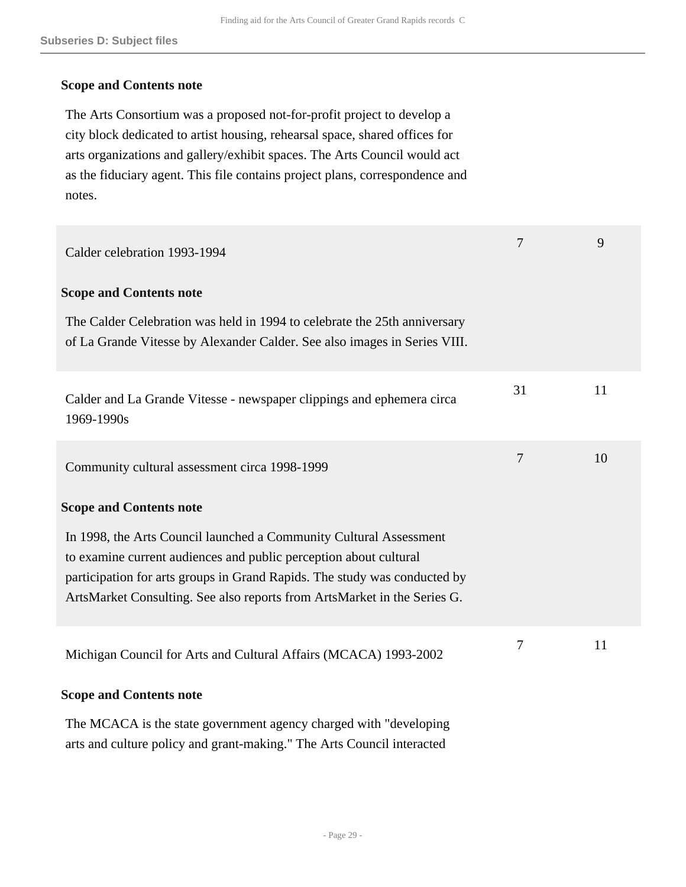**Scope and Contents note**

The Arts Consortium was a proposed not-for-profit project to develop a city block dedicated to artist housing, rehearsal space, shared offices for arts organizations and gallery/exhibit spaces. The Arts Council would act as the fiduciary agent. This file contains project plans, correspondence and notes.

| | | |
|---|---|---|
| Calder celebration 1993-1994 | 7 | 9 |

**Scope and Contents note**

The Calder Celebration was held in 1994 to celebrate the 25th anniversary of La Grande Vitesse by Alexander Calder. See also images in Series VIII.

| | | |
|---|---|---|
| Calder and La Grande Vitesse - newspaper clippings and ephemera circa 1969-1990s | 31 | 11 |
| Community cultural assessment circa 1998-1999 | 7 | 10 |

**Scope and Contents note**

In 1998, the Arts Council launched a Community Cultural Assessment to examine current audiences and public perception about cultural participation for arts groups in Grand Rapids. The study was conducted by ArtsMarket Consulting. See also reports from ArtsMarket in the Series G.

| | | |
|---|---|---|
| Michigan Council for Arts and Cultural Affairs (MCACA) 1993-2002 | 7 | 11 |

**Scope and Contents note**

The MCACA is the state government agency charged with "developing arts and culture policy and grant-making." The Arts Council interacted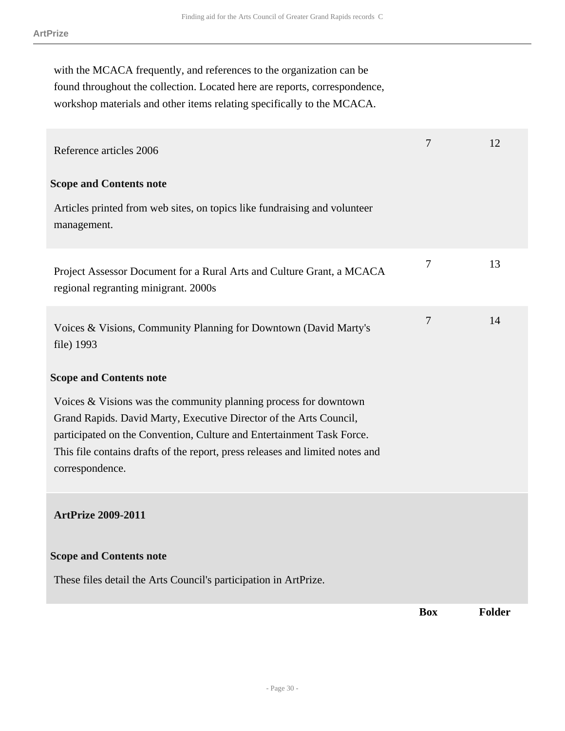with the MCACA frequently, and references to the organization can be found throughout the collection. Located here are reports, correspondence, workshop materials and other items relating specifically to the MCACA.

| | Box | Folder |
|---|---|---|
| Reference articles 2006 | 7 | 12 |

**Scope and Contents note**

Articles printed from web sites, on topics like fundraising and volunteer management.

| | Box | Folder |
|---|---|---|
| Project Assessor Document for a Rural Arts and Culture Grant, a MCACA regional regranting minigrant. 2000s | 7 | 13 |
| Voices & Visions, Community Planning for Downtown (David Marty's file) 1993 | 7 | 14 |

**Scope and Contents note**

Voices & Visions was the community planning process for downtown Grand Rapids. David Marty, Executive Director of the Arts Council, participated on the Convention, Culture and Entertainment Task Force. This file contains drafts of the report, press releases and limited notes and correspondence.

**ArtPrize 2009-2011**

**Scope and Contents note**

These files detail the Arts Council's participation in ArtPrize.

| | Box | Folder |
|---|---|---|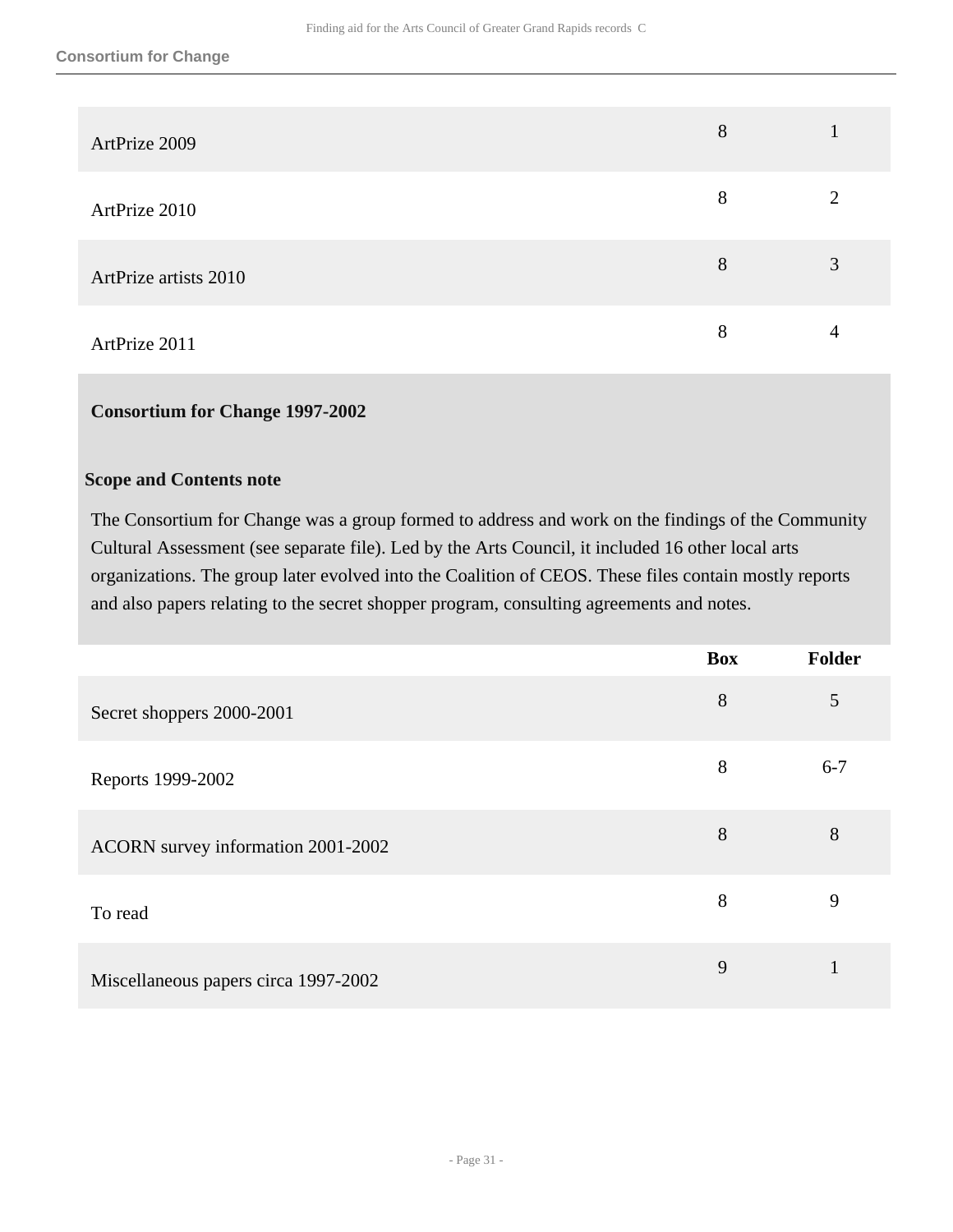| | | |
|---|---|---|
| ArtPrize 2009 | 8 | 1 |
| ArtPrize 2010 | 8 | 2 |
| ArtPrize artists 2010 | 8 | 3 |
| ArtPrize 2011 | 8 | 4 |

### Consortium for Change 1997-2002

#### Scope and Contents note

The Consortium for Change was a group formed to address and work on the findings of the Community Cultural Assessment (see separate file). Led by the Arts Council, it included 16 other local arts organizations. The group later evolved into the Coalition of CEOS. These files contain mostly reports and also papers relating to the secret shopper program, consulting agreements and notes.

| | Box | Folder |
|---|---|---|
| Secret shoppers 2000-2001 | 8 | 5 |
| Reports 1999-2002 | 8 | 6-7 |
| ACORN survey information 2001-2002 | 8 | 8 |
| To read | 8 | 9 |
| Miscellaneous papers circa 1997-2002 | 9 | 1 |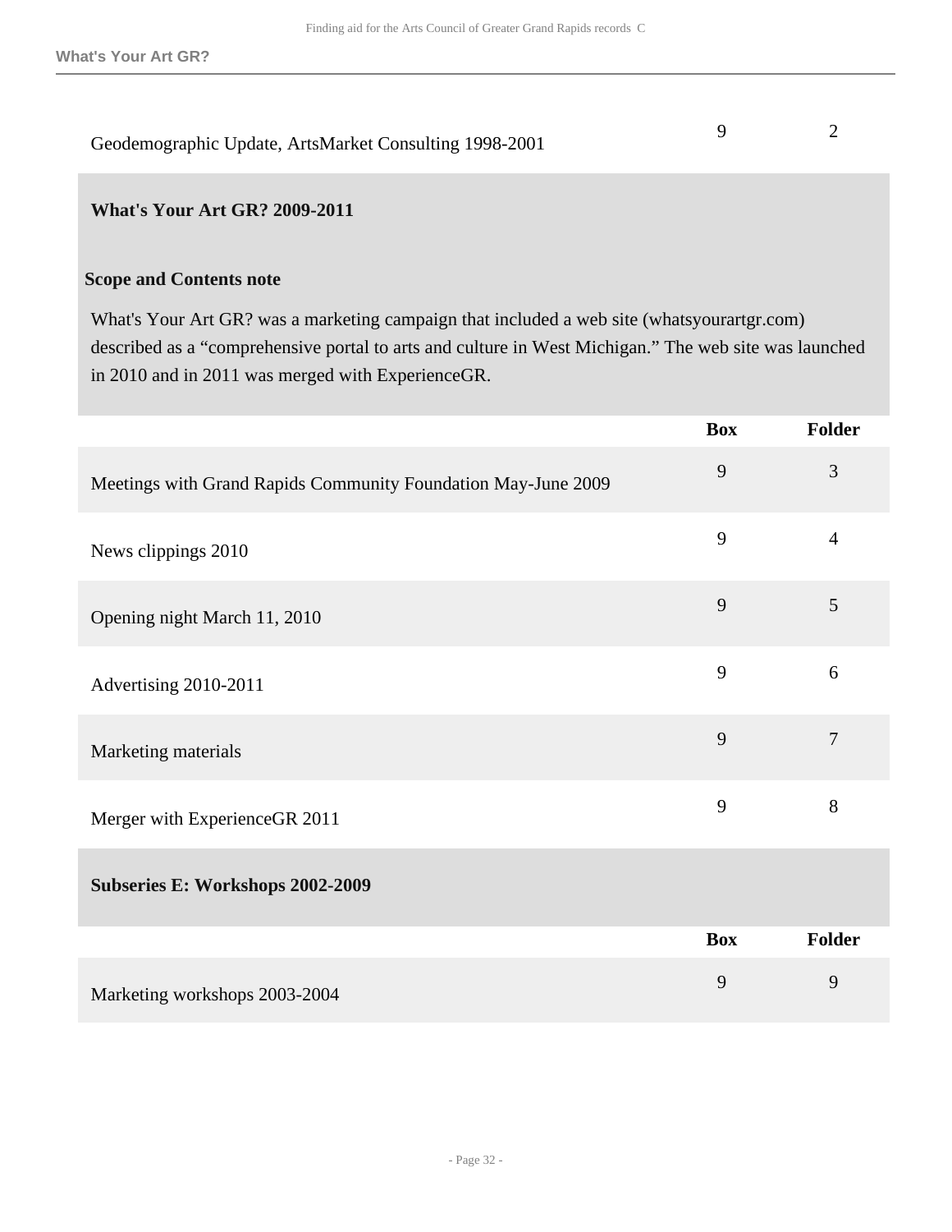| | Box | Folder |
|---|---|---|
| Geodemographic Update, ArtsMarket Consulting 1998-2001 | 9 | 2 |

### What's Your Art GR? 2009-2011

**Scope and Contents note**

What's Your Art GR? was a marketing campaign that included a web site (whatsyourartgr.com) described as a “comprehensive portal to arts and culture in West Michigan.” The web site was launched in 2010 and in 2011 was merged with ExperienceGR.

| | Box | Folder |
|---|---|---|
| Meetings with Grand Rapids Community Foundation May-June 2009 | 9 | 3 |
| News clippings 2010 | 9 | 4 |
| Opening night March 11, 2010 | 9 | 5 |
| Advertising 2010-2011 | 9 | 6 |
| Marketing materials | 9 | 7 |
| Merger with ExperienceGR 2011 | 9 | 8 |

### Subseries E: Workshops 2002-2009

| | Box | Folder |
|---|---|---|
| Marketing workshops 2003-2004 | 9 | 9 |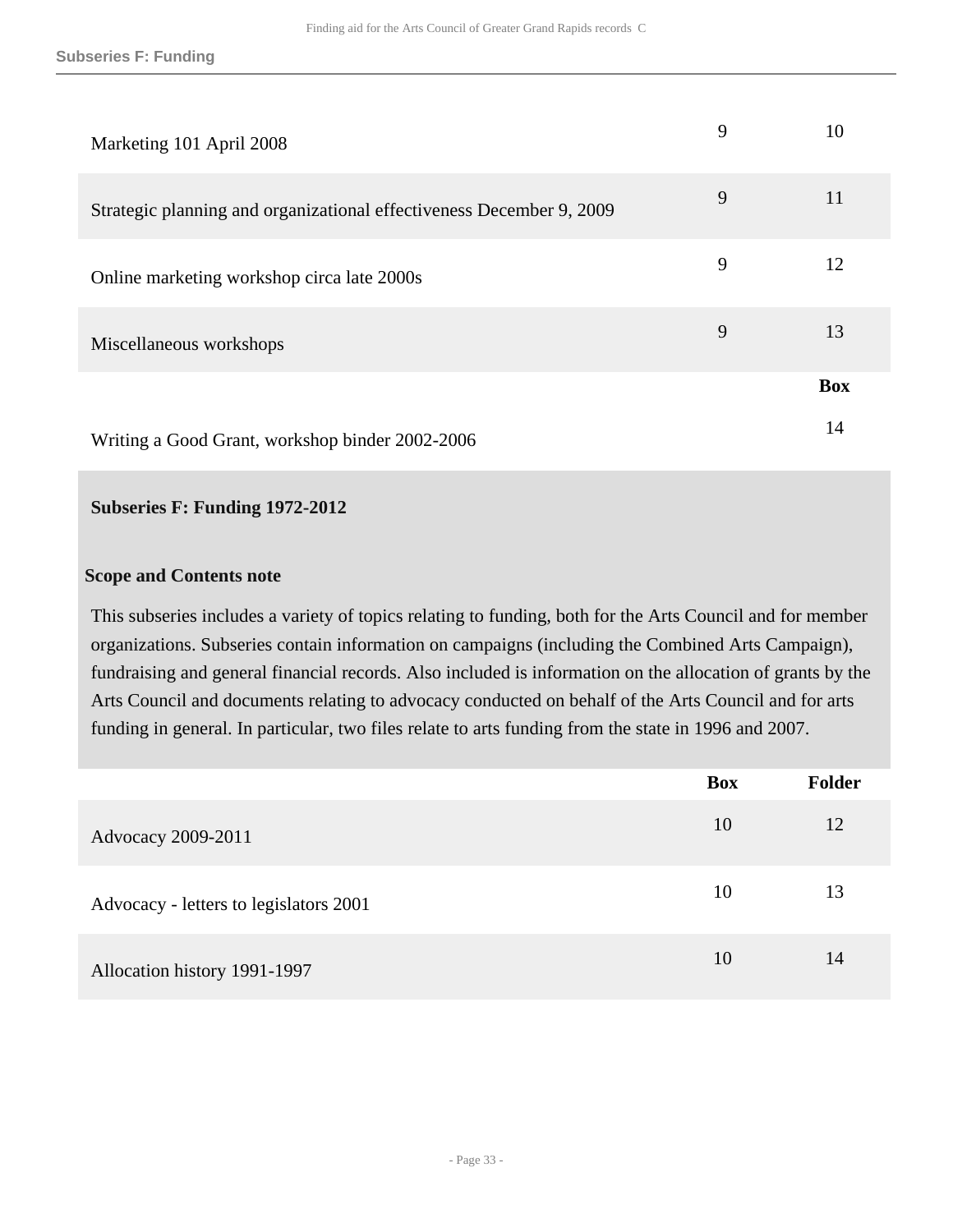| | | |
|---|---|---|
| Marketing 101 April 2008 | 9 | 10 |
| Strategic planning and organizational effectiveness December 9, 2009 | 9 | 11 |
| Online marketing workshop circa late 2000s | 9 | 12 |
| Miscellaneous workshops | 9 | 13 |

| | Box |
|---|---|
| Writing a Good Grant, workshop binder 2002-2006 | 14 |

### Subseries F: Funding 1972-2012

**Scope and Contents note**

This subseries includes a variety of topics relating to funding, both for the Arts Council and for member organizations. Subseries contain information on campaigns (including the Combined Arts Campaign), fundraising and general financial records. Also included is information on the allocation of grants by the Arts Council and documents relating to advocacy conducted on behalf of the Arts Council and for arts funding in general. In particular, two files relate to arts funding from the state in 1996 and 2007.

| | Box | Folder |
|---|---|---|
| Advocacy 2009-2011 | 10 | 12 |
| Advocacy - letters to legislators 2001 | 10 | 13 |
| Allocation history 1991-1997 | 10 | 14 |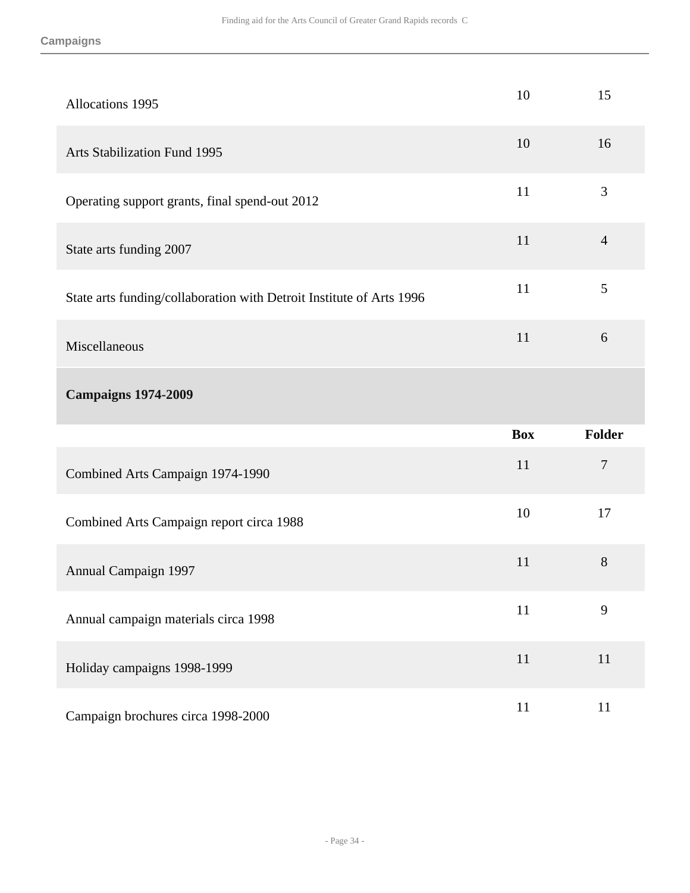| | Box | Folder |
|---|---|---|
| Allocations 1995 | 10 | 15 |
| Arts Stabilization Fund 1995 | 10 | 16 |
| Operating support grants, final spend-out 2012 | 11 | 3 |
| State arts funding 2007 | 11 | 4 |
| State arts funding/collaboration with Detroit Institute of Arts 1996 | 11 | 5 |
| Miscellaneous | 11 | 6 |

**Campaigns 1974-2009**

| | Box | Folder |
|---|---|---|
| Combined Arts Campaign 1974-1990 | 11 | 7 |
| Combined Arts Campaign report circa 1988 | 10 | 17 |
| Annual Campaign 1997 | 11 | 8 |
| Annual campaign materials circa 1998 | 11 | 9 |
| Holiday campaigns 1998-1999 | 11 | 11 |
| Campaign brochures circa 1998-2000 | 11 | 11 |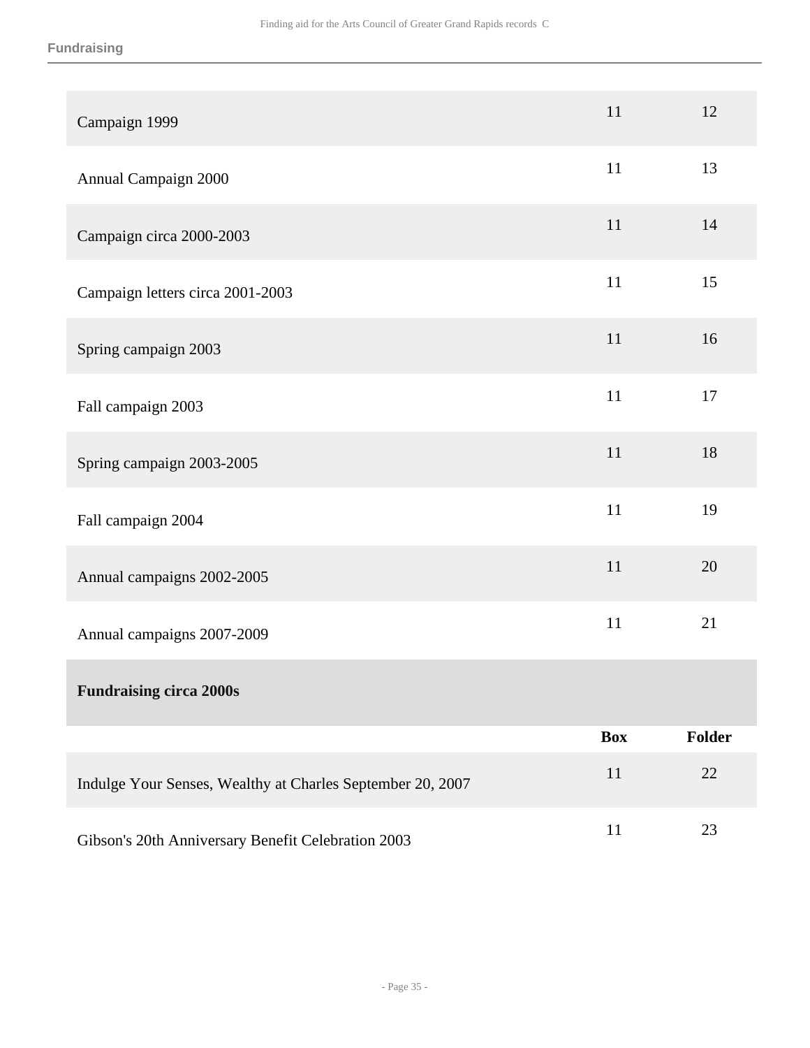| | Box | Folder |
|---|---|---|
| Campaign 1999 | 11 | 12 |
| Annual Campaign 2000 | 11 | 13 |
| Campaign circa 2000-2003 | 11 | 14 |
| Campaign letters circa 2001-2003 | 11 | 15 |
| Spring campaign 2003 | 11 | 16 |
| Fall campaign 2003 | 11 | 17 |
| Spring campaign 2003-2005 | 11 | 18 |
| Fall campaign 2004 | 11 | 19 |
| Annual campaigns 2002-2005 | 11 | 20 |
| Annual campaigns 2007-2009 | 11 | 21 |

**Fundraising circa 2000s**

| | Box | Folder |
|---|---|---|
| Indulge Your Senses, Wealthy at Charles September 20, 2007 | 11 | 22 |
| Gibson's 20th Anniversary Benefit Celebration 2003 | 11 | 23 |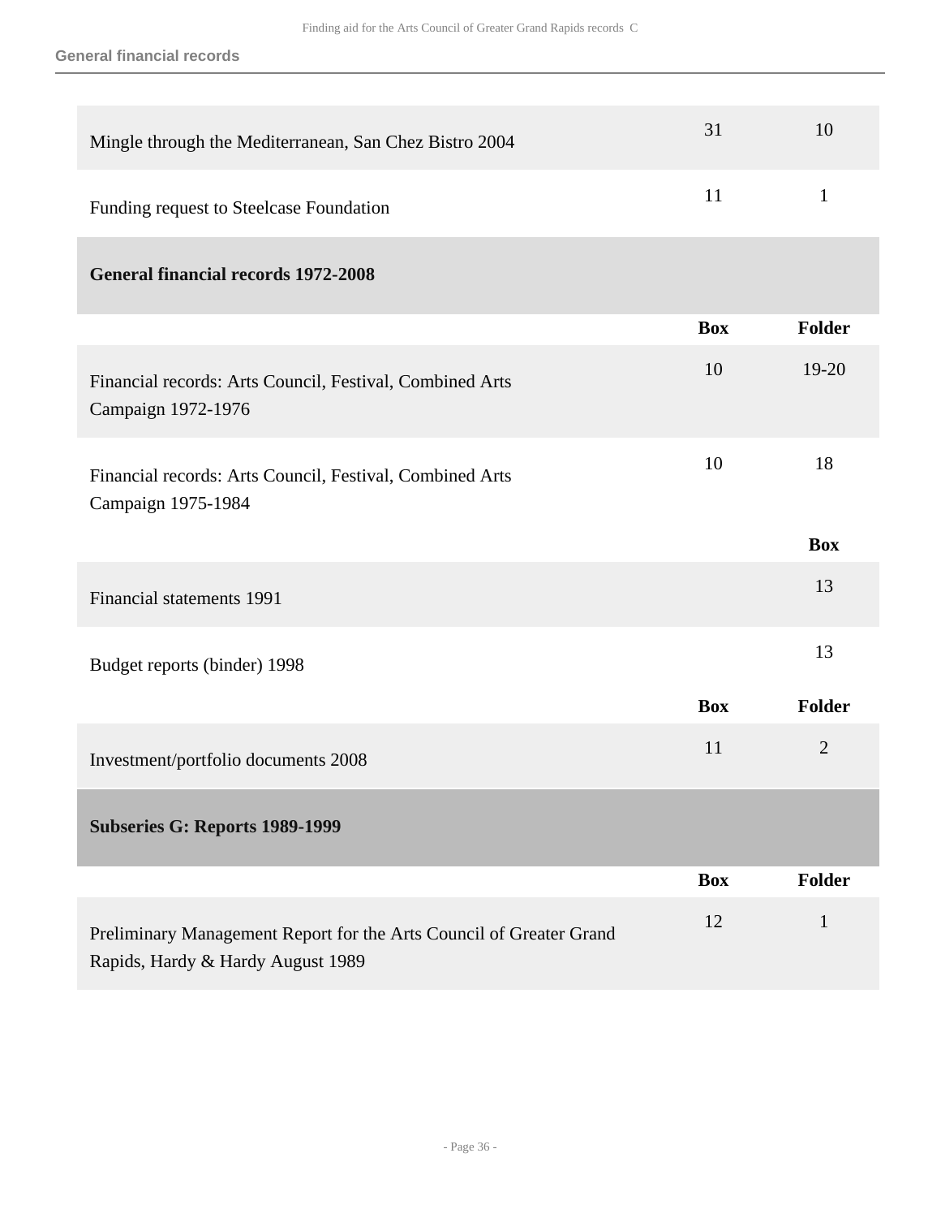| | Box | Folder |
|---|---|---|
| Mingle through the Mediterranean, San Chez Bistro 2004 | 31 | 10 |
| Funding request to Steelcase Foundation | 11 | 1 |

### General financial records 1972-2008

| | Box | Folder |
|---|---|---|
| Financial records: Arts Council, Festival, Combined Arts Campaign 1972-1976 | 10 | 19-20 |
| Financial records: Arts Council, Festival, Combined Arts Campaign 1975-1984 | 10 | 18 |

| | Box |
|---|---|
| Financial statements 1991 | 13 |
| Budget reports (binder) 1998 | 13 |

| | Box | Folder |
|---|---|---|
| Investment/portfolio documents 2008 | 11 | 2 |

## Subseries G: Reports 1989-1999

| | Box | Folder |
|---|---|---|
| Preliminary Management Report for the Arts Council of Greater Grand Rapids, Hardy & Hardy August 1989 | 12 | 1 |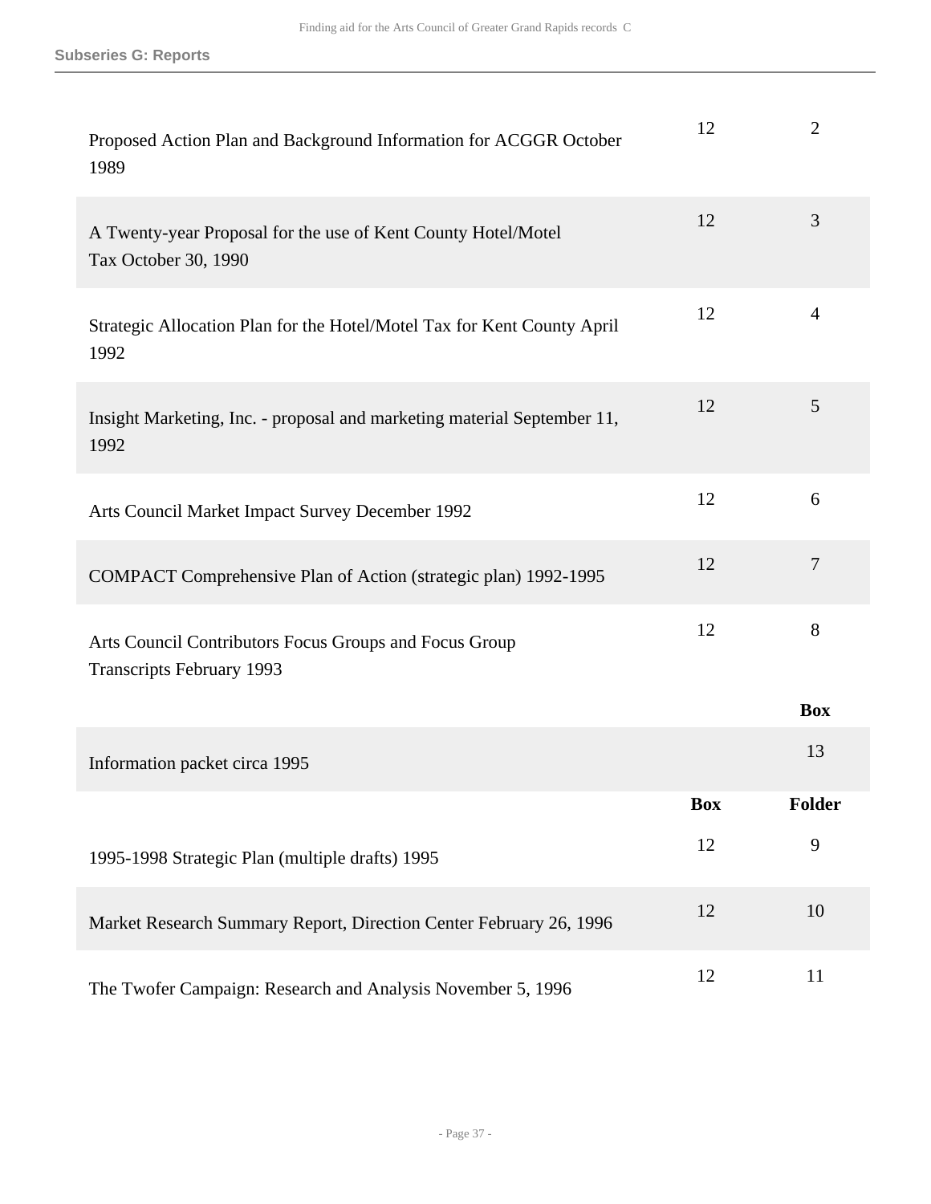**Subseries G: Reports**

| | Box | Folder |
|---|---|---|
| Proposed Action Plan and Background Information for ACGGR October 1989 | 12 | 2 |
| A Twenty-year Proposal for the use of Kent County Hotel/Motel Tax October 30, 1990 | 12 | 3 |
| Strategic Allocation Plan for the Hotel/Motel Tax for Kent County April 1992 | 12 | 4 |
| Insight Marketing, Inc. - proposal and marketing material September 11, 1992 | 12 | 5 |
| Arts Council Market Impact Survey December 1992 | 12 | 6 |
| COMPACT Comprehensive Plan of Action (strategic plan) 1992-1995 | 12 | 7 |
| Arts Council Contributors Focus Groups and Focus Group Transcripts February 1993 | 12 | 8 |

| | Box |
|---|---|
| Information packet circa 1995 | 13 |

| | Box | Folder |
|---|---|---|
| 1995-1998 Strategic Plan (multiple drafts) 1995 | 12 | 9 |
| Market Research Summary Report, Direction Center February 26, 1996 | 12 | 10 |
| The Twofer Campaign: Research and Analysis November 5, 1996 | 12 | 11 |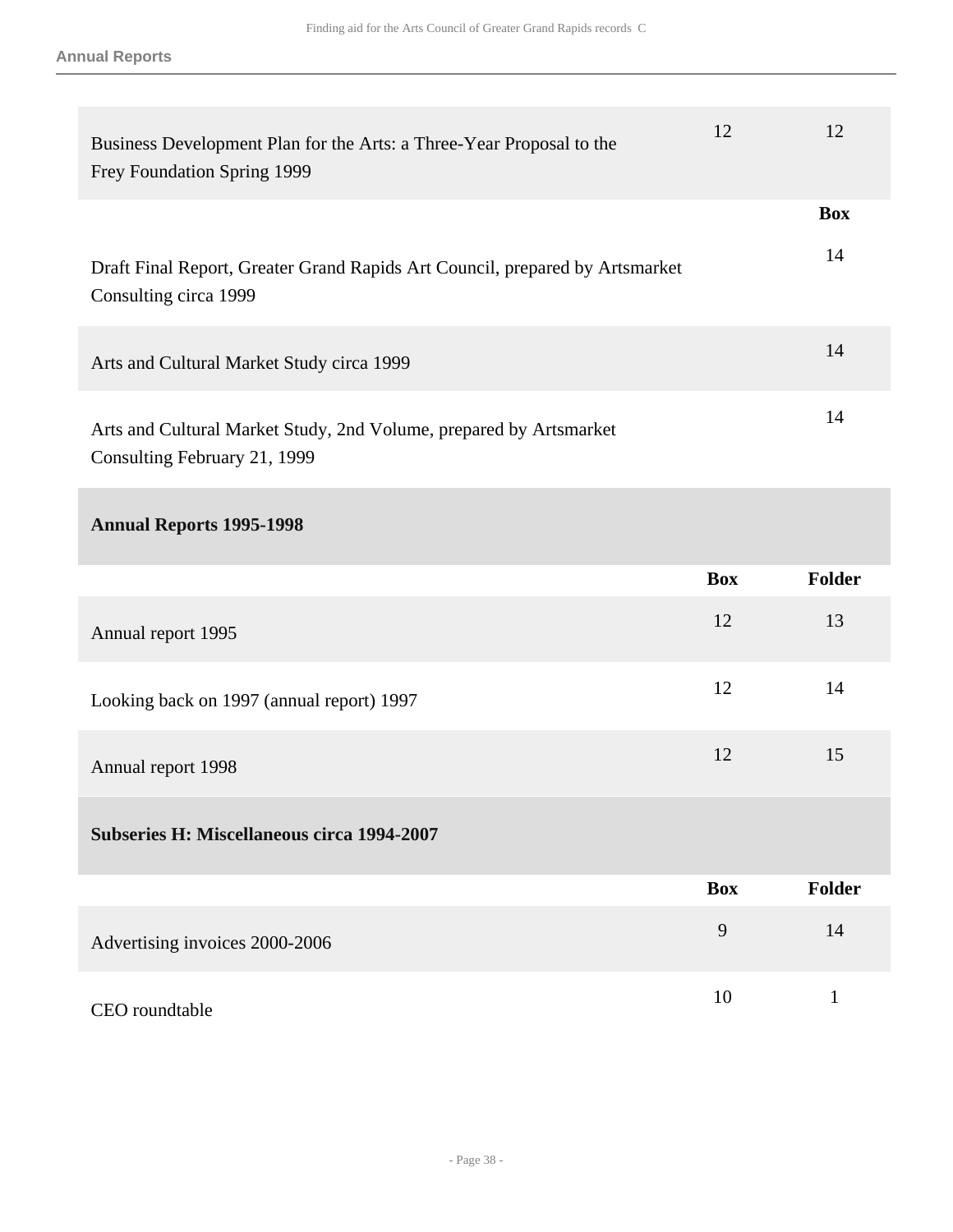| | | |
|---|---|---|
| Business Development Plan for the Arts: a Three-Year Proposal to the Frey Foundation Spring 1999 | 12 | 12 |

| | Box |
|---|---|
| Draft Final Report, Greater Grand Rapids Art Council, prepared by Artsmarket Consulting circa 1999 | 14 |
| Arts and Cultural Market Study circa 1999 | 14 |
| Arts and Cultural Market Study, 2nd Volume, prepared by Artsmarket Consulting February 21, 1999 | 14 |

**Annual Reports 1995-1998**

| | Box | Folder |
|---|---|---|
| Annual report 1995 | 12 | 13 |
| Looking back on 1997 (annual report) 1997 | 12 | 14 |
| Annual report 1998 | 12 | 15 |

**Subseries H: Miscellaneous circa 1994-2007**

| | Box | Folder |
|---|---|---|
| Advertising invoices 2000-2006 | 9 | 14 |
| CEO roundtable | 10 | 1 |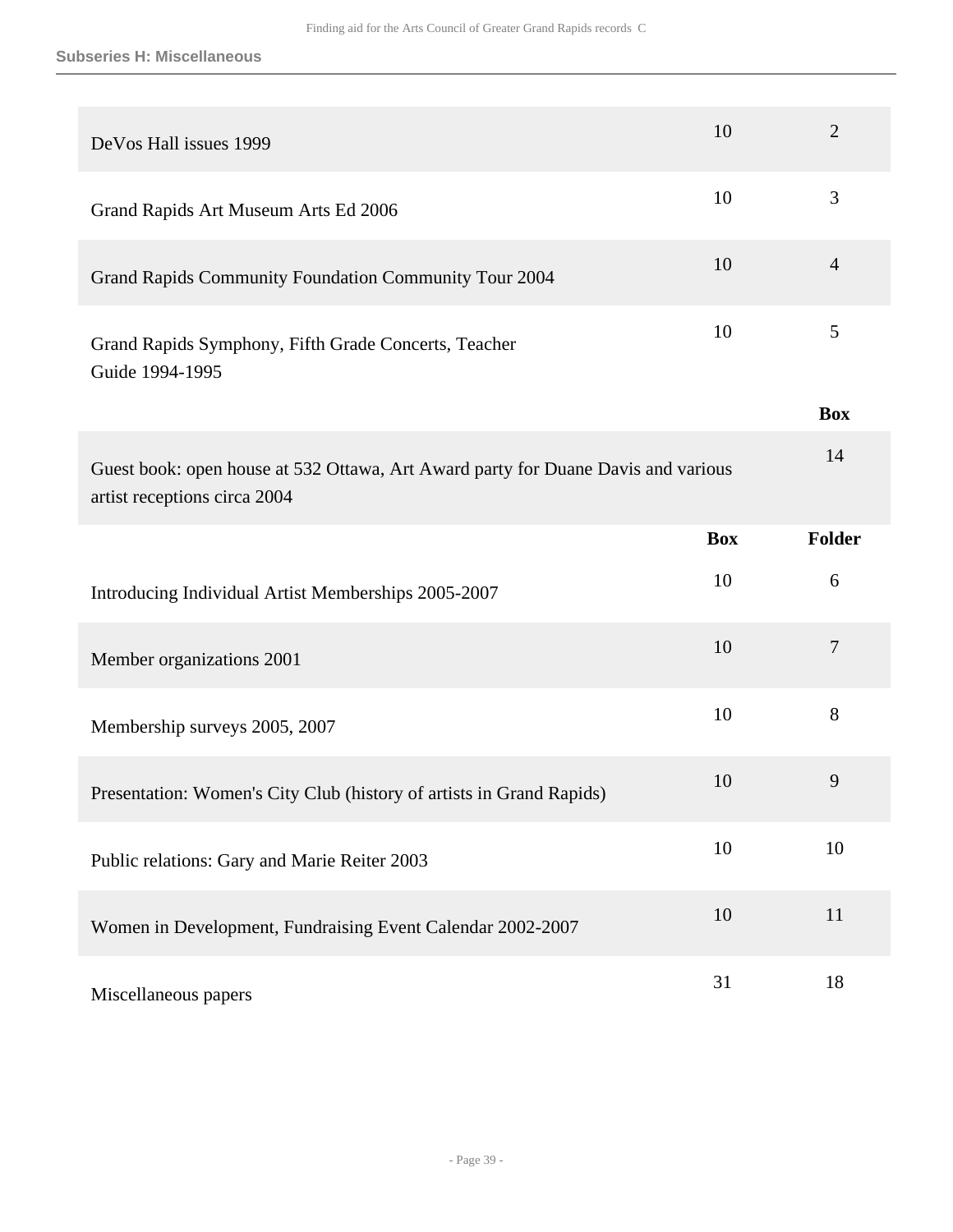#### Subseries H: Miscellaneous

| | | |
|---|---|---|
| DeVos Hall issues 1999 | 10 | 2 |
| Grand Rapids Art Museum Arts Ed 2006 | 10 | 3 |
| Grand Rapids Community Foundation Community Tour 2004 | 10 | 4 |
| Grand Rapids Symphony, Fifth Grade Concerts, Teacher Guide 1994-1995 | 10 | 5 |

| | Box |
|---|---|
| Guest book: open house at 532 Ottawa, Art Award party for Duane Davis and various artist receptions circa 2004 | 14 |

| | Box | Folder |
|---|---|---|
| Introducing Individual Artist Memberships 2005-2007 | 10 | 6 |
| Member organizations 2001 | 10 | 7 |
| Membership surveys 2005, 2007 | 10 | 8 |
| Presentation: Women's City Club (history of artists in Grand Rapids) | 10 | 9 |
| Public relations: Gary and Marie Reiter 2003 | 10 | 10 |
| Women in Development, Fundraising Event Calendar 2002-2007 | 10 | 11 |
| Miscellaneous papers | 31 | 18 |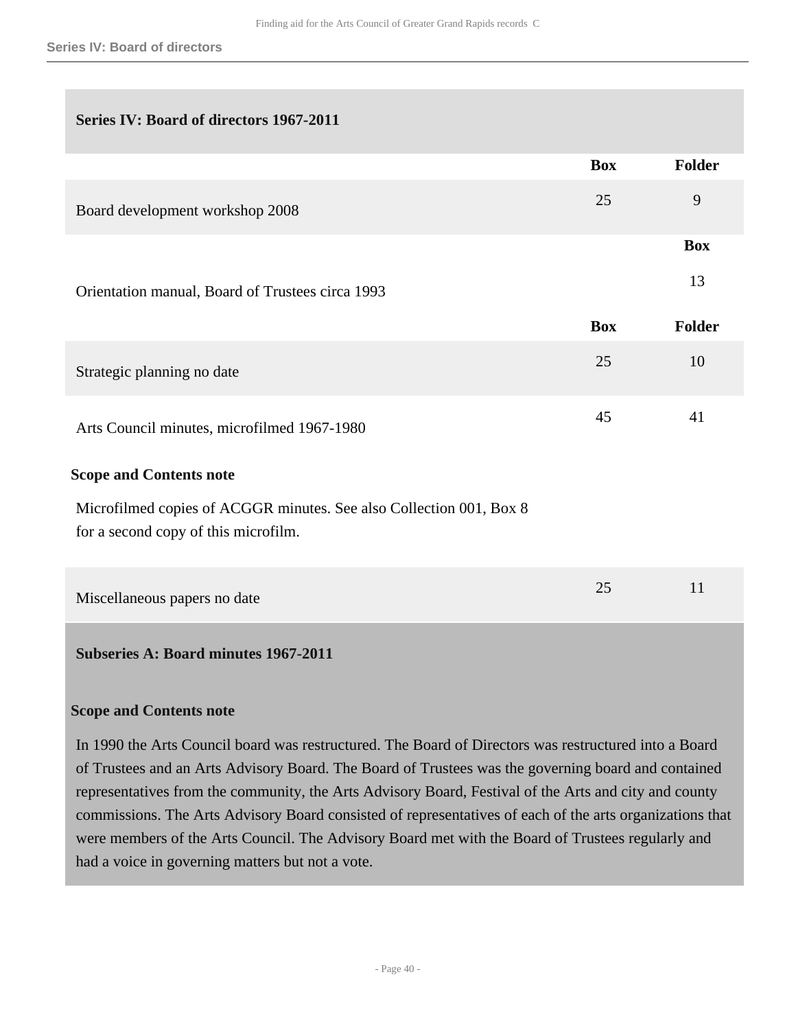## Series IV: Board of directors 1967-2011

| | Box | Folder |
|---|---|---|
| Board development workshop 2008 | 25 | 9 |

| | Box |
|---|---|
| Orientation manual, Board of Trustees circa 1993 | 13 |

| | Box | Folder |
|---|---|---|
| Strategic planning no date | 25 | 10 |
| Arts Council minutes, microfilmed 1967-1980 | 45 | 41 |

**Scope and Contents note**

Microfilmed copies of ACGGR minutes. See also Collection 001, Box 8 for a second copy of this microfilm.

| | Box | Folder |
|---|---|---|
| Miscellaneous papers no date | 25 | 11 |

### Subseries A: Board minutes 1967-2011

**Scope and Contents note**

In 1990 the Arts Council board was restructured. The Board of Directors was restructured into a Board of Trustees and an Arts Advisory Board. The Board of Trustees was the governing board and contained representatives from the community, the Arts Advisory Board, Festival of the Arts and city and county commissions. The Arts Advisory Board consisted of representatives of each of the arts organizations that were members of the Arts Council. The Advisory Board met with the Board of Trustees regularly and had a voice in governing matters but not a vote.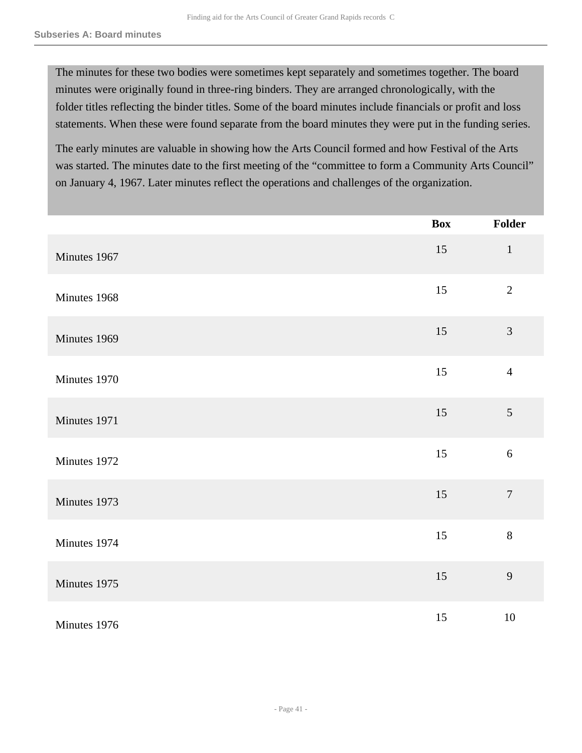## Subseries A: Board minutes

The minutes for these two bodies were sometimes kept separately and sometimes together. The board minutes were originally found in three-ring binders. They are arranged chronologically, with the folder titles reflecting the binder titles. Some of the board minutes include financials or profit and loss statements. When these were found separate from the board minutes they were put in the funding series.

The early minutes are valuable in showing how the Arts Council formed and how Festival of the Arts was started. The minutes date to the first meeting of the "committee to form a Community Arts Council" on January 4, 1967. Later minutes reflect the operations and challenges of the organization.

| | Box | Folder |
|---|---|---|
| Minutes 1967 | 15 | 1 |
| Minutes 1968 | 15 | 2 |
| Minutes 1969 | 15 | 3 |
| Minutes 1970 | 15 | 4 |
| Minutes 1971 | 15 | 5 |
| Minutes 1972 | 15 | 6 |
| Minutes 1973 | 15 | 7 |
| Minutes 1974 | 15 | 8 |
| Minutes 1975 | 15 | 9 |
| Minutes 1976 | 15 | 10 |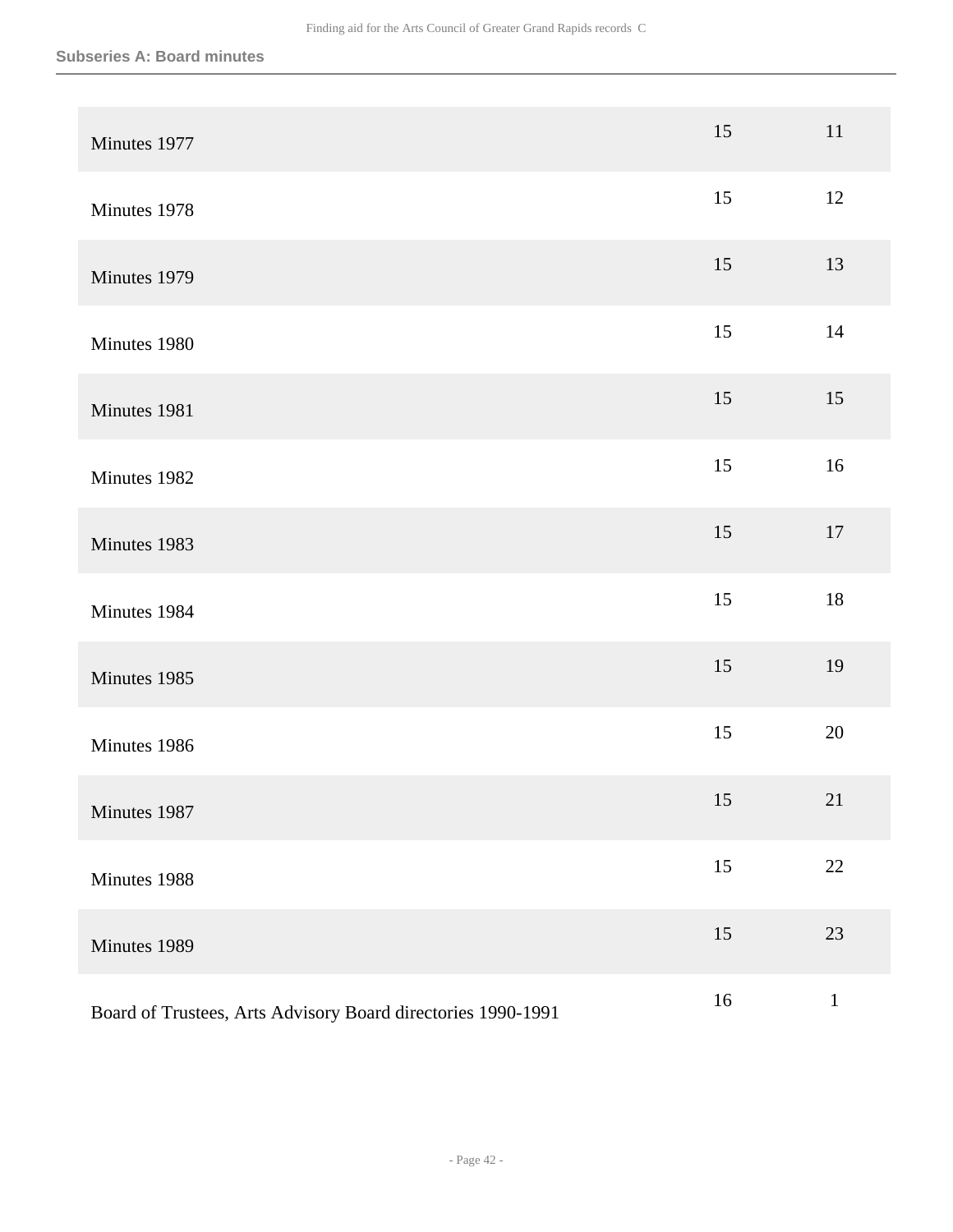**Subseries A: Board minutes**

| | | |
|---|---|---|
| Minutes 1977 | 15 | 11 |
| Minutes 1978 | 15 | 12 |
| Minutes 1979 | 15 | 13 |
| Minutes 1980 | 15 | 14 |
| Minutes 1981 | 15 | 15 |
| Minutes 1982 | 15 | 16 |
| Minutes 1983 | 15 | 17 |
| Minutes 1984 | 15 | 18 |
| Minutes 1985 | 15 | 19 |
| Minutes 1986 | 15 | 20 |
| Minutes 1987 | 15 | 21 |
| Minutes 1988 | 15 | 22 |
| Minutes 1989 | 15 | 23 |
| Board of Trustees, Arts Advisory Board directories 1990-1991 | 16 | 1 |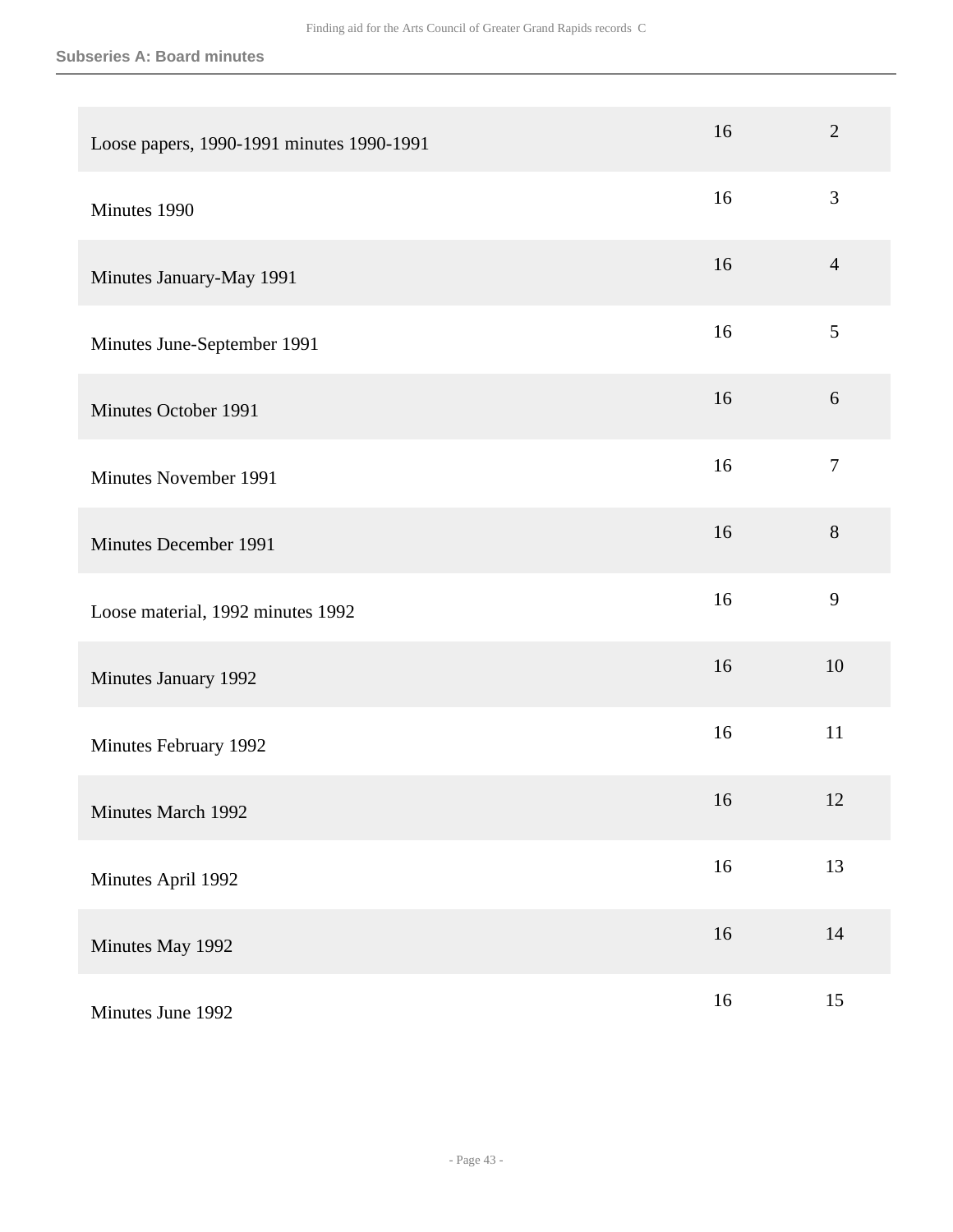### Subseries A: Board minutes

| | | |
|---|---|---|
| Loose papers, 1990-1991 minutes 1990-1991 | 16 | 2 |
| Minutes 1990 | 16 | 3 |
| Minutes January-May 1991 | 16 | 4 |
| Minutes June-September 1991 | 16 | 5 |
| Minutes October 1991 | 16 | 6 |
| Minutes November 1991 | 16 | 7 |
| Minutes December 1991 | 16 | 8 |
| Loose material, 1992 minutes 1992 | 16 | 9 |
| Minutes January 1992 | 16 | 10 |
| Minutes February 1992 | 16 | 11 |
| Minutes March 1992 | 16 | 12 |
| Minutes April 1992 | 16 | 13 |
| Minutes May 1992 | 16 | 14 |
| Minutes June 1992 | 16 | 15 |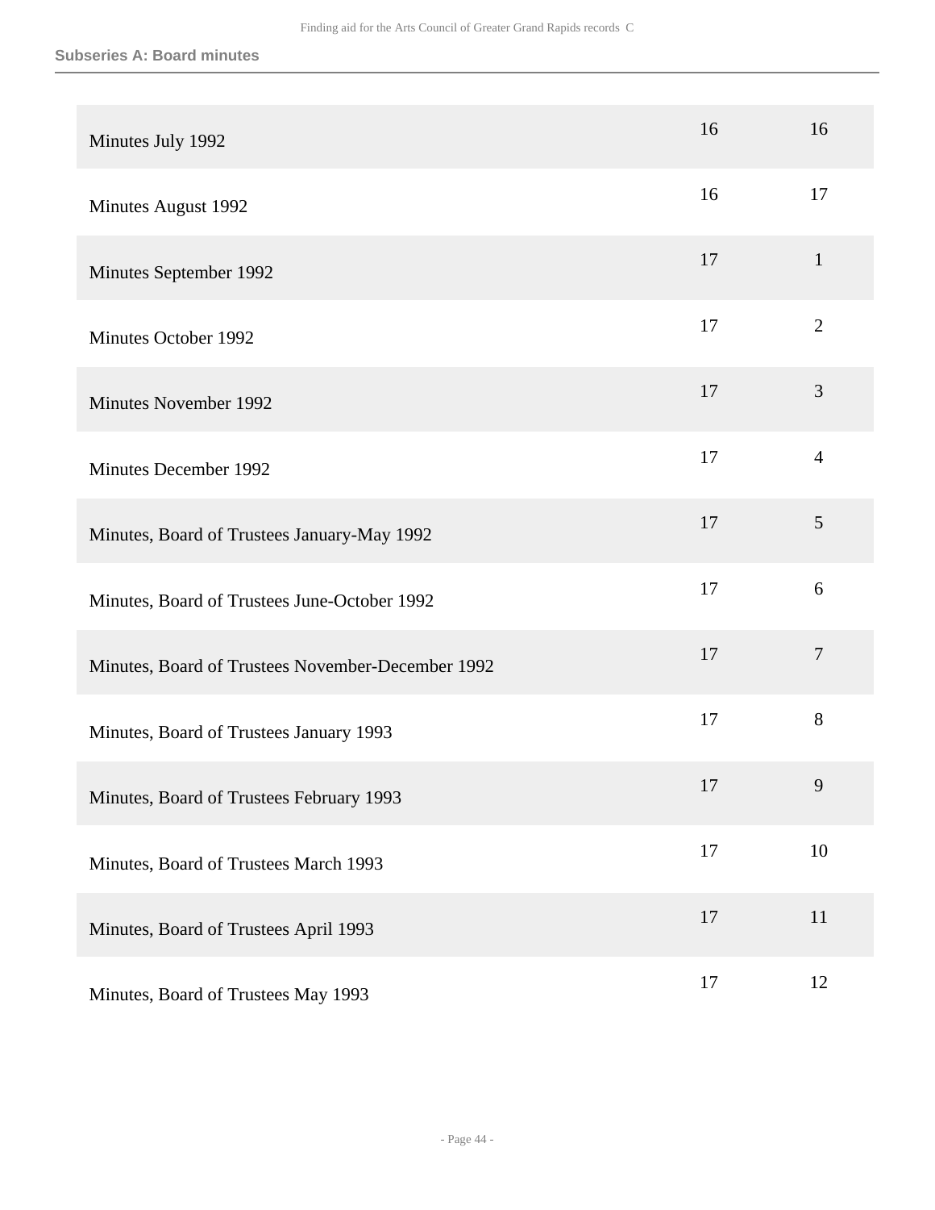| | | |
|---|---|---|
| Minutes July 1992 | 16 | 16 |
| Minutes August 1992 | 16 | 17 |
| Minutes September 1992 | 17 | 1 |
| Minutes October 1992 | 17 | 2 |
| Minutes November 1992 | 17 | 3 |
| Minutes December 1992 | 17 | 4 |
| Minutes, Board of Trustees January-May 1992 | 17 | 5 |
| Minutes, Board of Trustees June-October 1992 | 17 | 6 |
| Minutes, Board of Trustees November-December 1992 | 17 | 7 |
| Minutes, Board of Trustees January 1993 | 17 | 8 |
| Minutes, Board of Trustees February 1993 | 17 | 9 |
| Minutes, Board of Trustees March 1993 | 17 | 10 |
| Minutes, Board of Trustees April 1993 | 17 | 11 |
| Minutes, Board of Trustees May 1993 | 17 | 12 |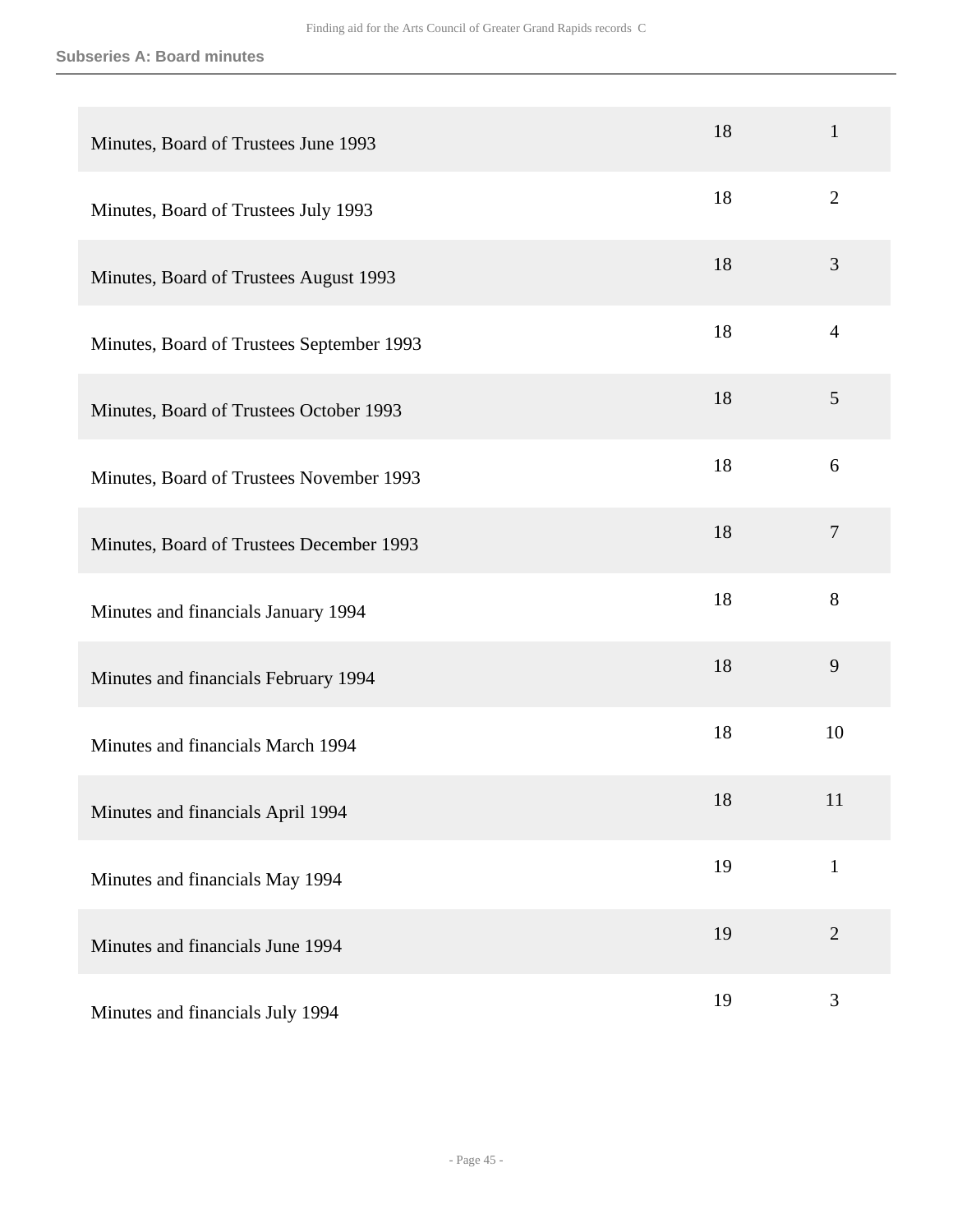### Subseries A: Board minutes

| | | |
|---|---|---|
| Minutes, Board of Trustees June 1993 | 18 | 1 |
| Minutes, Board of Trustees July 1993 | 18 | 2 |
| Minutes, Board of Trustees August 1993 | 18 | 3 |
| Minutes, Board of Trustees September 1993 | 18 | 4 |
| Minutes, Board of Trustees October 1993 | 18 | 5 |
| Minutes, Board of Trustees November 1993 | 18 | 6 |
| Minutes, Board of Trustees December 1993 | 18 | 7 |
| Minutes and financials January 1994 | 18 | 8 |
| Minutes and financials February 1994 | 18 | 9 |
| Minutes and financials March 1994 | 18 | 10 |
| Minutes and financials April 1994 | 18 | 11 |
| Minutes and financials May 1994 | 19 | 1 |
| Minutes and financials June 1994 | 19 | 2 |
| Minutes and financials July 1994 | 19 | 3 |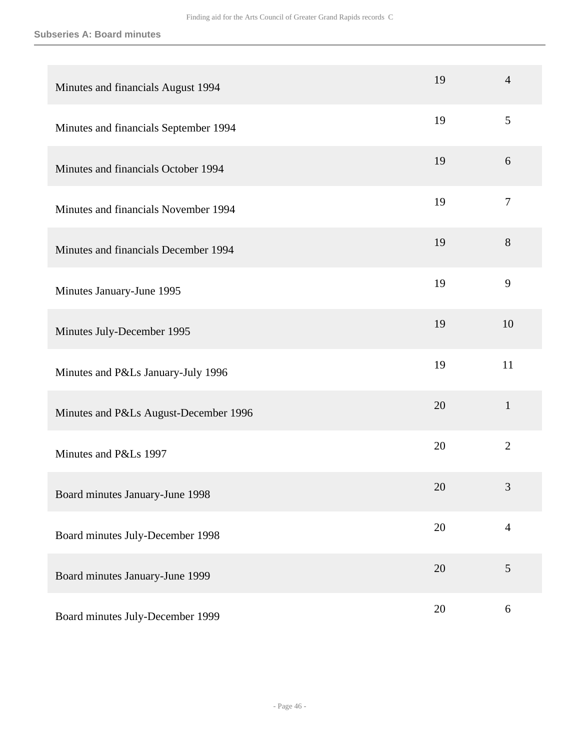| | | |
|---|---|---|
| Minutes and financials August 1994 | 19 | 4 |
| Minutes and financials September 1994 | 19 | 5 |
| Minutes and financials October 1994 | 19 | 6 |
| Minutes and financials November 1994 | 19 | 7 |
| Minutes and financials December 1994 | 19 | 8 |
| Minutes January-June 1995 | 19 | 9 |
| Minutes July-December 1995 | 19 | 10 |
| Minutes and P&Ls January-July 1996 | 19 | 11 |
| Minutes and P&Ls August-December 1996 | 20 | 1 |
| Minutes and P&Ls 1997 | 20 | 2 |
| Board minutes January-June 1998 | 20 | 3 |
| Board minutes July-December 1998 | 20 | 4 |
| Board minutes January-June 1999 | 20 | 5 |
| Board minutes July-December 1999 | 20 | 6 |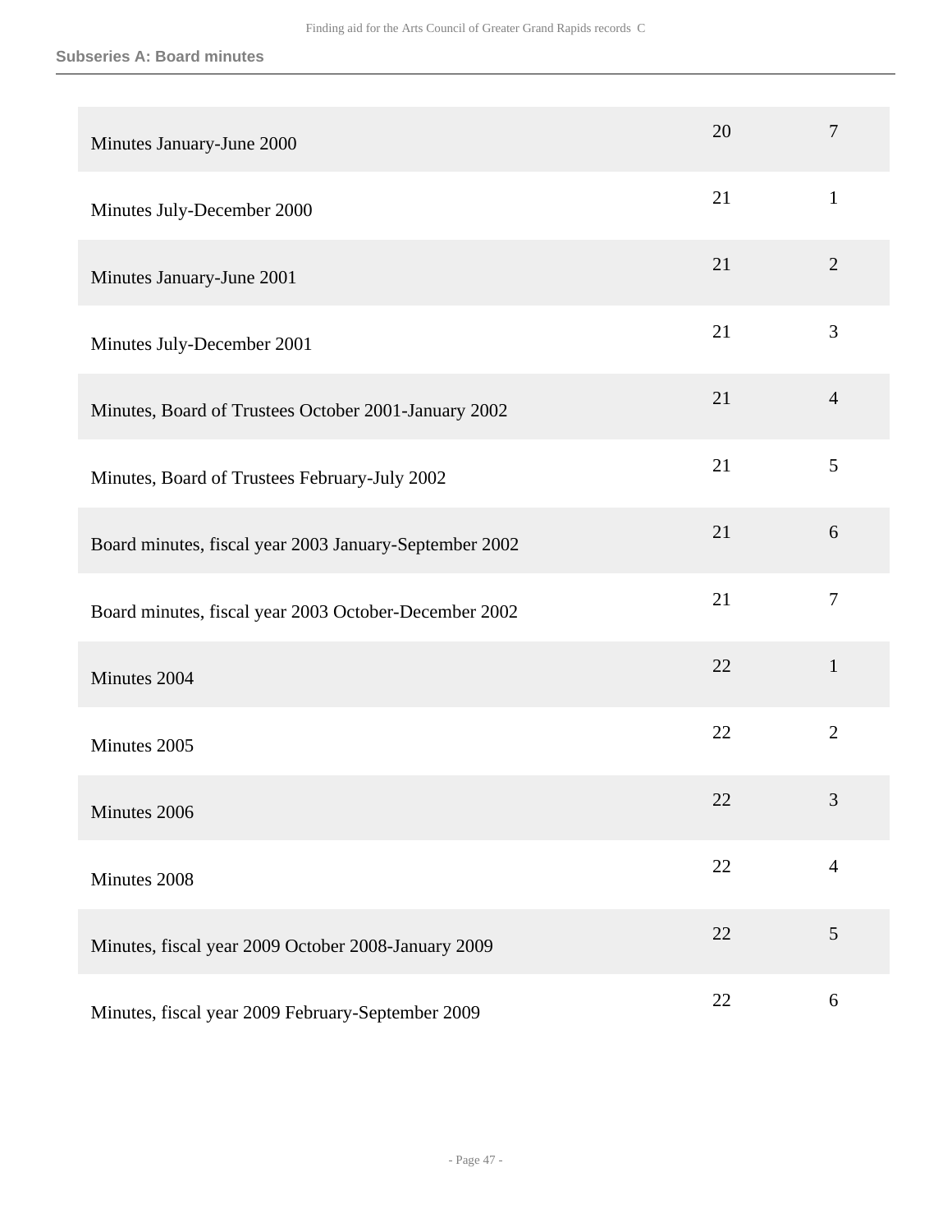### Subseries A: Board minutes

| | | |
|---|---|---|
| Minutes January-June 2000 | 20 | 7 |
| Minutes July-December 2000 | 21 | 1 |
| Minutes January-June 2001 | 21 | 2 |
| Minutes July-December 2001 | 21 | 3 |
| Minutes, Board of Trustees October 2001-January 2002 | 21 | 4 |
| Minutes, Board of Trustees February-July 2002 | 21 | 5 |
| Board minutes, fiscal year 2003 January-September 2002 | 21 | 6 |
| Board minutes, fiscal year 2003 October-December 2002 | 21 | 7 |
| Minutes 2004 | 22 | 1 |
| Minutes 2005 | 22 | 2 |
| Minutes 2006 | 22 | 3 |
| Minutes 2008 | 22 | 4 |
| Minutes, fiscal year 2009 October 2008-January 2009 | 22 | 5 |
| Minutes, fiscal year 2009 February-September 2009 | 22 | 6 |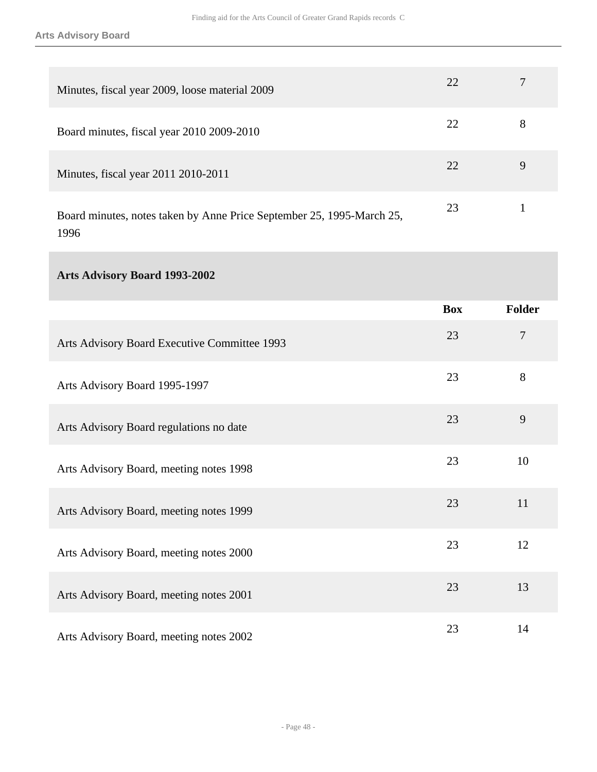| | Box | Folder |
|---|---|---|
| Minutes, fiscal year 2009, loose material 2009 | 22 | 7 |
| Board minutes, fiscal year 2010 2009-2010 | 22 | 8 |
| Minutes, fiscal year 2011 2010-2011 | 22 | 9 |
| Board minutes, notes taken by Anne Price September 25, 1995-March 25, 1996 | 23 | 1 |

### Arts Advisory Board 1993-2002

| | Box | Folder |
|---|---|---|
| Arts Advisory Board Executive Committee 1993 | 23 | 7 |
| Arts Advisory Board 1995-1997 | 23 | 8 |
| Arts Advisory Board regulations no date | 23 | 9 |
| Arts Advisory Board, meeting notes 1998 | 23 | 10 |
| Arts Advisory Board, meeting notes 1999 | 23 | 11 |
| Arts Advisory Board, meeting notes 2000 | 23 | 12 |
| Arts Advisory Board, meeting notes 2001 | 23 | 13 |
| Arts Advisory Board, meeting notes 2002 | 23 | 14 |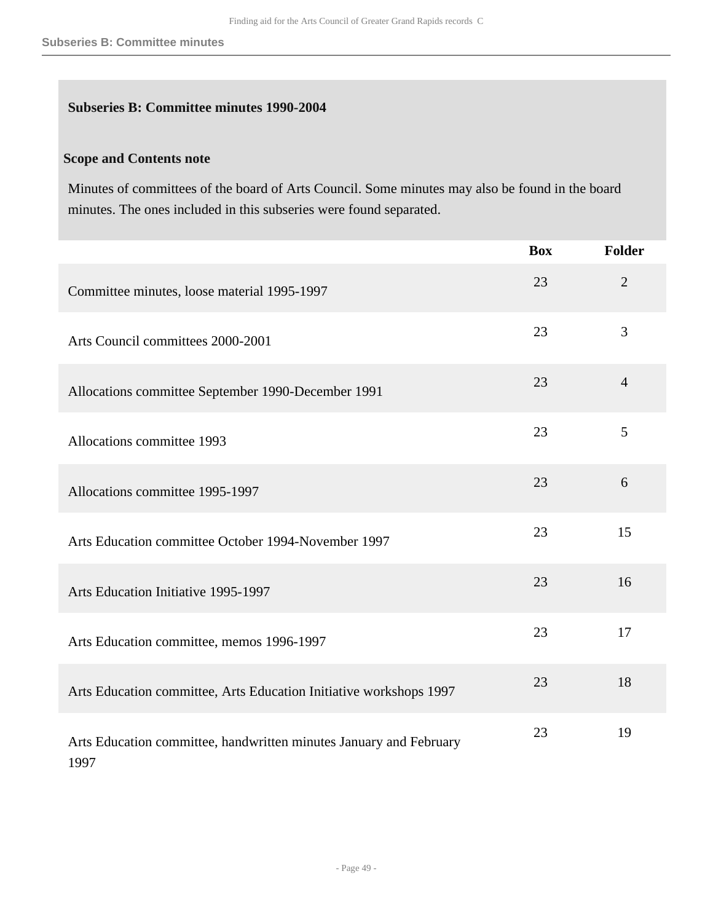### Subseries B: Committee minutes 1990-2004

#### Scope and Contents note

Minutes of committees of the board of Arts Council. Some minutes may also be found in the board minutes. The ones included in this subseries were found separated.

| | Box | Folder |
|---|---|---|
| Committee minutes, loose material 1995-1997 | 23 | 2 |
| Arts Council committees 2000-2001 | 23 | 3 |
| Allocations committee September 1990-December 1991 | 23 | 4 |
| Allocations committee 1993 | 23 | 5 |
| Allocations committee 1995-1997 | 23 | 6 |
| Arts Education committee October 1994-November 1997 | 23 | 15 |
| Arts Education Initiative 1995-1997 | 23 | 16 |
| Arts Education committee, memos 1996-1997 | 23 | 17 |
| Arts Education committee, Arts Education Initiative workshops 1997 | 23 | 18 |
| Arts Education committee, handwritten minutes January and February 1997 | 23 | 19 |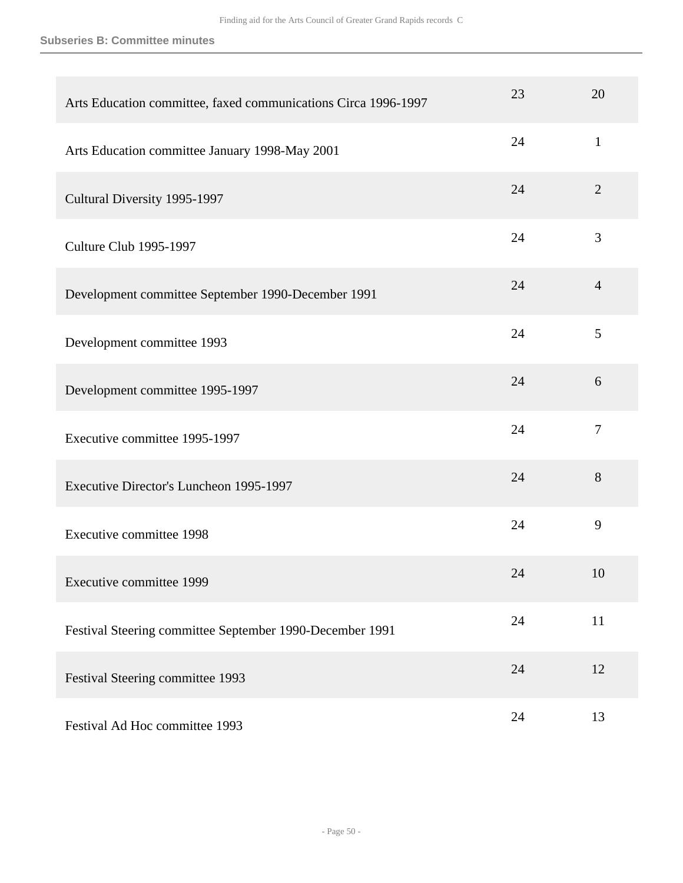## Subseries B: Committee minutes

| | | |
|---|---|---|
| Arts Education committee, faxed communications Circa 1996-1997 | 23 | 20 |
| Arts Education committee January 1998-May 2001 | 24 | 1 |
| Cultural Diversity 1995-1997 | 24 | 2 |
| Culture Club 1995-1997 | 24 | 3 |
| Development committee September 1990-December 1991 | 24 | 4 |
| Development committee 1993 | 24 | 5 |
| Development committee 1995-1997 | 24 | 6 |
| Executive committee 1995-1997 | 24 | 7 |
| Executive Director's Luncheon 1995-1997 | 24 | 8 |
| Executive committee 1998 | 24 | 9 |
| Executive committee 1999 | 24 | 10 |
| Festival Steering committee September 1990-December 1991 | 24 | 11 |
| Festival Steering committee 1993 | 24 | 12 |
| Festival Ad Hoc committee 1993 | 24 | 13 |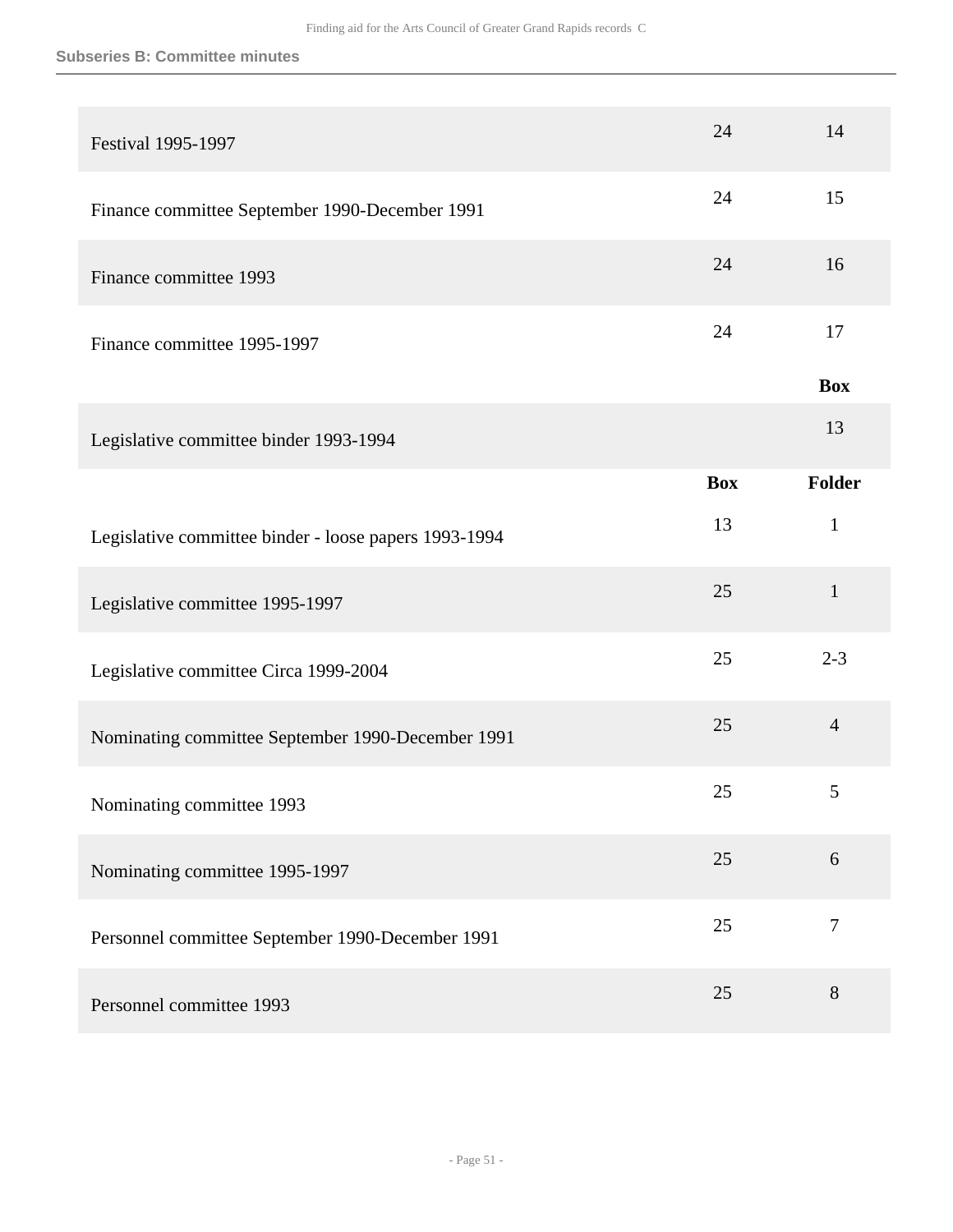### Subseries B: Committee minutes

| | | |
|---|---|---|
| Festival 1995-1997 | 24 | 14 |
| Finance committee September 1990-December 1991 | 24 | 15 |
| Finance committee 1993 | 24 | 16 |
| Finance committee 1995-1997 | 24 | 17 |

| | Box |
|---|---|
| Legislative committee binder 1993-1994 | 13 |

| | Box | Folder |
|---|---|---|
| Legislative committee binder - loose papers 1993-1994 | 13 | 1 |
| Legislative committee 1995-1997 | 25 | 1 |
| Legislative committee Circa 1999-2004 | 25 | 2-3 |
| Nominating committee September 1990-December 1991 | 25 | 4 |
| Nominating committee 1993 | 25 | 5 |
| Nominating committee 1995-1997 | 25 | 6 |
| Personnel committee September 1990-December 1991 | 25 | 7 |
| Personnel committee 1993 | 25 | 8 |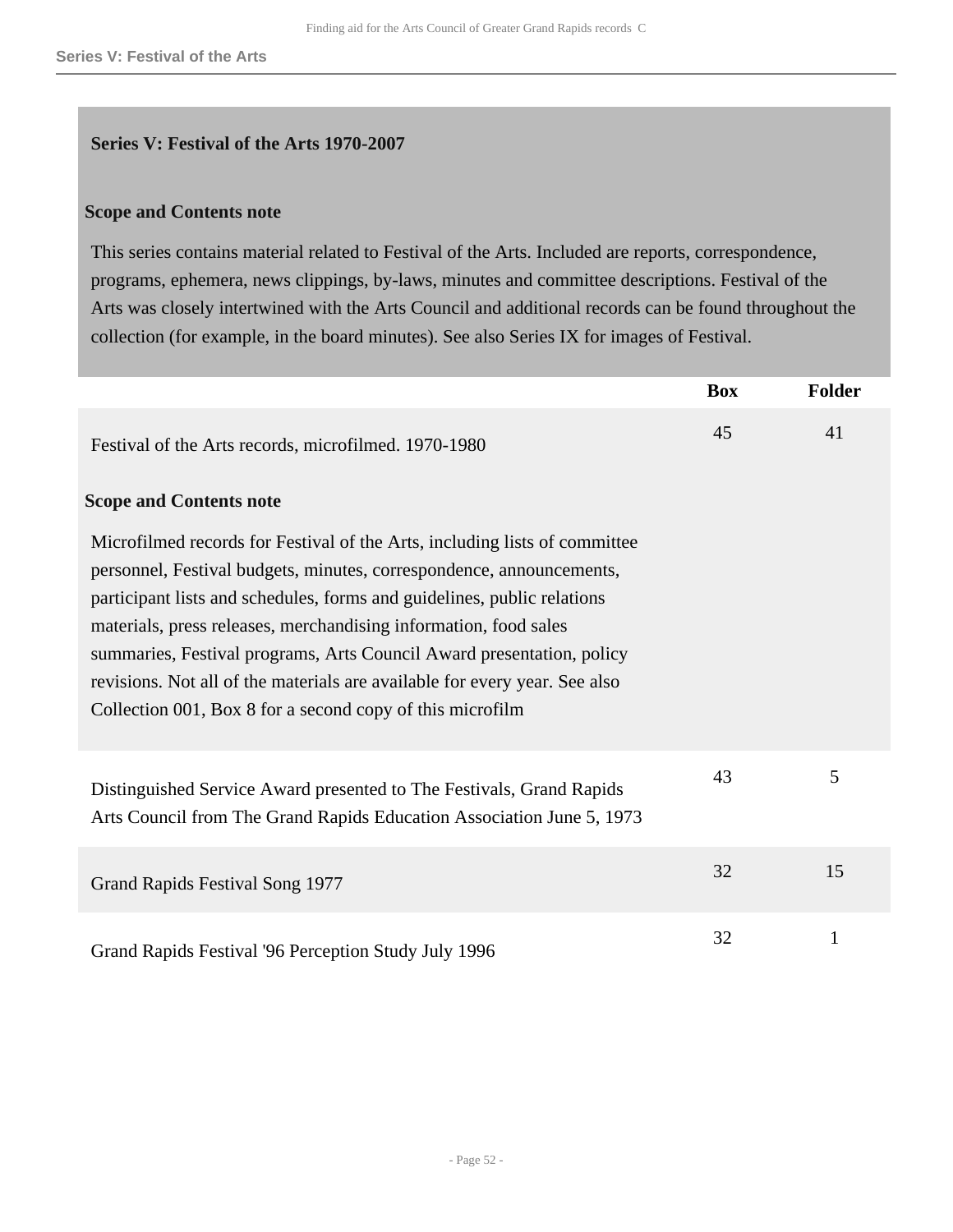## Series V: Festival of the Arts 1970-2007

### Scope and Contents note

This series contains material related to Festival of the Arts. Included are reports, correspondence, programs, ephemera, news clippings, by-laws, minutes and committee descriptions. Festival of the Arts was closely intertwined with the Arts Council and additional records can be found throughout the collection (for example, in the board minutes). See also Series IX for images of Festival.

| | Box | Folder |
|---|---|---|
| Festival of the Arts records, microfilmed. 1970-1980 | 45 | 41 |

**Scope and Contents note**

Microfilmed records for Festival of the Arts, including lists of committee personnel, Festival budgets, minutes, correspondence, announcements, participant lists and schedules, forms and guidelines, public relations materials, press releases, merchandising information, food sales summaries, Festival programs, Arts Council Award presentation, policy revisions. Not all of the materials are available for every year. See also Collection 001, Box 8 for a second copy of this microfilm

| | Box | Folder |
|---|---|---|
| Distinguished Service Award presented to The Festivals, Grand Rapids Arts Council from The Grand Rapids Education Association June 5, 1973 | 43 | 5 |
| Grand Rapids Festival Song 1977 | 32 | 15 |
| Grand Rapids Festival '96 Perception Study July 1996 | 32 | 1 |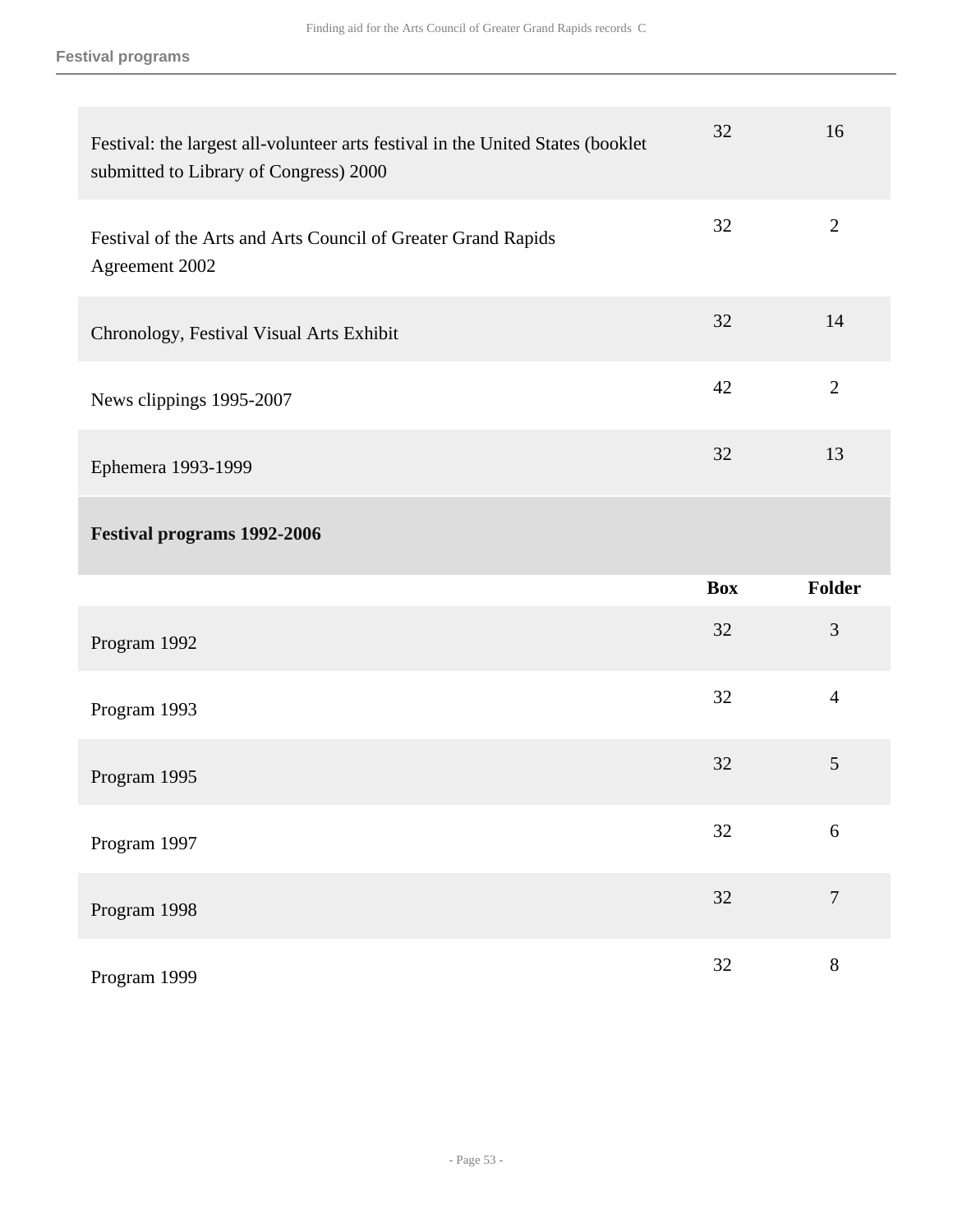| | | |
|---|---|---|
| Festival: the largest all-volunteer arts festival in the United States (booklet submitted to Library of Congress) 2000 | 32 | 16 |
| Festival of the Arts and Arts Council of Greater Grand Rapids Agreement 2002 | 32 | 2 |
| Chronology, Festival Visual Arts Exhibit | 32 | 14 |
| News clippings 1995-2007 | 42 | 2 |
| Ephemera 1993-1999 | 32 | 13 |

**Festival programs 1992-2006**

| | Box | Folder |
|---|---|---|
| Program 1992 | 32 | 3 |
| Program 1993 | 32 | 4 |
| Program 1995 | 32 | 5 |
| Program 1997 | 32 | 6 |
| Program 1998 | 32 | 7 |
| Program 1999 | 32 | 8 |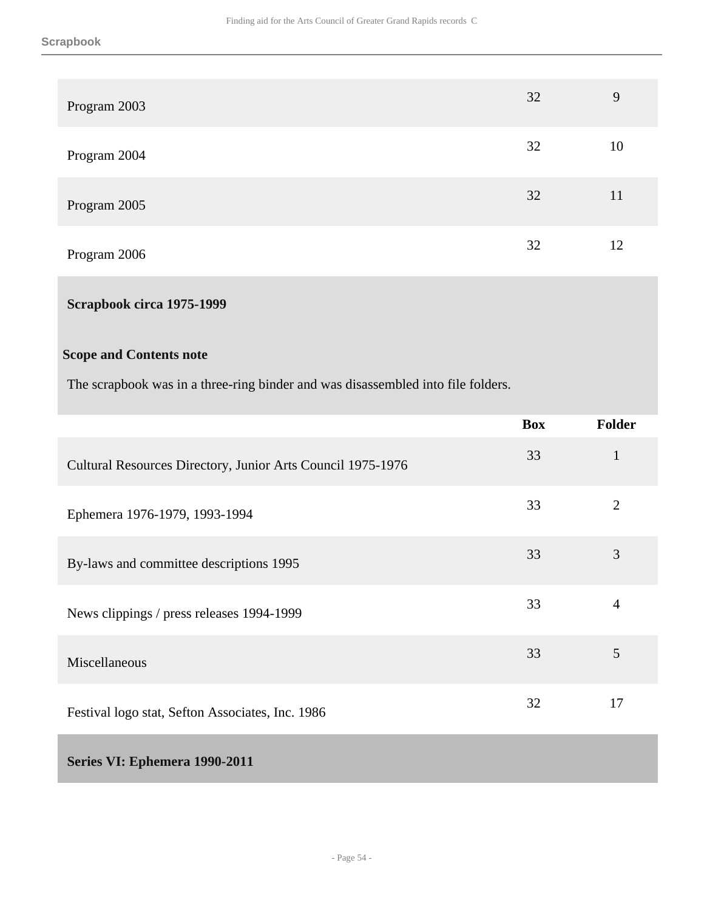| | Box | Folder |
|---|---|---|
| Program 2003 | 32 | 9 |
| Program 2004 | 32 | 10 |
| Program 2005 | 32 | 11 |
| Program 2006 | 32 | 12 |

### Scrapbook circa 1975-1999

**Scope and Contents note**

The scrapbook was in a three-ring binder and was disassembled into file folders.

| | Box | Folder |
|---|---|---|
| Cultural Resources Directory, Junior Arts Council 1975-1976 | 33 | 1 |
| Ephemera 1976-1979, 1993-1994 | 33 | 2 |
| By-laws and committee descriptions 1995 | 33 | 3 |
| News clippings / press releases 1994-1999 | 33 | 4 |
| Miscellaneous | 33 | 5 |
| Festival logo stat, Sefton Associates, Inc. 1986 | 32 | 17 |

## Series VI: Ephemera 1990-2011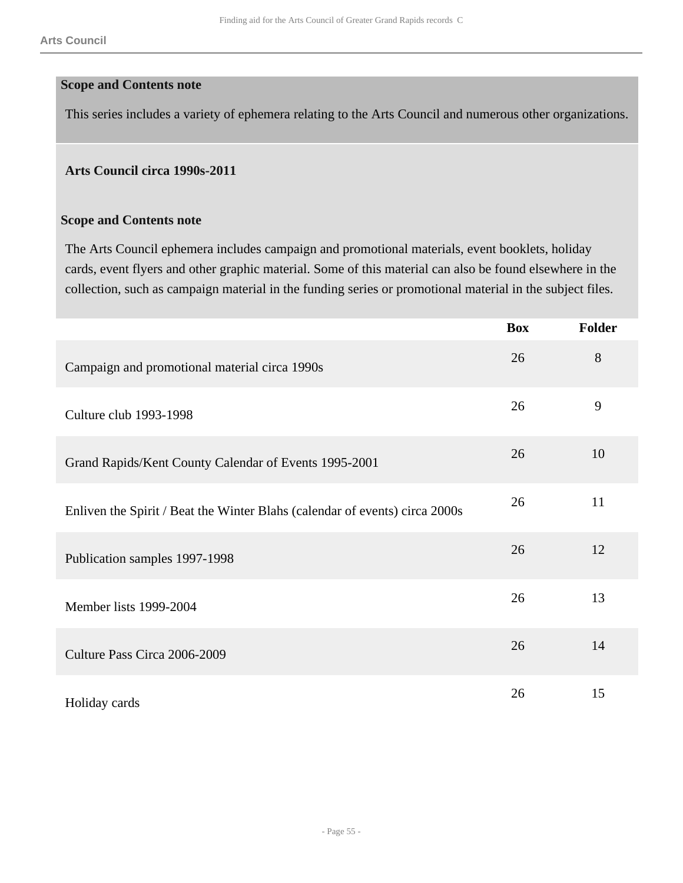### Scope and Contents note

This series includes a variety of ephemera relating to the Arts Council and numerous other organizations.

#### Arts Council circa 1990s-2011

##### Scope and Contents note

The Arts Council ephemera includes campaign and promotional materials, event booklets, holiday cards, event flyers and other graphic material. Some of this material can also be found elsewhere in the collection, such as campaign material in the funding series or promotional material in the subject files.

| | Box | Folder |
|---|---|---|
| Campaign and promotional material circa 1990s | 26 | 8 |
| Culture club 1993-1998 | 26 | 9 |
| Grand Rapids/Kent County Calendar of Events 1995-2001 | 26 | 10 |
| Enliven the Spirit / Beat the Winter Blahs (calendar of events) circa 2000s | 26 | 11 |
| Publication samples 1997-1998 | 26 | 12 |
| Member lists 1999-2004 | 26 | 13 |
| Culture Pass Circa 2006-2009 | 26 | 14 |
| Holiday cards | 26 | 15 |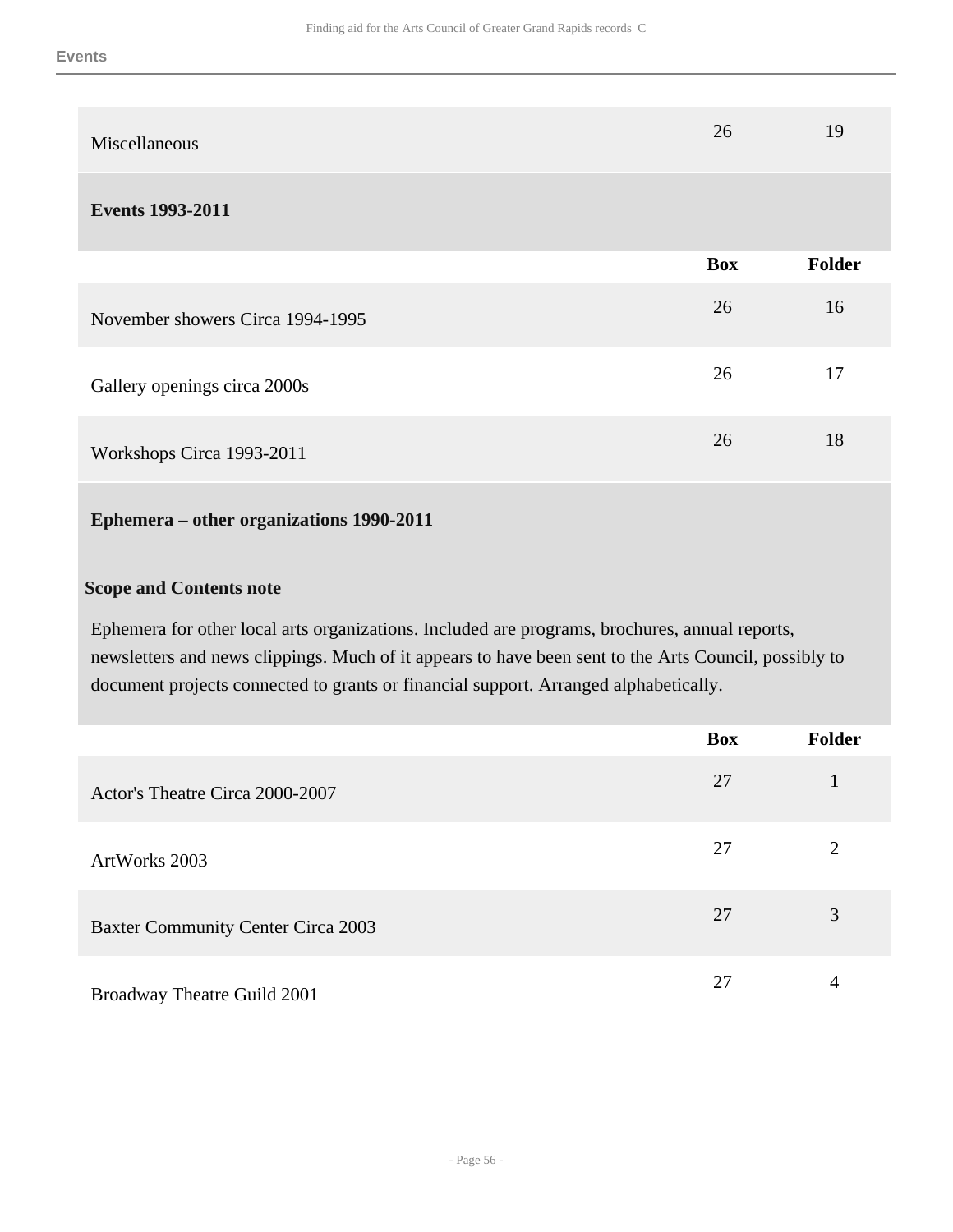| | Box | Folder |
|---|---|---|
| Miscellaneous | 26 | 19 |

### Events 1993-2011

| | Box | Folder |
|---|---|---|
| November showers Circa 1994-1995 | 26 | 16 |
| Gallery openings circa 2000s | 26 | 17 |
| Workshops Circa 1993-2011 | 26 | 18 |

### Ephemera – other organizations 1990-2011

**Scope and Contents note**

Ephemera for other local arts organizations. Included are programs, brochures, annual reports, newsletters and news clippings. Much of it appears to have been sent to the Arts Council, possibly to document projects connected to grants or financial support. Arranged alphabetically.

| | Box | Folder |
|---|---|---|
| Actor's Theatre Circa 2000-2007 | 27 | 1 |
| ArtWorks 2003 | 27 | 2 |
| Baxter Community Center Circa 2003 | 27 | 3 |
| Broadway Theatre Guild 2001 | 27 | 4 |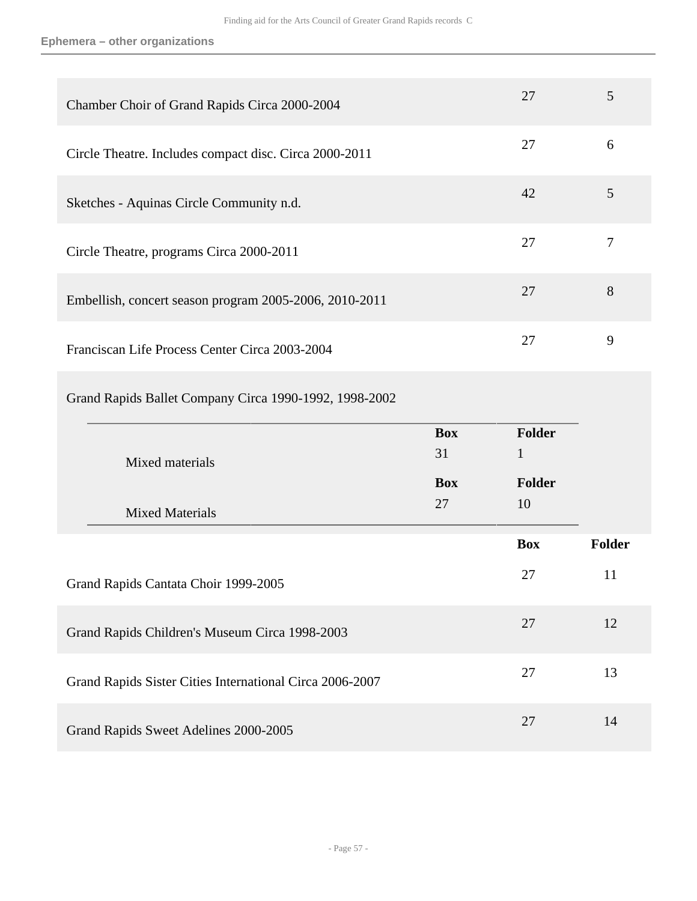**Ephemera – other organizations**

| | Box | Folder |
|---|---|---|
| Chamber Choir of Grand Rapids Circa 2000-2004 | 27 | 5 |
| Circle Theatre. Includes compact disc. Circa 2000-2011 | 27 | 6 |
| Sketches - Aquinas Circle Community n.d. | 42 | 5 |
| Circle Theatre, programs Circa 2000-2011 | 27 | 7 |
| Embellish, concert season program 2005-2006, 2010-2011 | 27 | 8 |
| Franciscan Life Process Center Circa 2003-2004 | 27 | 9 |

Grand Rapids Ballet Company Circa 1990-1992, 1998-2002

| | Box | Folder |
|---|---|---|
| Mixed materials | 31 | 1 |
| Mixed Materials | 27 | 10 |

| | Box | Folder |
|---|---|---|
| Grand Rapids Cantata Choir 1999-2005 | 27 | 11 |
| Grand Rapids Children's Museum Circa 1998-2003 | 27 | 12 |
| Grand Rapids Sister Cities International Circa 2006-2007 | 27 | 13 |
| Grand Rapids Sweet Adelines 2000-2005 | 27 | 14 |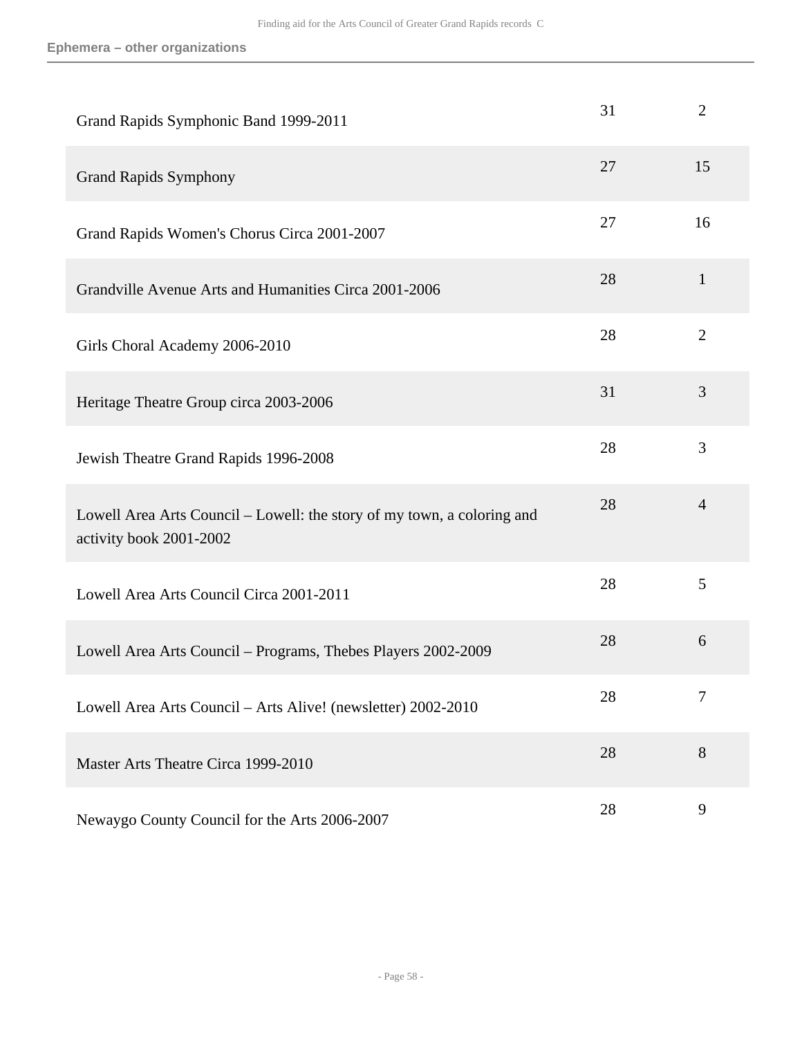### Ephemera – other organizations

| Title | Box | Folder |
| --- | --- | --- |
| Grand Rapids Symphonic Band 1999-2011 | 31 | 2 |
| Grand Rapids Symphony | 27 | 15 |
| Grand Rapids Women's Chorus Circa 2001-2007 | 27 | 16 |
| Grandville Avenue Arts and Humanities Circa 2001-2006 | 28 | 1 |
| Girls Choral Academy 2006-2010 | 28 | 2 |
| Heritage Theatre Group circa 2003-2006 | 31 | 3 |
| Jewish Theatre Grand Rapids 1996-2008 | 28 | 3 |
| Lowell Area Arts Council – Lowell: the story of my town, a coloring and activity book 2001-2002 | 28 | 4 |
| Lowell Area Arts Council Circa 2001-2011 | 28 | 5 |
| Lowell Area Arts Council – Programs, Thebes Players 2002-2009 | 28 | 6 |
| Lowell Area Arts Council – Arts Alive! (newsletter) 2002-2010 | 28 | 7 |
| Master Arts Theatre Circa 1999-2010 | 28 | 8 |
| Newaygo County Council for the Arts 2006-2007 | 28 | 9 |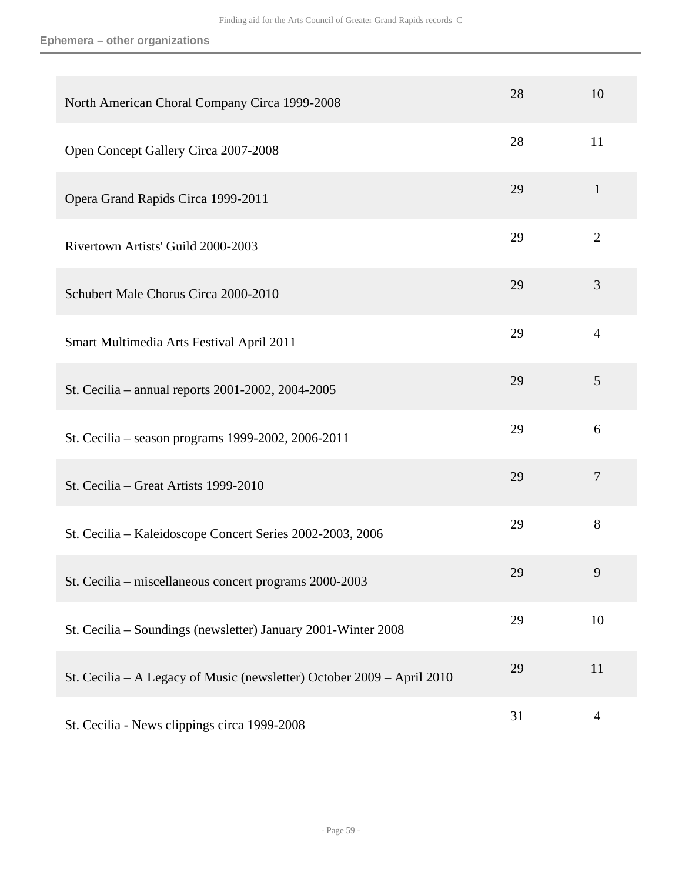## Ephemera – other organizations

| | | |
|---|---|---|
| North American Choral Company Circa 1999-2008 | 28 | 10 |
| Open Concept Gallery Circa 2007-2008 | 28 | 11 |
| Opera Grand Rapids Circa 1999-2011 | 29 | 1 |
| Rivertown Artists' Guild 2000-2003 | 29 | 2 |
| Schubert Male Chorus Circa 2000-2010 | 29 | 3 |
| Smart Multimedia Arts Festival April 2011 | 29 | 4 |
| St. Cecilia – annual reports 2001-2002, 2004-2005 | 29 | 5 |
| St. Cecilia – season programs 1999-2002, 2006-2011 | 29 | 6 |
| St. Cecilia – Great Artists 1999-2010 | 29 | 7 |
| St. Cecilia – Kaleidoscope Concert Series 2002-2003, 2006 | 29 | 8 |
| St. Cecilia – miscellaneous concert programs 2000-2003 | 29 | 9 |
| St. Cecilia – Soundings (newsletter) January 2001-Winter 2008 | 29 | 10 |
| St. Cecilia – A Legacy of Music (newsletter) October 2009 – April 2010 | 29 | 11 |
| St. Cecilia - News clippings circa 1999-2008 | 31 | 4 |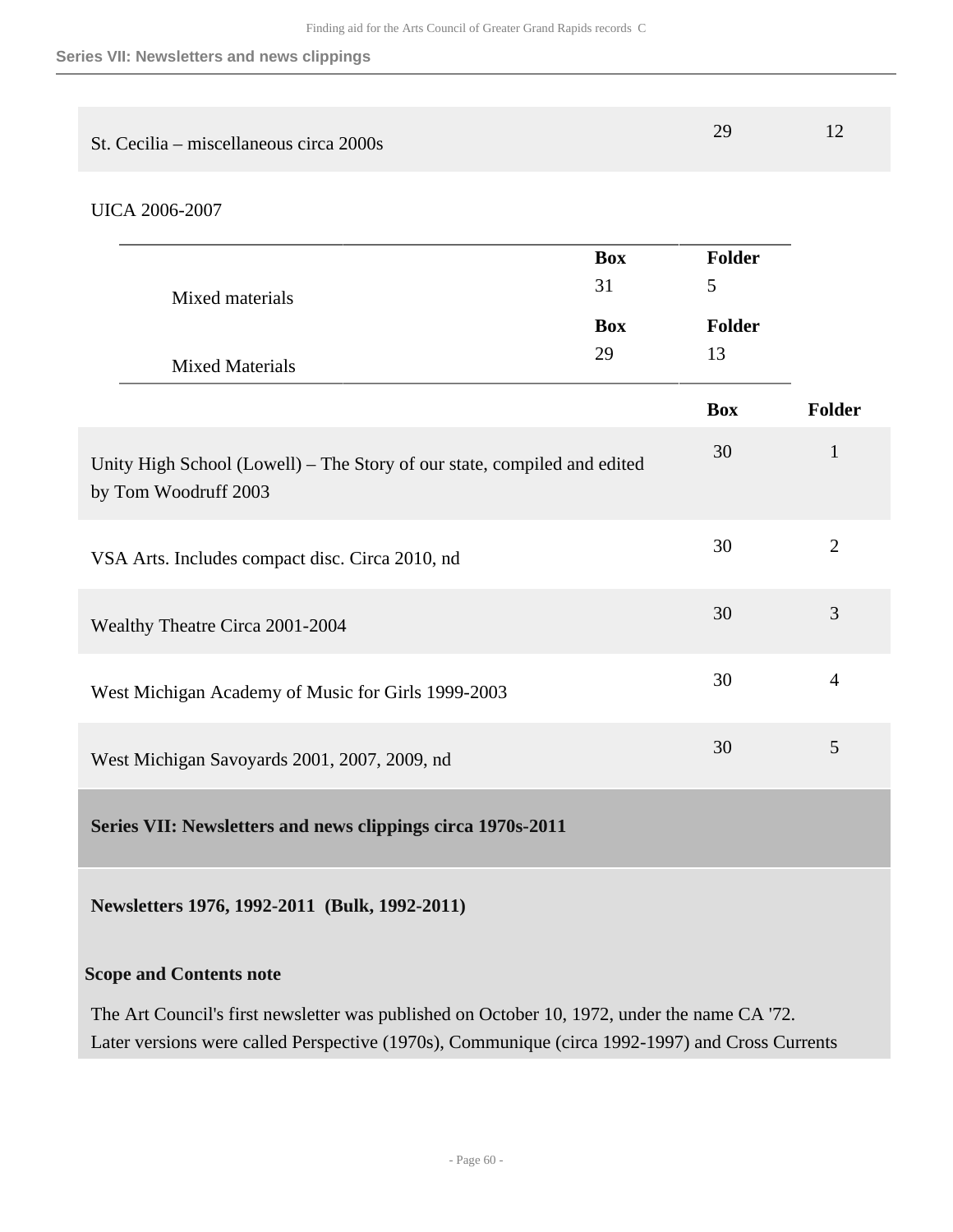| | Box | Folder |
|---|---|---|
| St. Cecilia – miscellaneous circa 2000s | 29 | 12 |

UICA 2006-2007

| | Box | Folder |
|---|---|---|
| Mixed materials | 31 | 5 |
| Mixed Materials | 29 | 13 |

| | Box | Folder |
|---|---|---|
| Unity High School (Lowell) – The Story of our state, compiled and edited by Tom Woodruff 2003 | 30 | 1 |
| VSA Arts. Includes compact disc. Circa 2010, nd | 30 | 2 |
| Wealthy Theatre Circa 2001-2004 | 30 | 3 |
| West Michigan Academy of Music for Girls 1999-2003 | 30 | 4 |
| West Michigan Savoyards 2001, 2007, 2009, nd | 30 | 5 |

## Series VII: Newsletters and news clippings circa 1970s-2011

### Newsletters 1976, 1992-2011 (Bulk, 1992-2011)

**Scope and Contents note**

The Art Council's first newsletter was published on October 10, 1972, under the name CA '72. Later versions were called Perspective (1970s), Communique (circa 1992-1997) and Cross Currents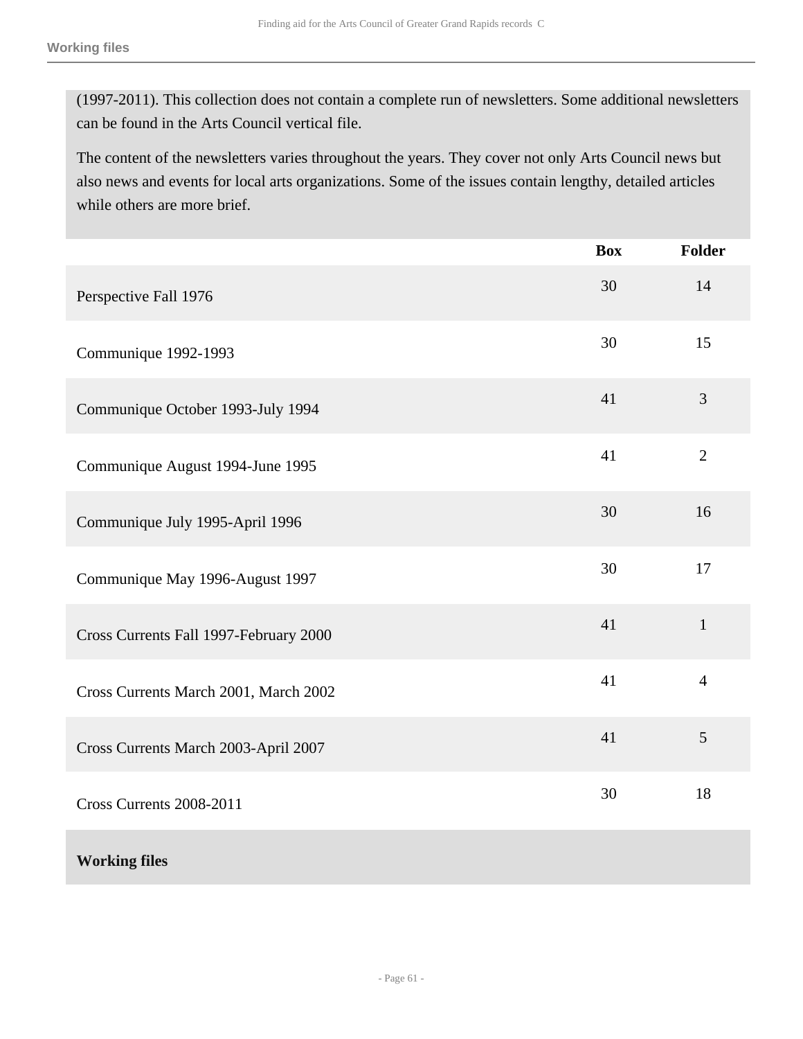(1997-2011). This collection does not contain a complete run of newsletters. Some additional newsletters can be found in the Arts Council vertical file.

The content of the newsletters varies throughout the years. They cover not only Arts Council news but also news and events for local arts organizations. Some of the issues contain lengthy, detailed articles while others are more brief.

| | Box | Folder |
|---|---|---|
| Perspective Fall 1976 | 30 | 14 |
| Communique 1992-1993 | 30 | 15 |
| Communique October 1993-July 1994 | 41 | 3 |
| Communique August 1994-June 1995 | 41 | 2 |
| Communique July 1995-April 1996 | 30 | 16 |
| Communique May 1996-August 1997 | 30 | 17 |
| Cross Currents Fall 1997-February 2000 | 41 | 1 |
| Cross Currents March 2001, March 2002 | 41 | 4 |
| Cross Currents March 2003-April 2007 | 41 | 5 |
| Cross Currents 2008-2011 | 30 | 18 |

**Working files**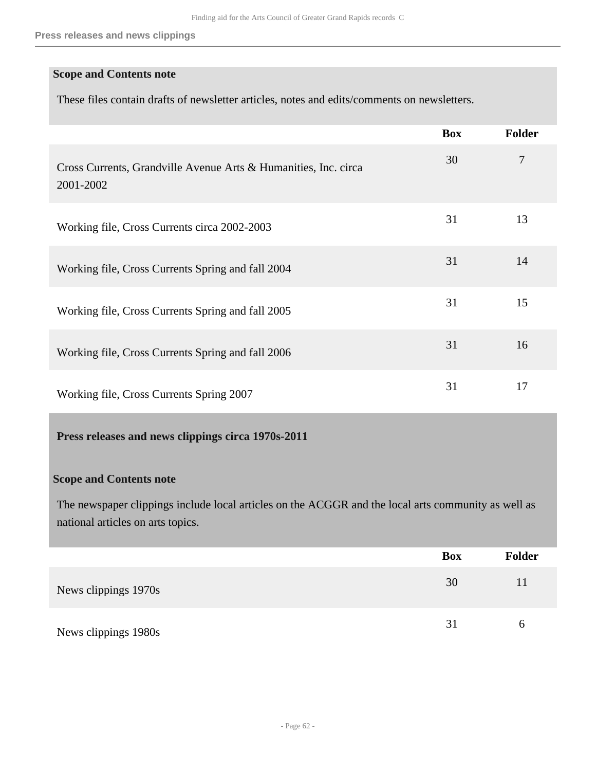**Scope and Contents note**

These files contain drafts of newsletter articles, notes and edits/comments on newsletters.

| | Box | Folder |
|---|---|---|
| Cross Currents, Grandville Avenue Arts & Humanities, Inc. circa 2001-2002 | 30 | 7 |
| Working file, Cross Currents circa 2002-2003 | 31 | 13 |
| Working file, Cross Currents Spring and fall 2004 | 31 | 14 |
| Working file, Cross Currents Spring and fall 2005 | 31 | 15 |
| Working file, Cross Currents Spring and fall 2006 | 31 | 16 |
| Working file, Cross Currents Spring 2007 | 31 | 17 |

### Press releases and news clippings circa 1970s-2011

**Scope and Contents note**

The newspaper clippings include local articles on the ACGGR and the local arts community as well as national articles on arts topics.

| | Box | Folder |
|---|---|---|
| News clippings 1970s | 30 | 11 |
| News clippings 1980s | 31 | 6 |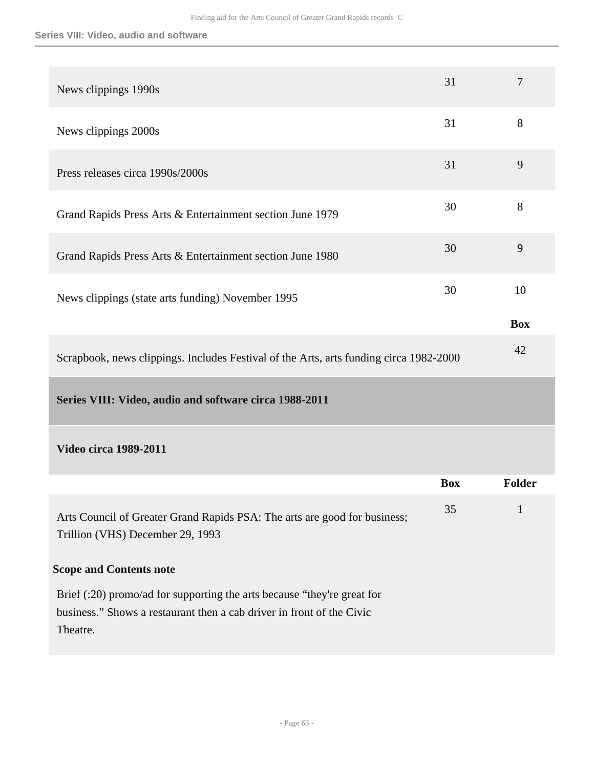| | | |
|---|---|---|
| News clippings 1990s | 31 | 7 |
| News clippings 2000s | 31 | 8 |
| Press releases circa 1990s/2000s | 31 | 9 |
| Grand Rapids Press Arts & Entertainment section June 1979 | 30 | 8 |
| Grand Rapids Press Arts & Entertainment section June 1980 | 30 | 9 |
| News clippings (state arts funding) November 1995 | 30 | 10 |

| | Box |
|---|---|
| Scrapbook, news clippings. Includes Festival of the Arts, arts funding circa 1982-2000 | 42 |

## Series VIII: Video, audio and software circa 1988-2011

### Video circa 1989-2011

| | Box | Folder |
|---|---|---|
| Arts Council of Greater Grand Rapids PSA: The arts are good for business; Trillion (VHS) December 29, 1993 | 35 | 1 |

**Scope and Contents note**

Brief (:20) promo/ad for supporting the arts because “they're great for business.” Shows a restaurant then a cab driver in front of the Civic Theatre.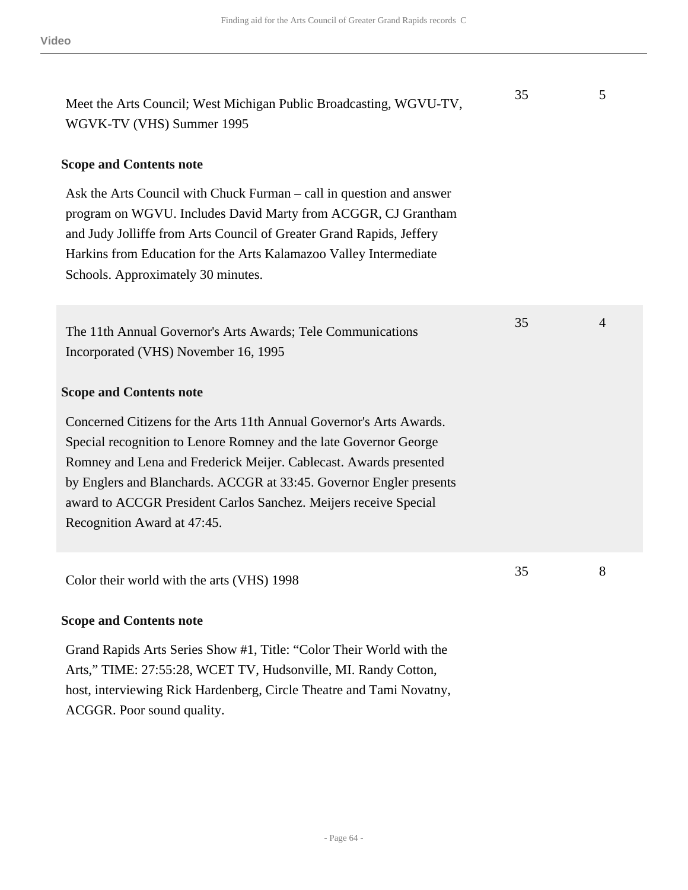Meet the Arts Council; West Michigan Public Broadcasting, WGVU-TV, WGVK-TV (VHS) Summer 1995 | 35 | 5

**Scope and Contents note**

Ask the Arts Council with Chuck Furman – call in question and answer program on WGVU. Includes David Marty from ACGGR, CJ Grantham and Judy Jolliffe from Arts Council of Greater Grand Rapids, Jeffery Harkins from Education for the Arts Kalamazoo Valley Intermediate Schools. Approximately 30 minutes.

The 11th Annual Governor's Arts Awards; Tele Communications Incorporated (VHS) November 16, 1995 | 35 | 4

**Scope and Contents note**

Concerned Citizens for the Arts 11th Annual Governor's Arts Awards. Special recognition to Lenore Romney and the late Governor George Romney and Lena and Frederick Meijer. Cablecast. Awards presented by Englers and Blanchards. ACCGR at 33:45. Governor Engler presents award to ACCGR President Carlos Sanchez. Meijers receive Special Recognition Award at 47:45.

Color their world with the arts (VHS) 1998 | 35 | 8

**Scope and Contents note**

Grand Rapids Arts Series Show #1, Title: "Color Their World with the Arts," TIME: 27:55:28, WCET TV, Hudsonville, MI. Randy Cotton, host, interviewing Rick Hardenberg, Circle Theatre and Tami Novatny, ACGGR. Poor sound quality.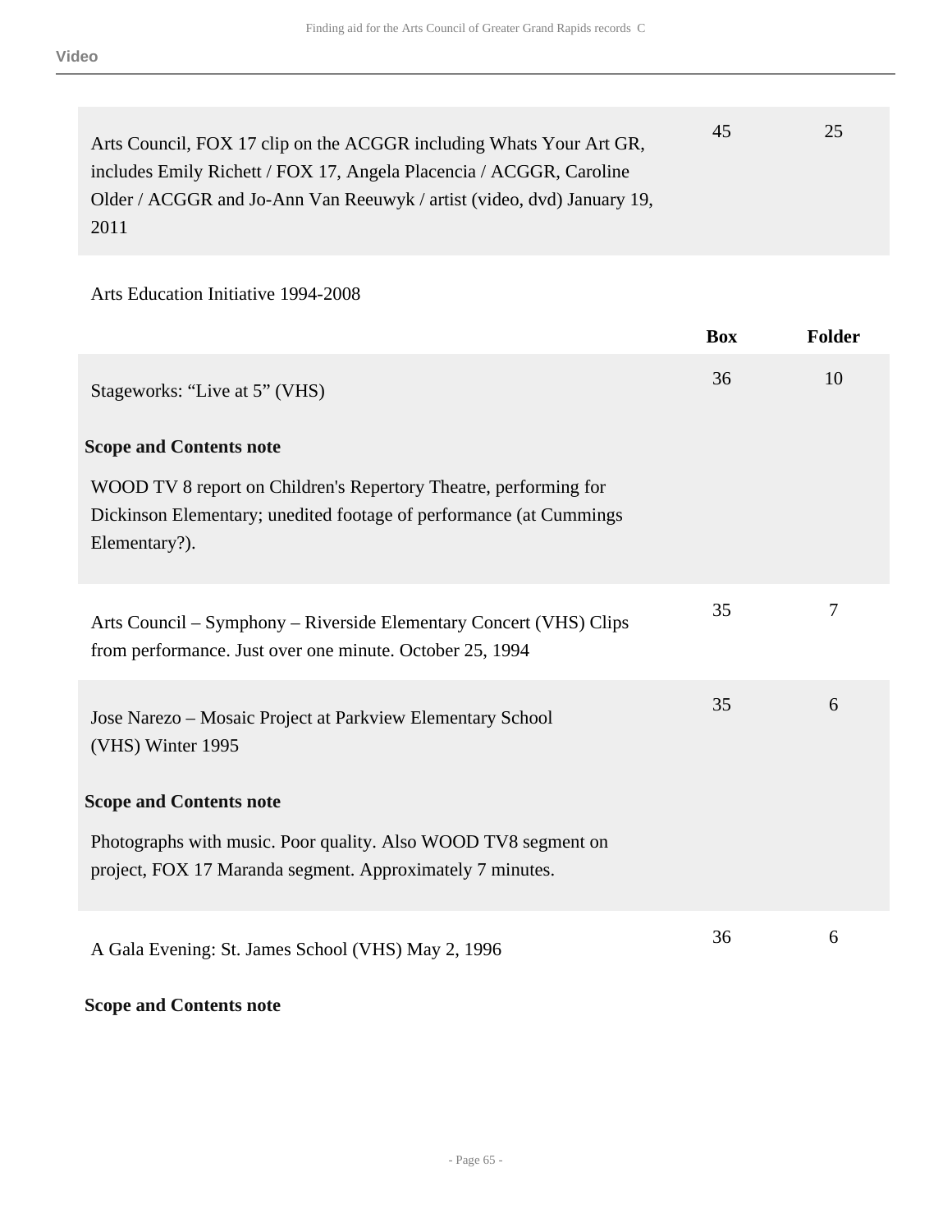Video

| | Box | Folder |
|---|---|---|
| Arts Council, FOX 17 clip on the ACGGR including Whats Your Art GR, includes Emily Richett / FOX 17, Angela Placencia / ACGGR, Caroline Older / ACGGR and Jo-Ann Van Reeuwyk / artist (video, dvd) January 19, 2011 | 45 | 25 |

Arts Education Initiative 1994-2008

| | Box | Folder |
|---|---|---|
| Stageworks: “Live at 5” (VHS)<br><br>**Scope and Contents note**<br><br>WOOD TV 8 report on Children's Repertory Theatre, performing for Dickinson Elementary; unedited footage of performance (at Cummings Elementary?). | 36 | 10 |
| Arts Council – Symphony – Riverside Elementary Concert (VHS) Clips from performance. Just over one minute. October 25, 1994 | 35 | 7 |
| Jose Narezo – Mosaic Project at Parkview Elementary School (VHS) Winter 1995<br><br>**Scope and Contents note**<br><br>Photographs with music. Poor quality. Also WOOD TV8 segment on project, FOX 17 Maranda segment. Approximately 7 minutes. | 35 | 6 |
| A Gala Evening: St. James School (VHS) May 2, 1996<br><br>**Scope and Contents note** | 36 | 6 |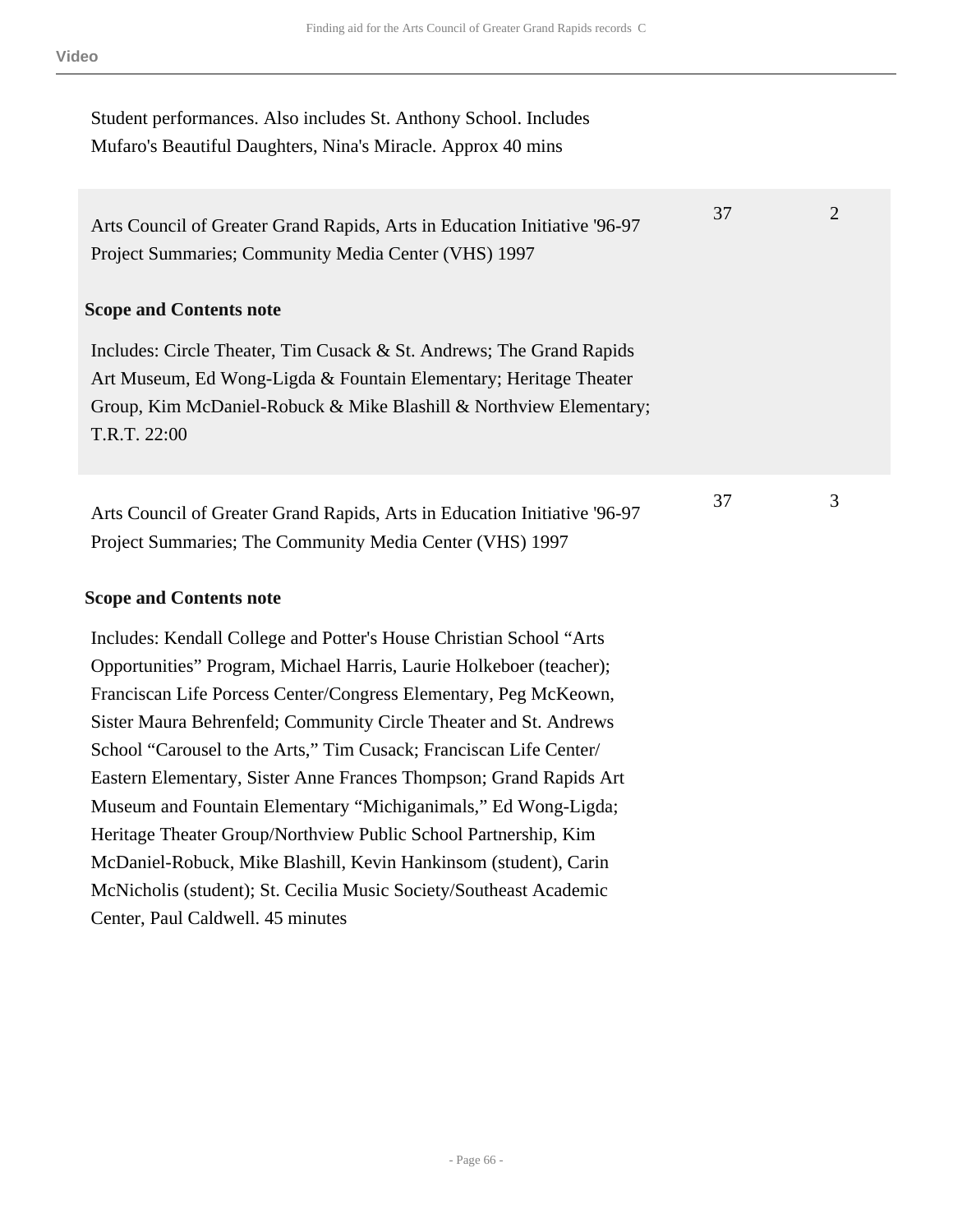Student performances. Also includes St. Anthony School. Includes Mufaro's Beautiful Daughters, Nina's Miracle. Approx 40 mins

| | | |
|---|---|---|
| Arts Council of Greater Grand Rapids, Arts in Education Initiative '96-97 Project Summaries; Community Media Center (VHS) 1997 | 37 | 2 |

**Scope and Contents note**

Includes: Circle Theater, Tim Cusack & St. Andrews; The Grand Rapids Art Museum, Ed Wong-Ligda & Fountain Elementary; Heritage Theater Group, Kim McDaniel-Robuck & Mike Blashill & Northview Elementary; T.R.T. 22:00

| | | |
|---|---|---|
| Arts Council of Greater Grand Rapids, Arts in Education Initiative '96-97 Project Summaries; The Community Media Center (VHS) 1997 | 37 | 3 |

**Scope and Contents note**

Includes: Kendall College and Potter's House Christian School “Arts Opportunities” Program, Michael Harris, Laurie Holkeboer (teacher); Franciscan Life Porcess Center/Congress Elementary, Peg McKeown, Sister Maura Behrenfeld; Community Circle Theater and St. Andrews School “Carousel to the Arts,” Tim Cusack; Franciscan Life Center/ Eastern Elementary, Sister Anne Frances Thompson; Grand Rapids Art Museum and Fountain Elementary “Michiganimals,” Ed Wong-Ligda; Heritage Theater Group/Northview Public School Partnership, Kim McDaniel-Robuck, Mike Blashill, Kevin Hankinsom (student), Carin McNicholis (student); St. Cecilia Music Society/Southeast Academic Center, Paul Caldwell. 45 minutes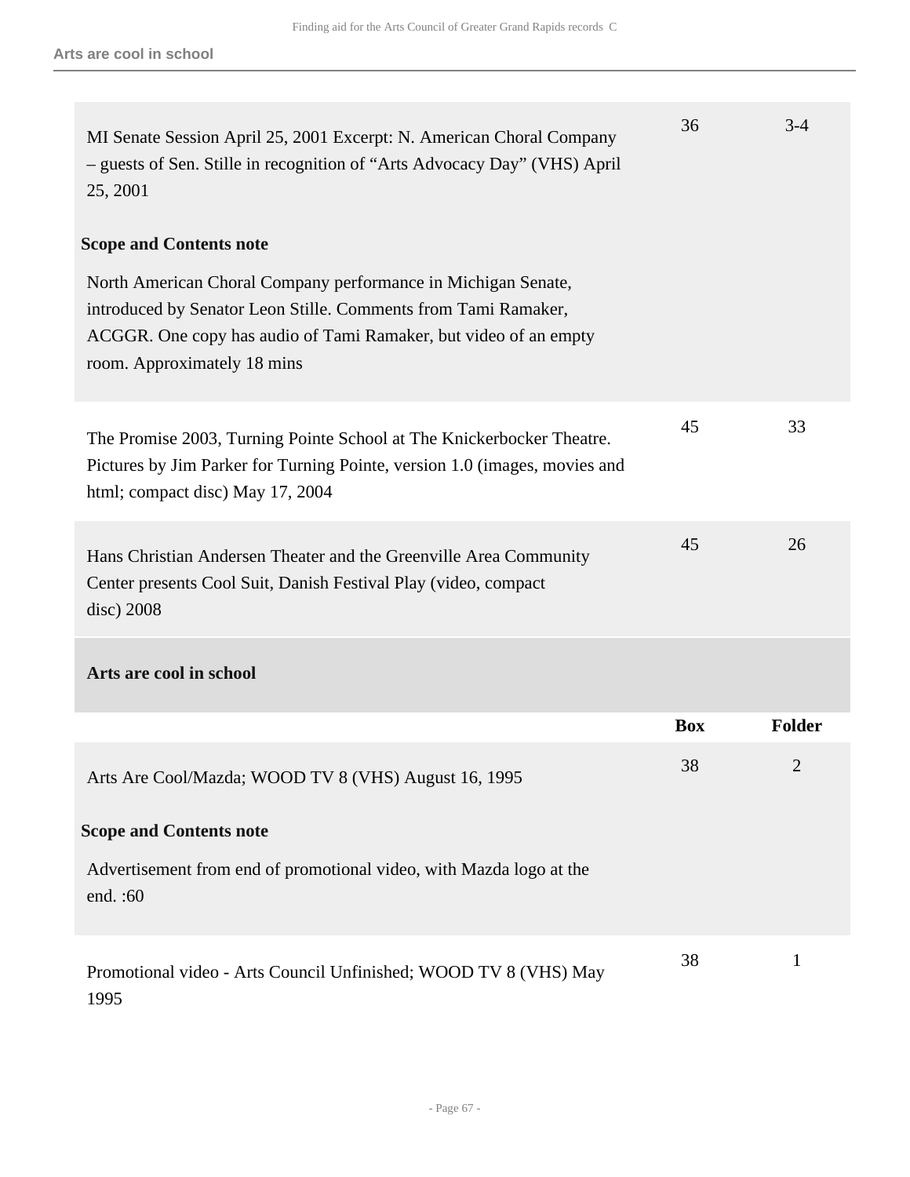| | Box | Folder |
|---|---|---|
| MI Senate Session April 25, 2001 Excerpt: N. American Choral Company – guests of Sen. Stille in recognition of "Arts Advocacy Day" (VHS) April 25, 2001 | 36 | 3-4 |

**Scope and Contents note**

North American Choral Company performance in Michigan Senate, introduced by Senator Leon Stille. Comments from Tami Ramaker, ACGGR. One copy has audio of Tami Ramaker, but video of an empty room. Approximately 18 mins

| | Box | Folder |
|---|---|---|
| The Promise 2003, Turning Pointe School at The Knickerbocker Theatre. Pictures by Jim Parker for Turning Pointe, version 1.0 (images, movies and html; compact disc) May 17, 2004 | 45 | 33 |
| Hans Christian Andersen Theater and the Greenville Area Community Center presents Cool Suit, Danish Festival Play (video, compact disc) 2008 | 45 | 26 |

### Arts are cool in school

| | Box | Folder |
|---|---|---|
| Arts Are Cool/Mazda; WOOD TV 8 (VHS) August 16, 1995 | 38 | 2 |

**Scope and Contents note**

Advertisement from end of promotional video, with Mazda logo at the end. :60

| | Box | Folder |
|---|---|---|
| Promotional video - Arts Council Unfinished; WOOD TV 8 (VHS) May 1995 | 38 | 1 |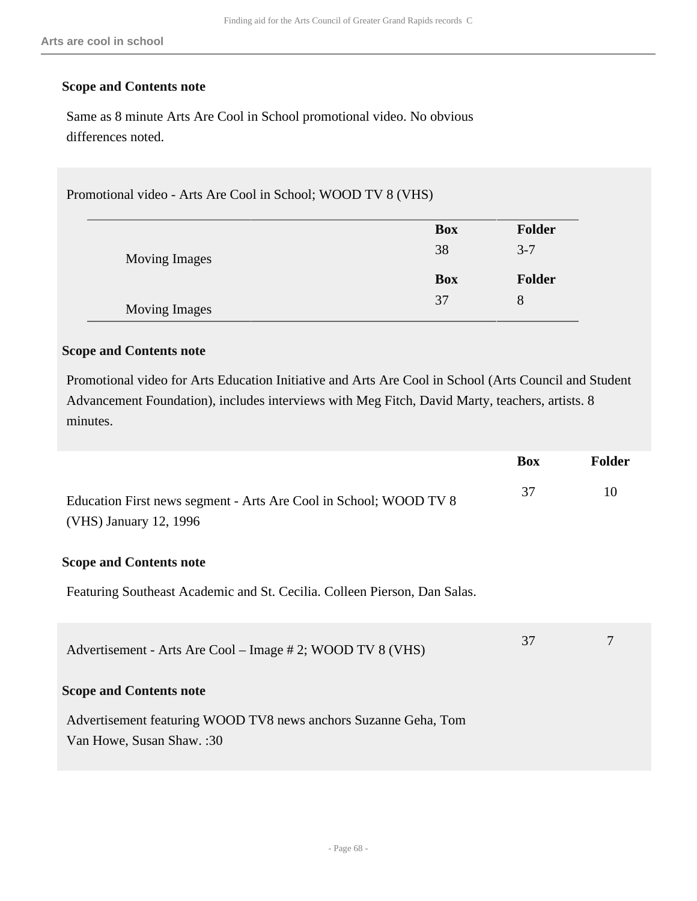**Arts are cool in school**

**Scope and Contents note**

Same as 8 minute Arts Are Cool in School promotional video. No obvious differences noted.

Promotional video - Arts Are Cool in School; WOOD TV 8 (VHS)

| | Box | Folder |
|---|---|---|
| Moving Images | 38 | 3-7 |
| Moving Images | 37 | 8 |

**Scope and Contents note**

Promotional video for Arts Education Initiative and Arts Are Cool in School (Arts Council and Student Advancement Foundation), includes interviews with Meg Fitch, David Marty, teachers, artists. 8 minutes.

| | Box | Folder |
|---|---|---|
| Education First news segment - Arts Are Cool in School; WOOD TV 8 (VHS) January 12, 1996 | 37 | 10 |

**Scope and Contents note**

Featuring Southeast Academic and St. Cecilia. Colleen Pierson, Dan Salas.

| | Box | Folder |
|---|---|---|
| Advertisement - Arts Are Cool – Image # 2; WOOD TV 8 (VHS) | 37 | 7 |

**Scope and Contents note**

Advertisement featuring WOOD TV8 news anchors Suzanne Geha, Tom Van Howe, Susan Shaw. :30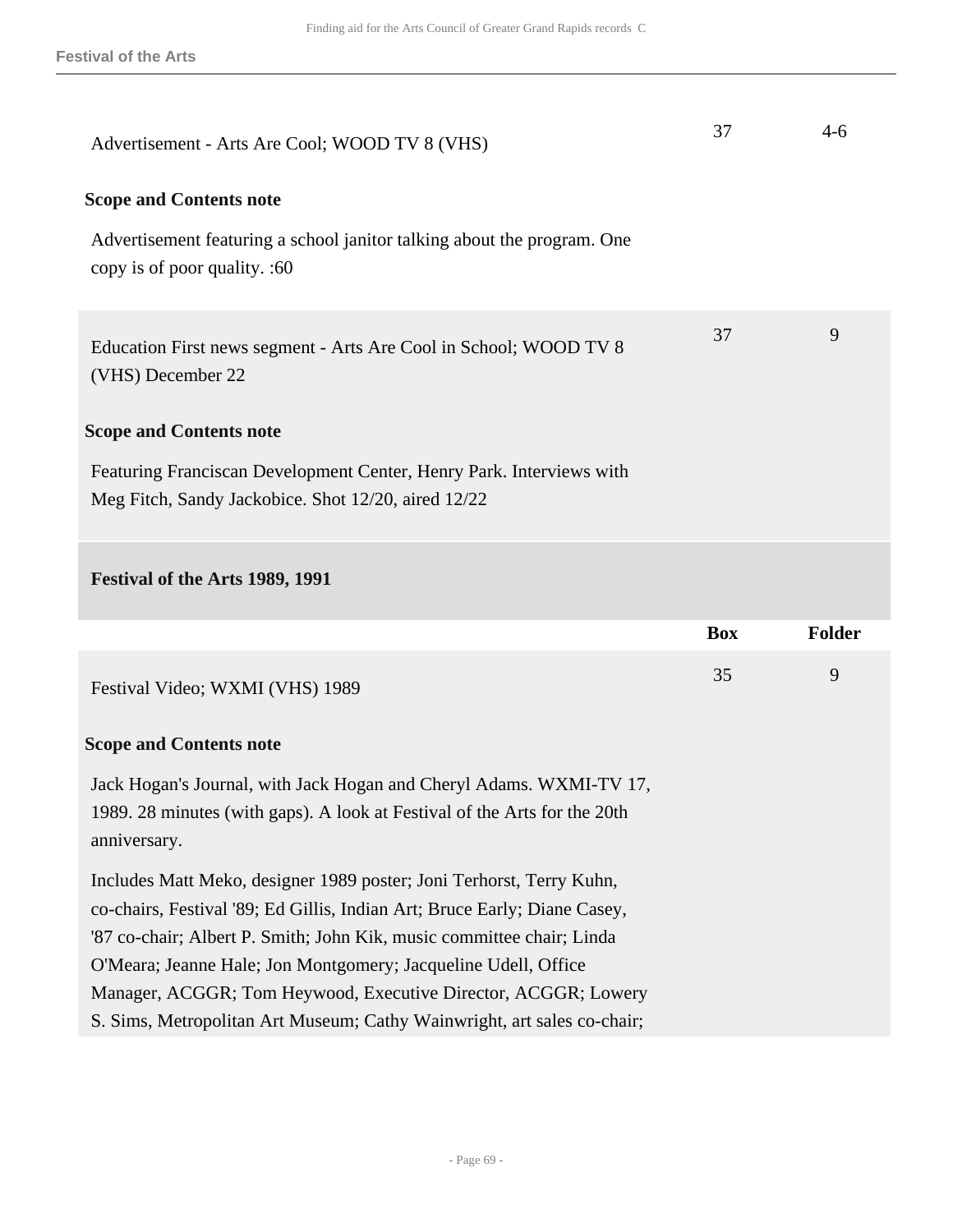| | | |
|---|---|---|
| Advertisement - Arts Are Cool; WOOD TV 8 (VHS) | 37 | 4-6 |

**Scope and Contents note**

Advertisement featuring a school janitor talking about the program. One copy is of poor quality. :60

| | | |
|---|---|---|
| Education First news segment - Arts Are Cool in School; WOOD TV 8 (VHS) December 22 | 37 | 9 |

**Scope and Contents note**

Featuring Franciscan Development Center, Henry Park. Interviews with Meg Fitch, Sandy Jackobice. Shot 12/20, aired 12/22

### Festival of the Arts 1989, 1991

| | Box | Folder |
|---|---|---|
| Festival Video; WXMI (VHS) 1989 | 35 | 9 |

**Scope and Contents note**

Jack Hogan's Journal, with Jack Hogan and Cheryl Adams. WXMI-TV 17, 1989. 28 minutes (with gaps). A look at Festival of the Arts for the 20th anniversary.

Includes Matt Meko, designer 1989 poster; Joni Terhorst, Terry Kuhn, co-chairs, Festival '89; Ed Gillis, Indian Art; Bruce Early; Diane Casey, '87 co-chair; Albert P. Smith; John Kik, music committee chair; Linda O'Meara; Jeanne Hale; Jon Montgomery; Jacqueline Udell, Office Manager, ACGGR; Tom Heywood, Executive Director, ACGGR; Lowery S. Sims, Metropolitan Art Museum; Cathy Wainwright, art sales co-chair;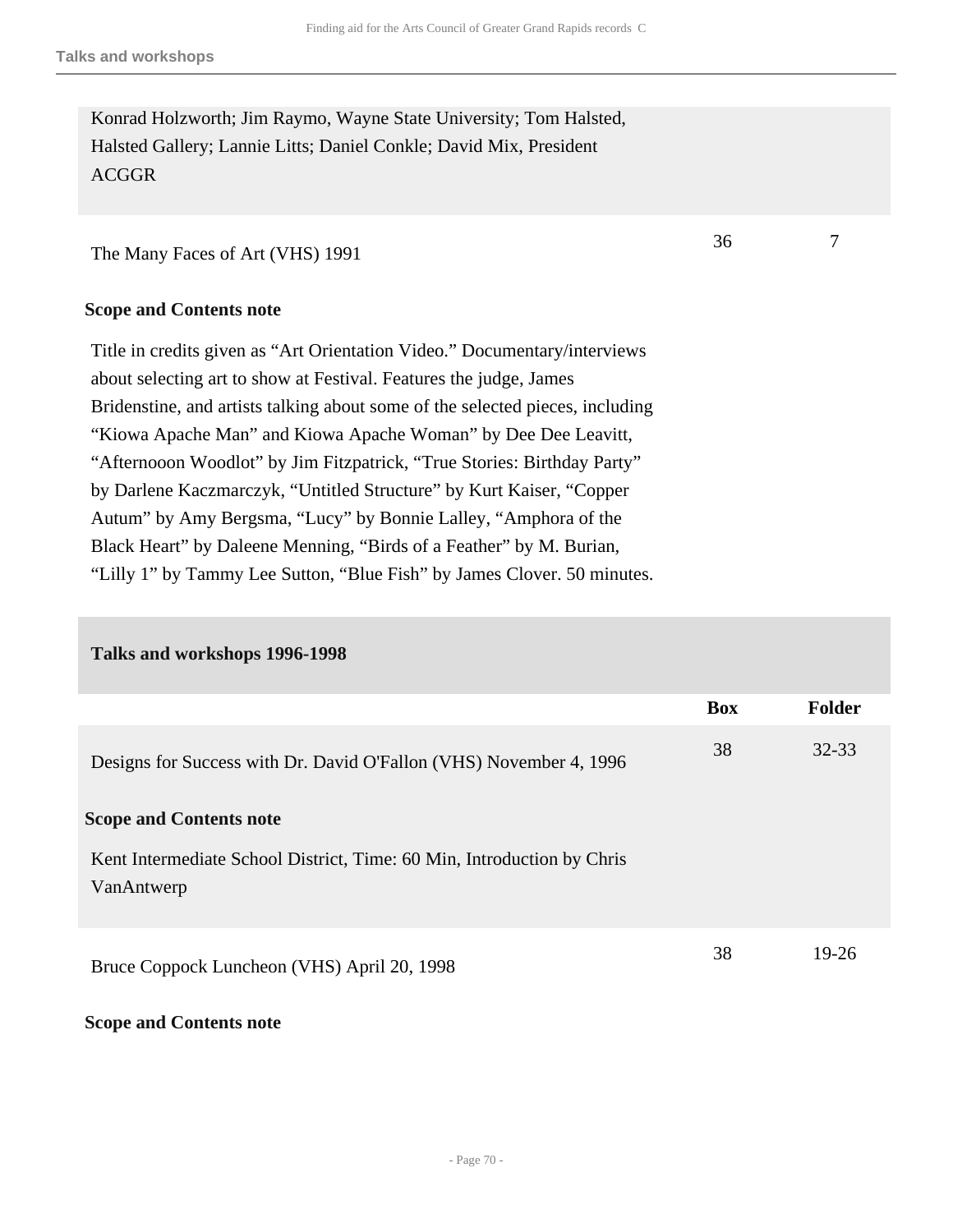Konrad Holzworth; Jim Raymo, Wayne State University; Tom Halsted, Halsted Gallery; Lannie Litts; Daniel Conkle; David Mix, President ACGGR

| | Box | Folder |
|---|---|---|
| The Many Faces of Art (VHS) 1991 | 36 | 7 |

**Scope and Contents note**

Title in credits given as “Art Orientation Video.” Documentary/interviews about selecting art to show at Festival. Features the judge, James Bridenstine, and artists talking about some of the selected pieces, including “Kiowa Apache Man” and Kiowa Apache Woman” by Dee Dee Leavitt, “Afternooon Woodlot” by Jim Fitzpatrick, “True Stories: Birthday Party” by Darlene Kaczmarczyk, “Untitled Structure” by Kurt Kaiser, “Copper Autum” by Amy Bergsma, “Lucy” by Bonnie Lalley, “Amphora of the Black Heart” by Daleene Menning, “Birds of a Feather” by M. Burian, “Lilly 1” by Tammy Lee Sutton, “Blue Fish” by James Clover. 50 minutes.

## Talks and workshops 1996-1998

| | Box | Folder |
|---|---|---|
| Designs for Success with Dr. David O'Fallon (VHS) November 4, 1996 | 38 | 32-33 |

**Scope and Contents note**

Kent Intermediate School District, Time: 60 Min, Introduction by Chris VanAntwerp

| | Box | Folder |
|---|---|---|
| Bruce Coppock Luncheon (VHS) April 20, 1998 | 38 | 19-26 |

**Scope and Contents note**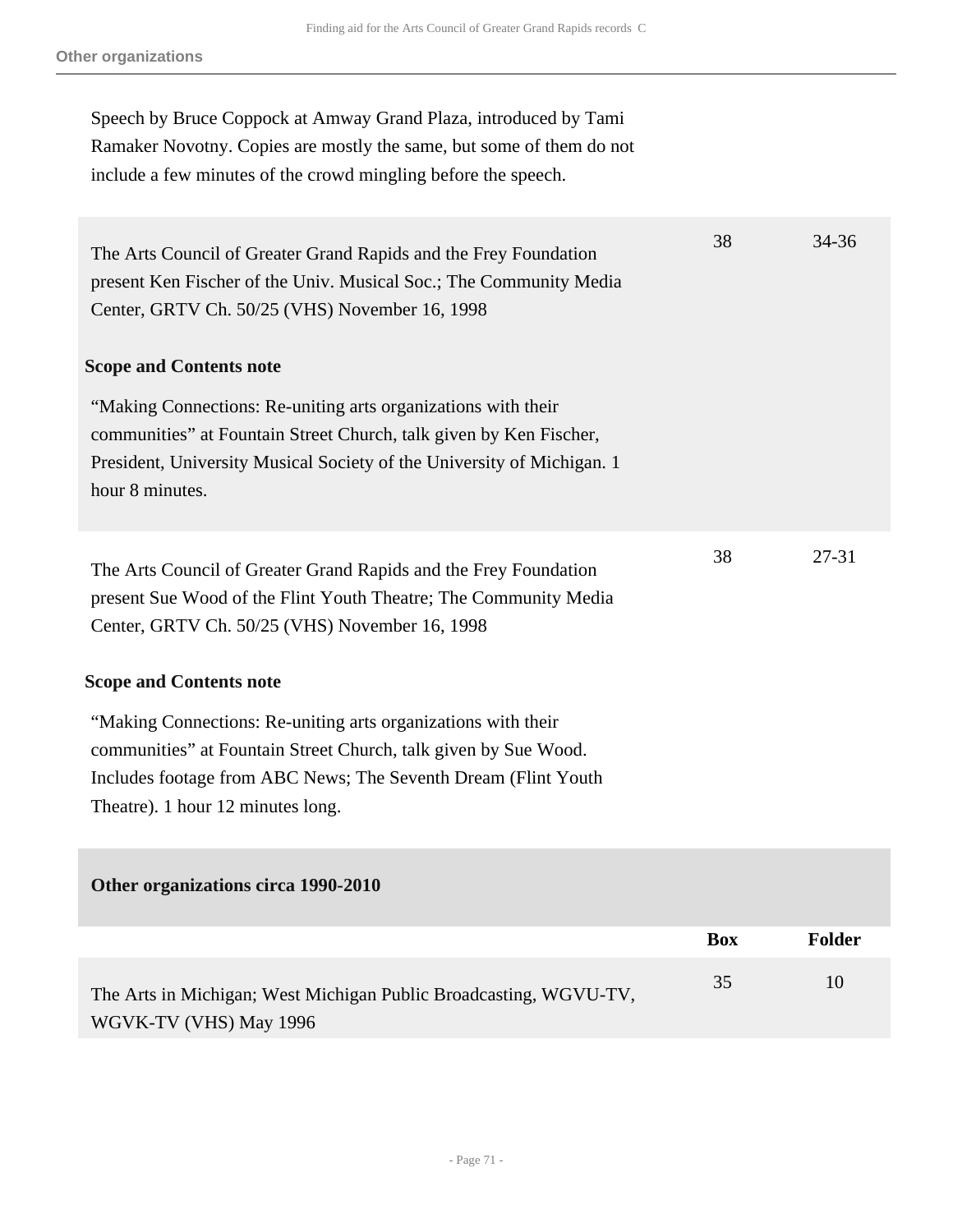Speech by Bruce Coppock at Amway Grand Plaza, introduced by Tami Ramaker Novotny. Copies are mostly the same, but some of them do not include a few minutes of the crowd mingling before the speech.

| | Box | Folder |
|---|---|---|
| The Arts Council of Greater Grand Rapids and the Frey Foundation present Ken Fischer of the Univ. Musical Soc.; The Community Media Center, GRTV Ch. 50/25 (VHS) November 16, 1998 | 38 | 34-36 |

**Scope and Contents note**

"Making Connections: Re-uniting arts organizations with their communities" at Fountain Street Church, talk given by Ken Fischer, President, University Musical Society of the University of Michigan. 1 hour 8 minutes.

| | Box | Folder |
|---|---|---|
| The Arts Council of Greater Grand Rapids and the Frey Foundation present Sue Wood of the Flint Youth Theatre; The Community Media Center, GRTV Ch. 50/25 (VHS) November 16, 1998 | 38 | 27-31 |

**Scope and Contents note**

"Making Connections: Re-uniting arts organizations with their communities" at Fountain Street Church, talk given by Sue Wood. Includes footage from ABC News; The Seventh Dream (Flint Youth Theatre). 1 hour 12 minutes long.

### Other organizations circa 1990-2010

| | Box | Folder |
|---|---|---|
| The Arts in Michigan; West Michigan Public Broadcasting, WGVU-TV, WGVK-TV (VHS) May 1996 | 35 | 10 |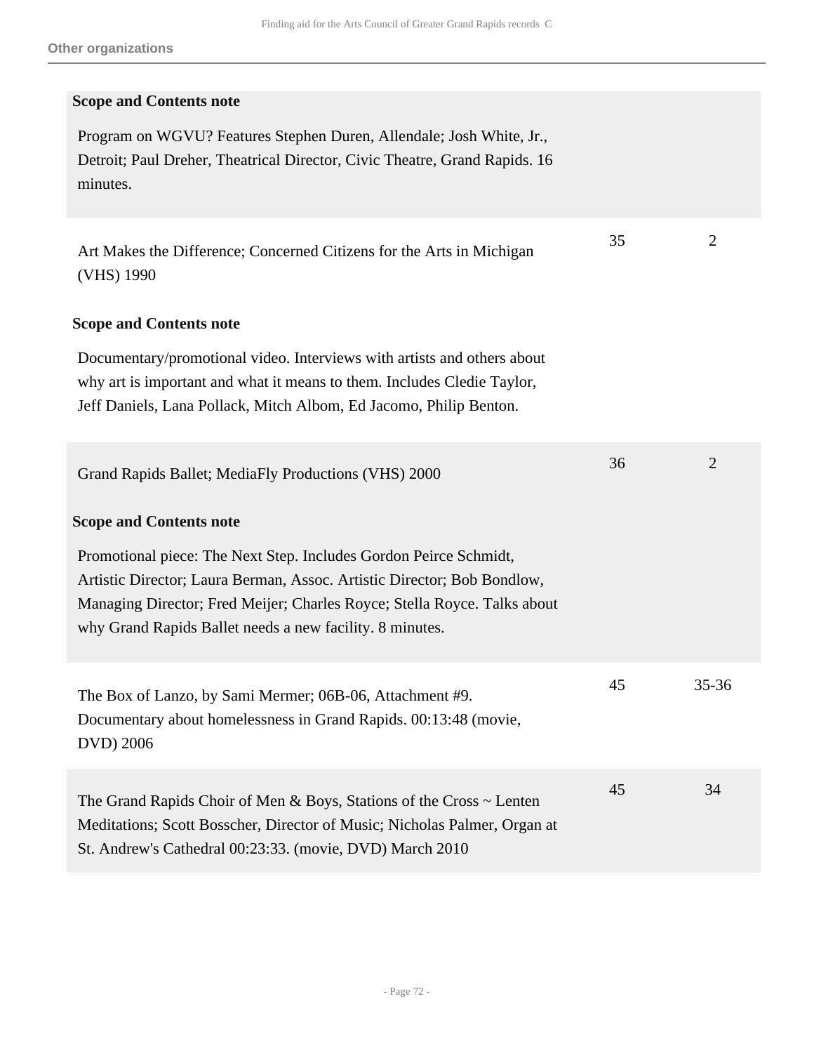**Other organizations**

**Scope and Contents note**

Program on WGVU? Features Stephen Duren, Allendale; Josh White, Jr., Detroit; Paul Dreher, Theatrical Director, Civic Theatre, Grand Rapids. 16 minutes.

| | | |
|---|---|---|
| Art Makes the Difference; Concerned Citizens for the Arts in Michigan (VHS) 1990 | 35 | 2 |

**Scope and Contents note**

Documentary/promotional video. Interviews with artists and others about why art is important and what it means to them. Includes Cledie Taylor, Jeff Daniels, Lana Pollack, Mitch Albom, Ed Jacomo, Philip Benton.

| | | |
|---|---|---|
| Grand Rapids Ballet; MediaFly Productions (VHS) 2000 | 36 | 2 |

**Scope and Contents note**

Promotional piece: The Next Step. Includes Gordon Peirce Schmidt, Artistic Director; Laura Berman, Assoc. Artistic Director; Bob Bondlow, Managing Director; Fred Meijer; Charles Royce; Stella Royce. Talks about why Grand Rapids Ballet needs a new facility. 8 minutes.

| | | |
|---|---|---|
| The Box of Lanzo, by Sami Mermer; 06B-06, Attachment #9. Documentary about homelessness in Grand Rapids. 00:13:48 (movie, DVD) 2006 | 45 | 35-36 |
| The Grand Rapids Choir of Men & Boys, Stations of the Cross ~ Lenten Meditations; Scott Bosscher, Director of Music; Nicholas Palmer, Organ at St. Andrew's Cathedral 00:23:33. (movie, DVD) March 2010 | 45 | 34 |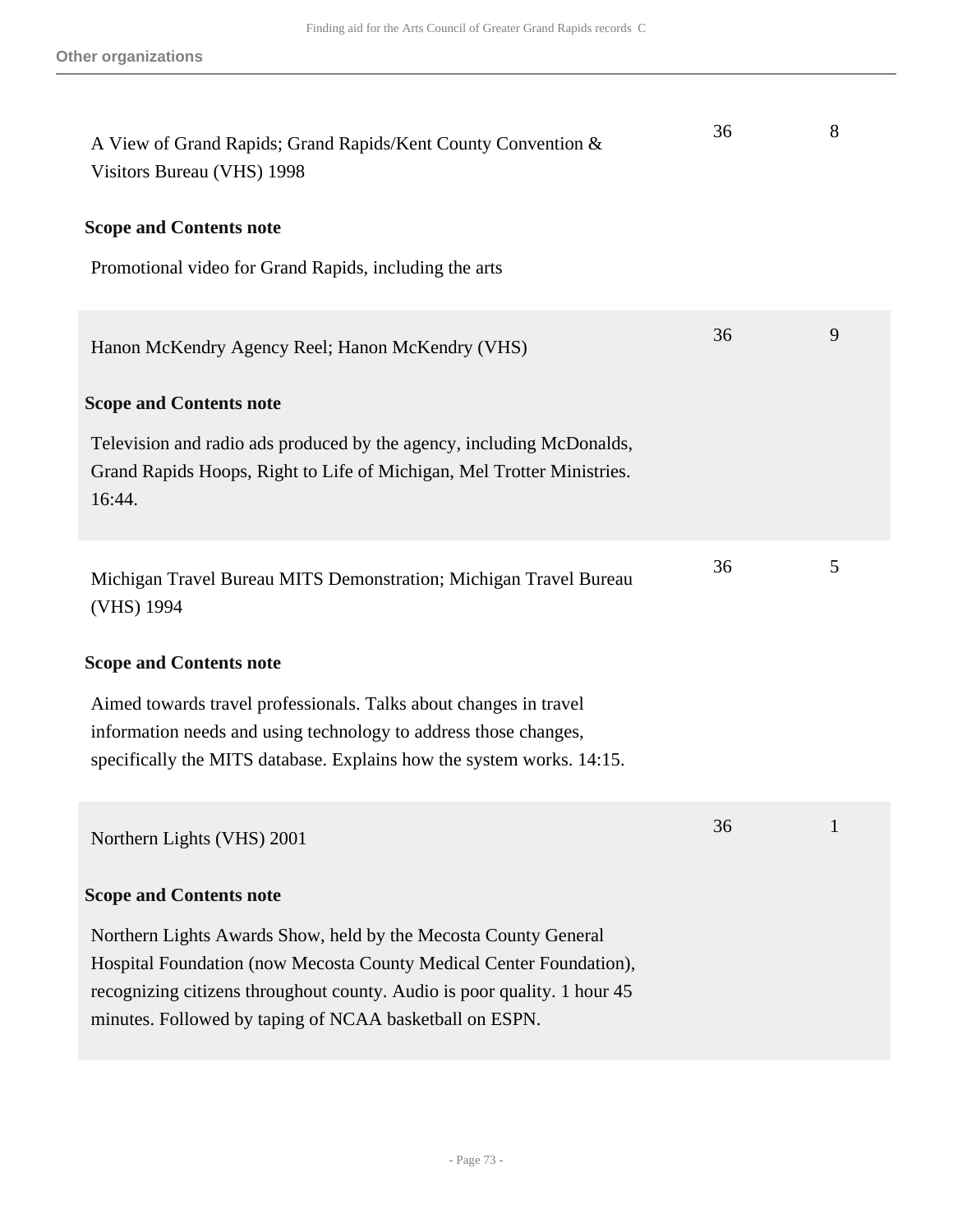**Other organizations**

| | | |
|---|---|---|
| A View of Grand Rapids; Grand Rapids/Kent County Convention & Visitors Bureau (VHS) 1998 | 36 | 8 |

**Scope and Contents note**

Promotional video for Grand Rapids, including the arts

| | | |
|---|---|---|
| Hanon McKendry Agency Reel; Hanon McKendry (VHS) | 36 | 9 |

**Scope and Contents note**

Television and radio ads produced by the agency, including McDonalds, Grand Rapids Hoops, Right to Life of Michigan, Mel Trotter Ministries. 16:44.

| | | |
|---|---|---|
| Michigan Travel Bureau MITS Demonstration; Michigan Travel Bureau (VHS) 1994 | 36 | 5 |

**Scope and Contents note**

Aimed towards travel professionals. Talks about changes in travel information needs and using technology to address those changes, specifically the MITS database. Explains how the system works. 14:15.

| | | |
|---|---|---|
| Northern Lights (VHS) 2001 | 36 | 1 |

**Scope and Contents note**

Northern Lights Awards Show, held by the Mecosta County General Hospital Foundation (now Mecosta County Medical Center Foundation), recognizing citizens throughout county. Audio is poor quality. 1 hour 45 minutes. Followed by taping of NCAA basketball on ESPN.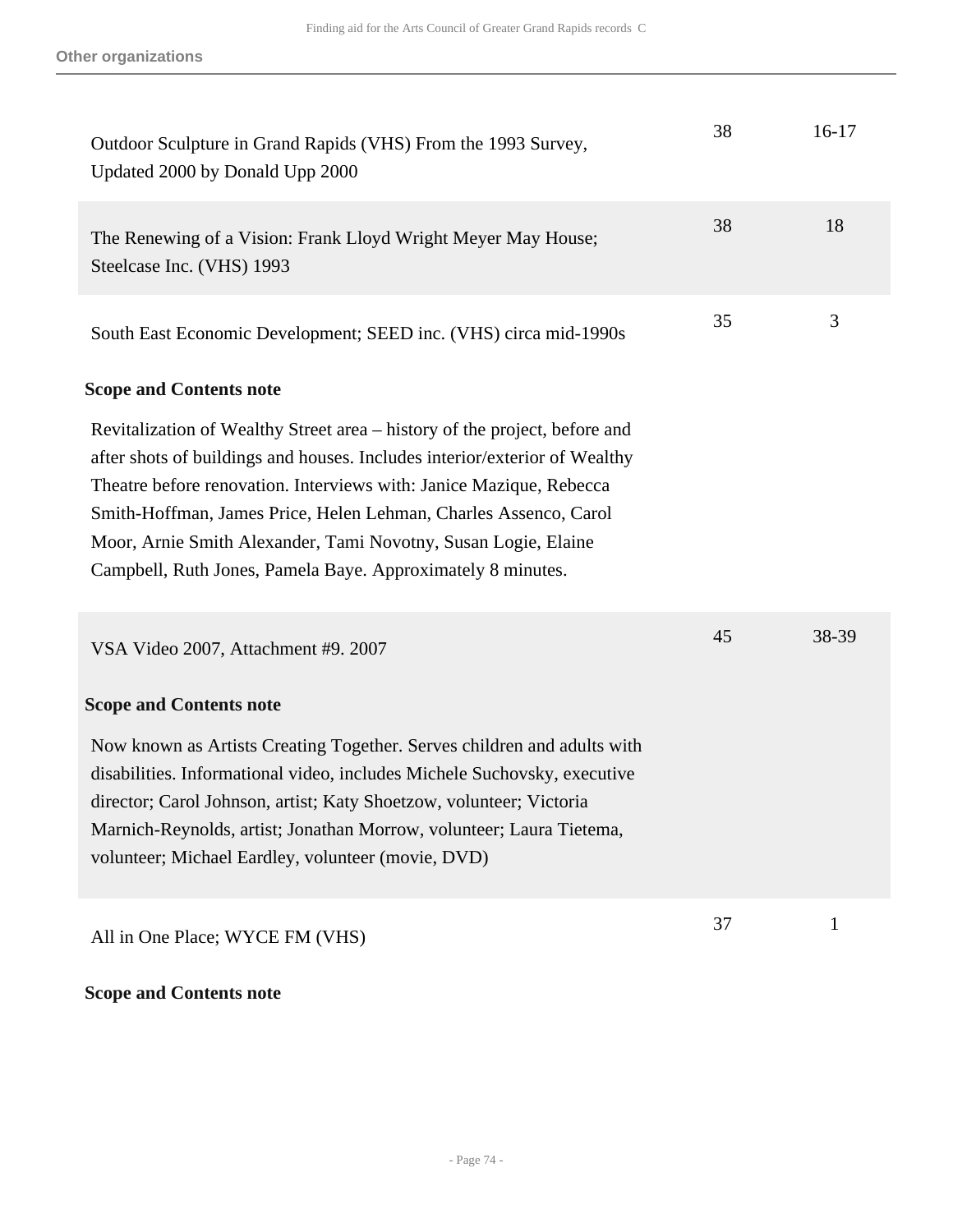**Other organizations**

| | | |
|---|---|---|
| Outdoor Sculpture in Grand Rapids (VHS) From the 1993 Survey, Updated 2000 by Donald Upp 2000 | 38 | 16-17 |
| The Renewing of a Vision: Frank Lloyd Wright Meyer May House; Steelcase Inc. (VHS) 1993 | 38 | 18 |
| South East Economic Development; SEED inc. (VHS) circa mid-1990s | 35 | 3 |

**Scope and Contents note**

Revitalization of Wealthy Street area – history of the project, before and after shots of buildings and houses. Includes interior/exterior of Wealthy Theatre before renovation. Interviews with: Janice Mazique, Rebecca Smith-Hoffman, James Price, Helen Lehman, Charles Assenco, Carol Moor, Arnie Smith Alexander, Tami Novotny, Susan Logie, Elaine Campbell, Ruth Jones, Pamela Baye. Approximately 8 minutes.

| | | |
|---|---|---|
| VSA Video 2007, Attachment #9. 2007 | 45 | 38-39 |

**Scope and Contents note**

Now known as Artists Creating Together. Serves children and adults with disabilities. Informational video, includes Michele Suchovsky, executive director; Carol Johnson, artist; Katy Shoetzow, volunteer; Victoria Marnich-Reynolds, artist; Jonathan Morrow, volunteer; Laura Tietema, volunteer; Michael Eardley, volunteer (movie, DVD)

| | | |
|---|---|---|
| All in One Place; WYCE FM (VHS) | 37 | 1 |

**Scope and Contents note**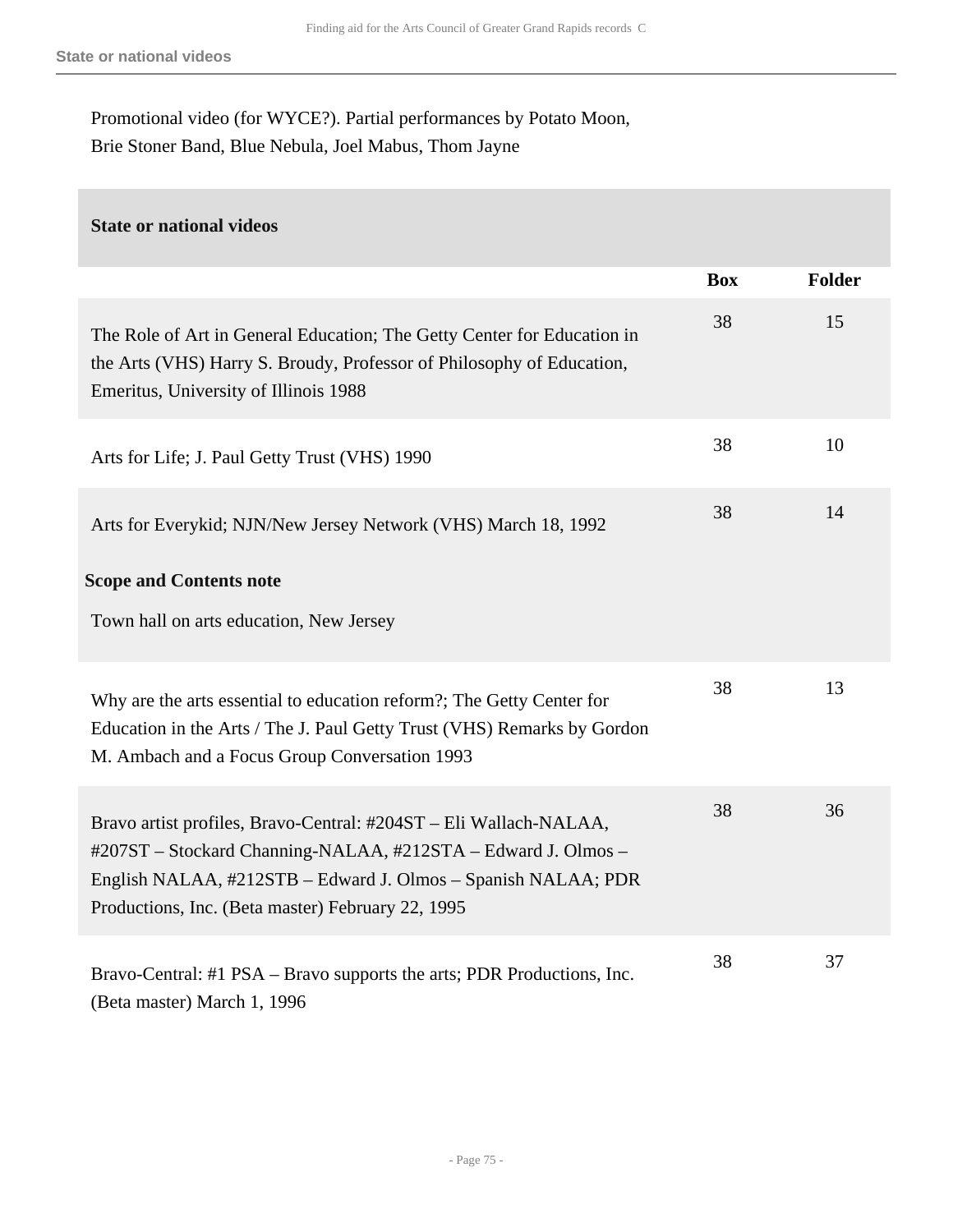Promotional video (for WYCE?). Partial performances by Potato Moon, Brie Stoner Band, Blue Nebula, Joel Mabus, Thom Jayne

### State or national videos

| | Box | Folder |
|---|---|---|
| The Role of Art in General Education; The Getty Center for Education in the Arts (VHS) Harry S. Broudy, Professor of Philosophy of Education, Emeritus, University of Illinois 1988 | 38 | 15 |
| Arts for Life; J. Paul Getty Trust (VHS) 1990 | 38 | 10 |
| Arts for Everykid; NJN/New Jersey Network (VHS) March 18, 1992<br><br>**Scope and Contents note**<br><br>Town hall on arts education, New Jersey | 38 | 14 |
| Why are the arts essential to education reform?; The Getty Center for Education in the Arts / The J. Paul Getty Trust (VHS) Remarks by Gordon M. Ambach and a Focus Group Conversation 1993 | 38 | 13 |
| Bravo artist profiles, Bravo-Central: #204ST – Eli Wallach-NALAA, #207ST – Stockard Channing-NALAA, #212STA – Edward J. Olmos – English NALAA, #212STB – Edward J. Olmos – Spanish NALAA; PDR Productions, Inc. (Beta master) February 22, 1995 | 38 | 36 |
| Bravo-Central: #1 PSA – Bravo supports the arts; PDR Productions, Inc. (Beta master) March 1, 1996 | 38 | 37 |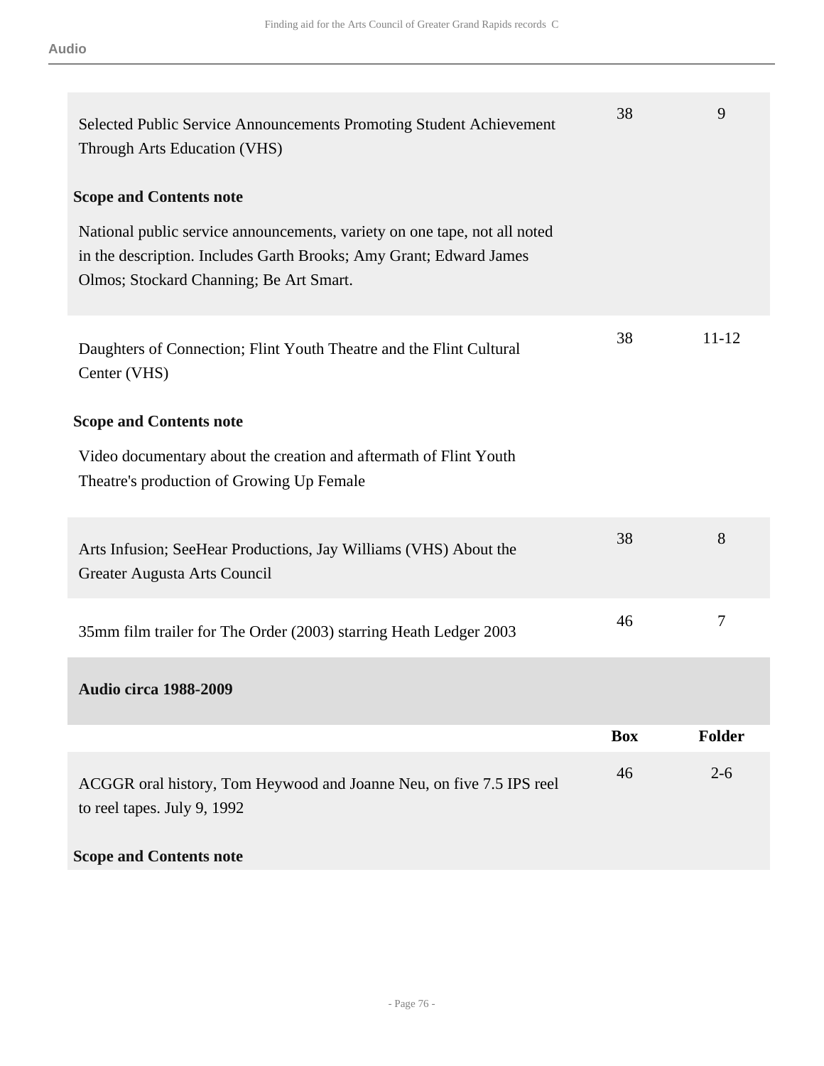| | Box | Folder |
|---|---|---|
| Selected Public Service Announcements Promoting Student Achievement Through Arts Education (VHS) | 38 | 9 |

**Scope and Contents note**

National public service announcements, variety on one tape, not all noted in the description. Includes Garth Brooks; Amy Grant; Edward James Olmos; Stockard Channing; Be Art Smart.

| | Box | Folder |
|---|---|---|
| Daughters of Connection; Flint Youth Theatre and the Flint Cultural Center (VHS) | 38 | 11-12 |

**Scope and Contents note**

Video documentary about the creation and aftermath of Flint Youth Theatre's production of Growing Up Female

| | Box | Folder |
|---|---|---|
| Arts Infusion; SeeHear Productions, Jay Williams (VHS) About the Greater Augusta Arts Council | 38 | 8 |
| 35mm film trailer for The Order (2003) starring Heath Ledger 2003 | 46 | 7 |

### Audio circa 1988-2009

| | Box | Folder |
|---|---|---|
| ACGGR oral history, Tom Heywood and Joanne Neu, on five 7.5 IPS reel to reel tapes. July 9, 1992 | 46 | 2-6 |

**Scope and Contents note**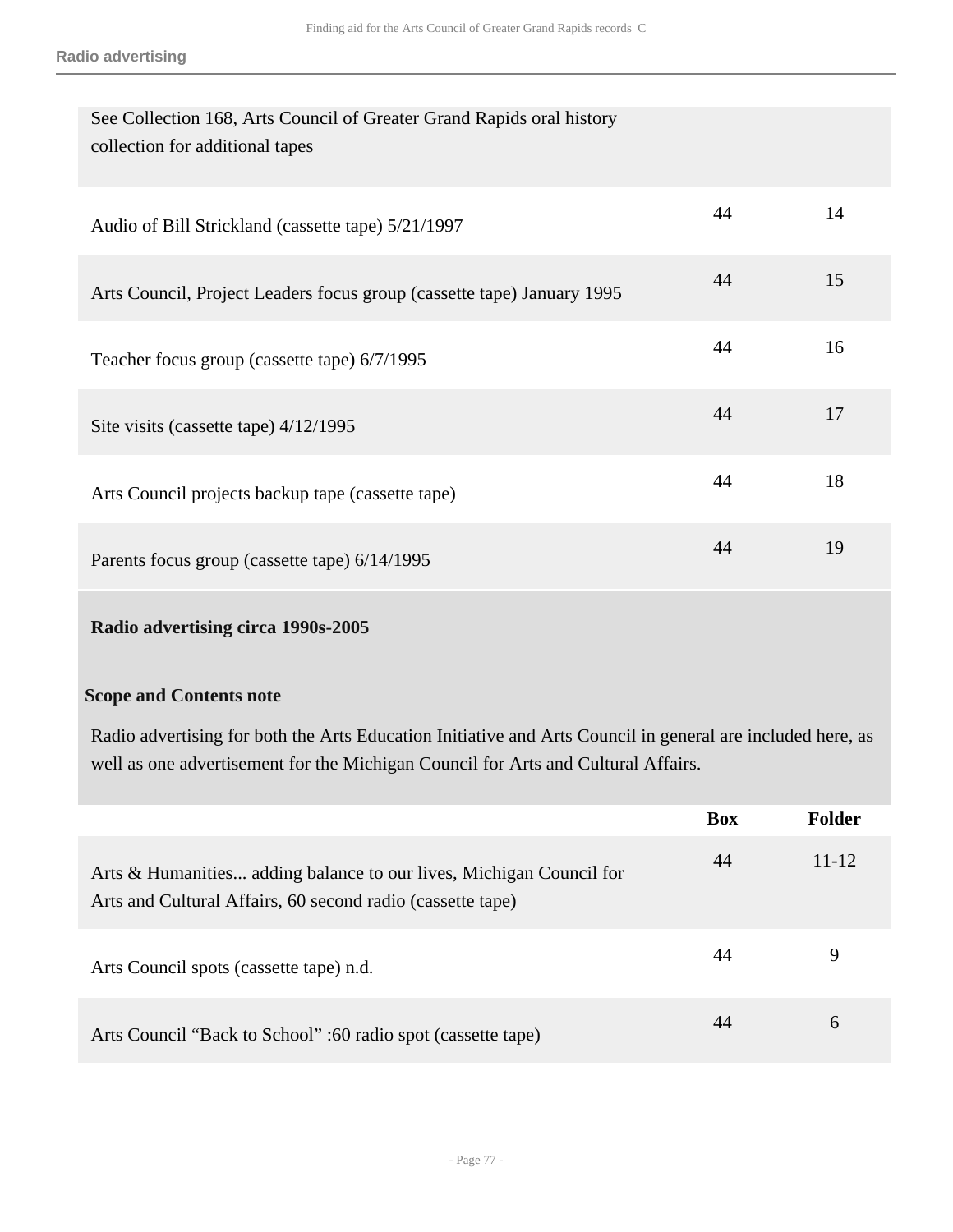See Collection 168, Arts Council of Greater Grand Rapids oral history collection for additional tapes

| | Box | Folder |
|---|---|---|
| Audio of Bill Strickland (cassette tape) 5/21/1997 | 44 | 14 |
| Arts Council, Project Leaders focus group (cassette tape) January 1995 | 44 | 15 |
| Teacher focus group (cassette tape) 6/7/1995 | 44 | 16 |
| Site visits (cassette tape) 4/12/1995 | 44 | 17 |
| Arts Council projects backup tape (cassette tape) | 44 | 18 |
| Parents focus group (cassette tape) 6/14/1995 | 44 | 19 |

### Radio advertising circa 1990s-2005

#### Scope and Contents note

Radio advertising for both the Arts Education Initiative and Arts Council in general are included here, as well as one advertisement for the Michigan Council for Arts and Cultural Affairs.

| | Box | Folder |
|---|---|---|
| Arts & Humanities... adding balance to our lives, Michigan Council for Arts and Cultural Affairs, 60 second radio (cassette tape) | 44 | 11-12 |
| Arts Council spots (cassette tape) n.d. | 44 | 9 |
| Arts Council “Back to School” :60 radio spot (cassette tape) | 44 | 6 |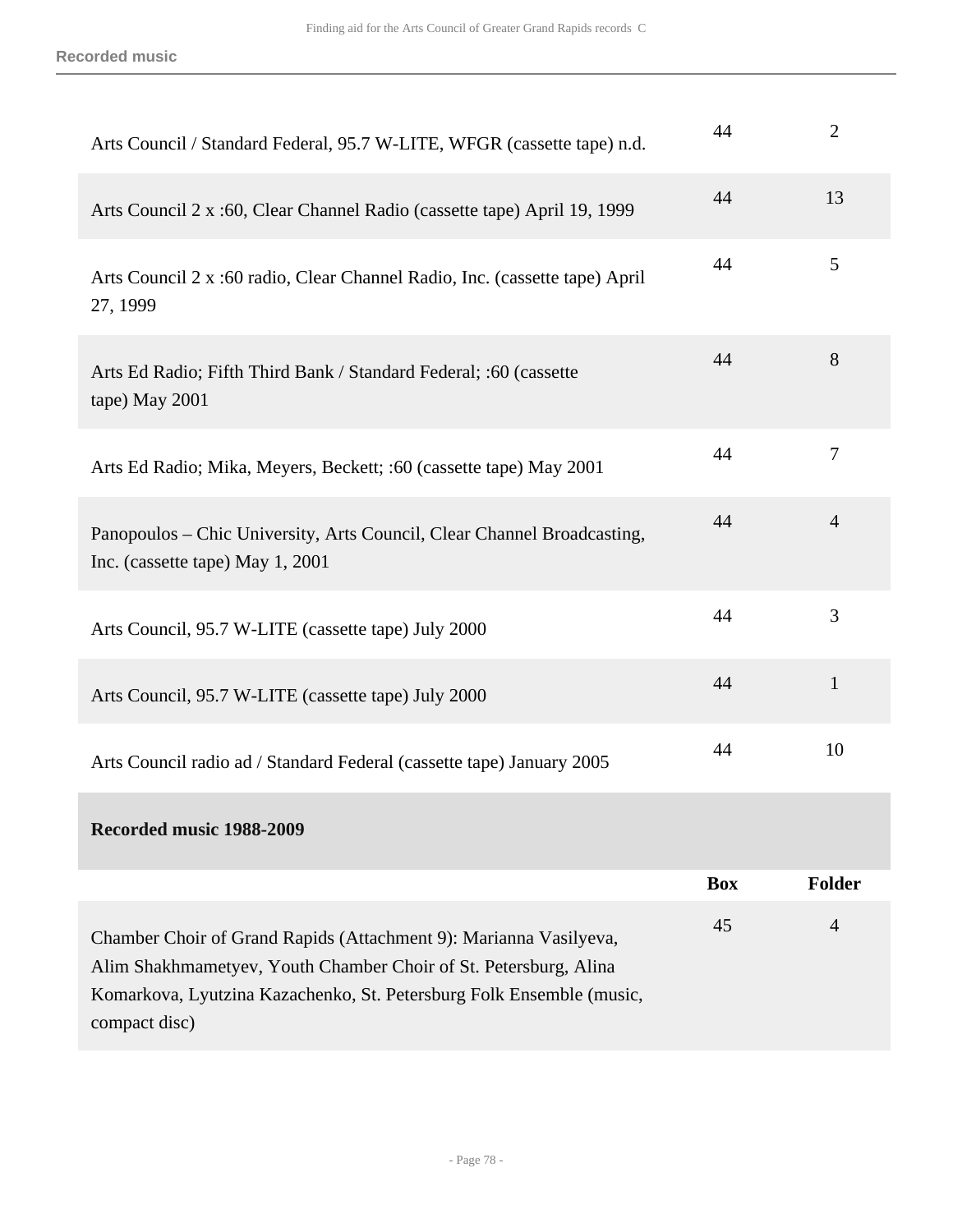| | Box | Folder |
|---|---|---|
| Arts Council / Standard Federal, 95.7 W-LITE, WFGR (cassette tape) n.d. | 44 | 2 |
| Arts Council 2 x :60, Clear Channel Radio (cassette tape) April 19, 1999 | 44 | 13 |
| Arts Council 2 x :60 radio, Clear Channel Radio, Inc. (cassette tape) April 27, 1999 | 44 | 5 |
| Arts Ed Radio; Fifth Third Bank / Standard Federal; :60 (cassette tape) May 2001 | 44 | 8 |
| Arts Ed Radio; Mika, Meyers, Beckett; :60 (cassette tape) May 2001 | 44 | 7 |
| Panopoulos – Chic University, Arts Council, Clear Channel Broadcasting, Inc. (cassette tape) May 1, 2001 | 44 | 4 |
| Arts Council, 95.7 W-LITE (cassette tape) July 2000 | 44 | 3 |
| Arts Council, 95.7 W-LITE (cassette tape) July 2000 | 44 | 1 |
| Arts Council radio ad / Standard Federal (cassette tape) January 2005 | 44 | 10 |

**Recorded music 1988-2009**

| | Box | Folder |
|---|---|---|
| Chamber Choir of Grand Rapids (Attachment 9): Marianna Vasilyeva, Alim Shakhmametyev, Youth Chamber Choir of St. Petersburg, Alina Komarkova, Lyutzina Kazachenko, St. Petersburg Folk Ensemble (music, compact disc) | 45 | 4 |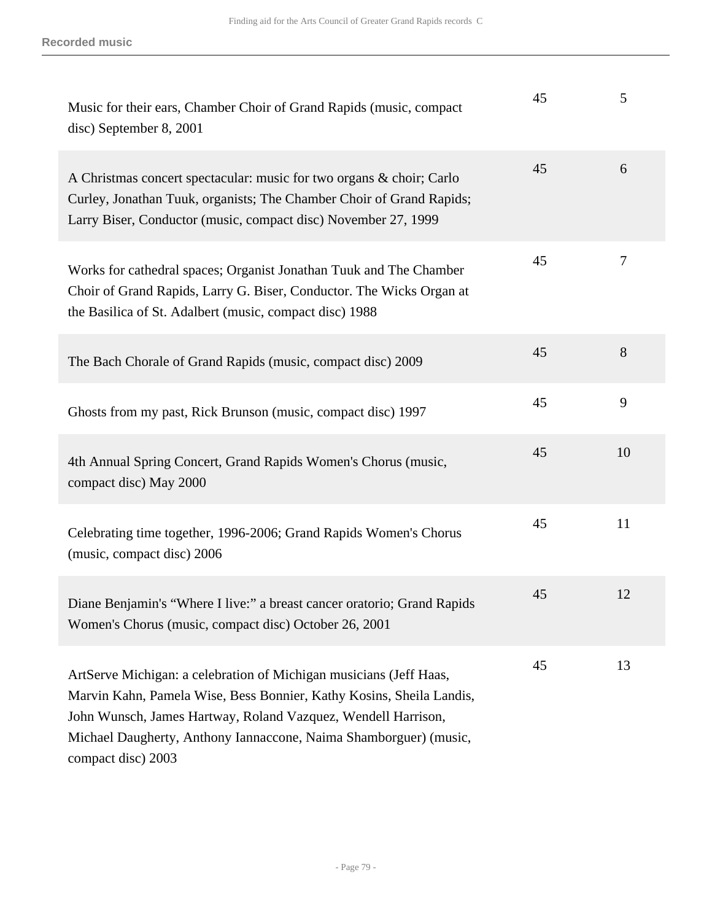| | | |
|---|---|---|
| Music for their ears, Chamber Choir of Grand Rapids (music, compact disc) September 8, 2001 | 45 | 5 |
| A Christmas concert spectacular: music for two organs & choir; Carlo Curley, Jonathan Tuuk, organists; The Chamber Choir of Grand Rapids; Larry Biser, Conductor (music, compact disc) November 27, 1999 | 45 | 6 |
| Works for cathedral spaces; Organist Jonathan Tuuk and The Chamber Choir of Grand Rapids, Larry G. Biser, Conductor. The Wicks Organ at the Basilica of St. Adalbert (music, compact disc) 1988 | 45 | 7 |
| The Bach Chorale of Grand Rapids (music, compact disc) 2009 | 45 | 8 |
| Ghosts from my past, Rick Brunson (music, compact disc) 1997 | 45 | 9 |
| 4th Annual Spring Concert, Grand Rapids Women's Chorus (music, compact disc) May 2000 | 45 | 10 |
| Celebrating time together, 1996-2006; Grand Rapids Women's Chorus (music, compact disc) 2006 | 45 | 11 |
| Diane Benjamin's "Where I live:" a breast cancer oratorio; Grand Rapids Women's Chorus (music, compact disc) October 26, 2001 | 45 | 12 |
| ArtServe Michigan: a celebration of Michigan musicians (Jeff Haas, Marvin Kahn, Pamela Wise, Bess Bonnier, Kathy Kosins, Sheila Landis, John Wunsch, James Hartway, Roland Vazquez, Wendell Harrison, Michael Daugherty, Anthony Iannaccone, Naima Shamborguer) (music, compact disc) 2003 | 45 | 13 |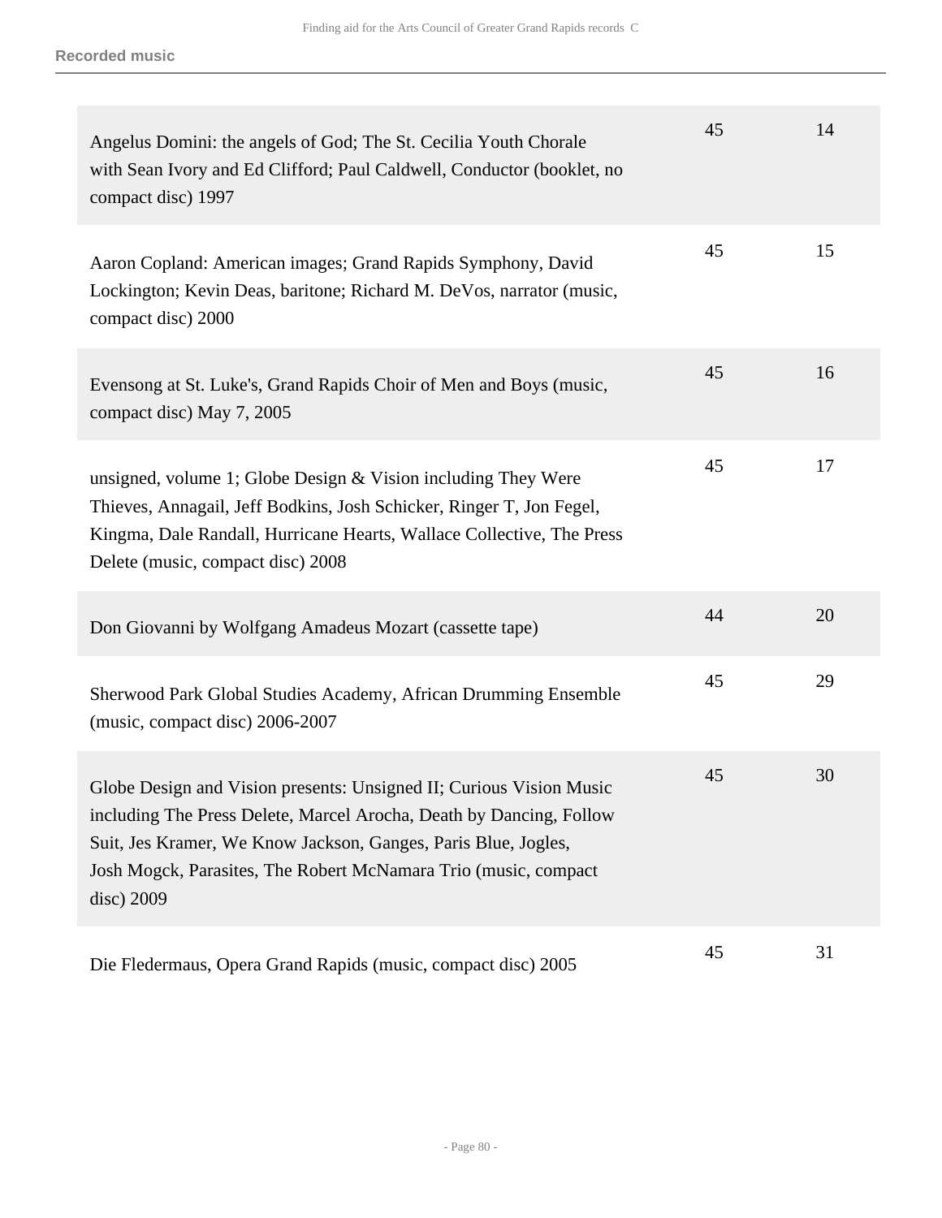**Recorded music**

| | | |
|---|---|---|
| Angelus Domini: the angels of God; The St. Cecilia Youth Chorale with Sean Ivory and Ed Clifford; Paul Caldwell, Conductor (booklet, no compact disc) 1997 | 45 | 14 |
| Aaron Copland: American images; Grand Rapids Symphony, David Lockington; Kevin Deas, baritone; Richard M. DeVos, narrator (music, compact disc) 2000 | 45 | 15 |
| Evensong at St. Luke's, Grand Rapids Choir of Men and Boys (music, compact disc) May 7, 2005 | 45 | 16 |
| unsigned, volume 1; Globe Design & Vision including They Were Thieves, Annagail, Jeff Bodkins, Josh Schicker, Ringer T, Jon Fegel, Kingma, Dale Randall, Hurricane Hearts, Wallace Collective, The Press Delete (music, compact disc) 2008 | 45 | 17 |
| Don Giovanni by Wolfgang Amadeus Mozart (cassette tape) | 44 | 20 |
| Sherwood Park Global Studies Academy, African Drumming Ensemble (music, compact disc) 2006-2007 | 45 | 29 |
| Globe Design and Vision presents: Unsigned II; Curious Vision Music including The Press Delete, Marcel Arocha, Death by Dancing, Follow Suit, Jes Kramer, We Know Jackson, Ganges, Paris Blue, Jogles, Josh Mogck, Parasites, The Robert McNamara Trio (music, compact disc) 2009 | 45 | 30 |
| Die Fledermaus, Opera Grand Rapids (music, compact disc) 2005 | 45 | 31 |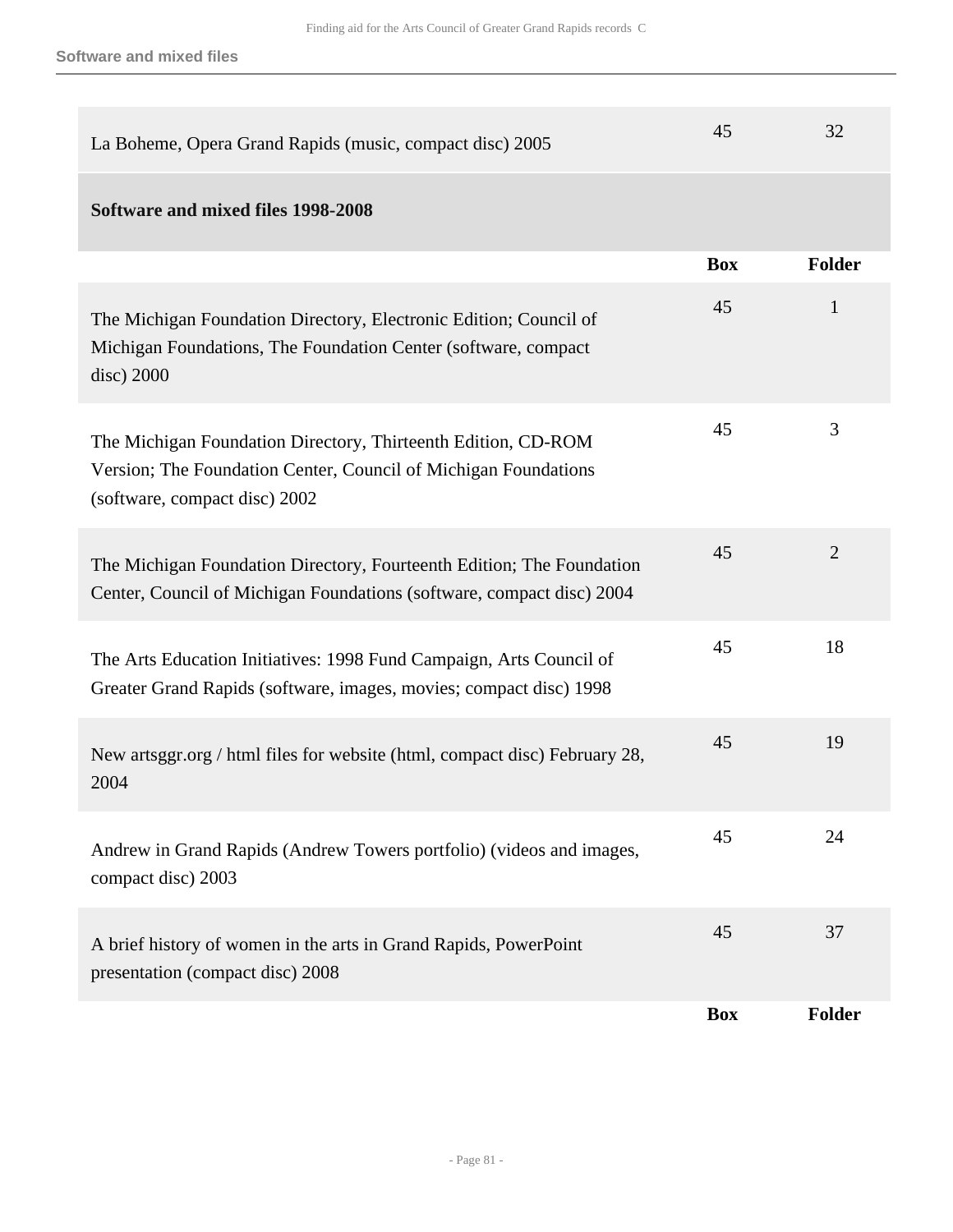| | Box | Folder |
|---|---|---|
| La Boheme, Opera Grand Rapids (music, compact disc) 2005 | 45 | 32 |

### Software and mixed files 1998-2008

| | Box | Folder |
|---|---|---|
| The Michigan Foundation Directory, Electronic Edition; Council of Michigan Foundations, The Foundation Center (software, compact disc) 2000 | 45 | 1 |
| The Michigan Foundation Directory, Thirteenth Edition, CD-ROM Version; The Foundation Center, Council of Michigan Foundations (software, compact disc) 2002 | 45 | 3 |
| The Michigan Foundation Directory, Fourteenth Edition; The Foundation Center, Council of Michigan Foundations (software, compact disc) 2004 | 45 | 2 |
| The Arts Education Initiatives: 1998 Fund Campaign, Arts Council of Greater Grand Rapids (software, images, movies; compact disc) 1998 | 45 | 18 |
| New artsggr.org / html files for website (html, compact disc) February 28, 2004 | 45 | 19 |
| Andrew in Grand Rapids (Andrew Towers portfolio) (videos and images, compact disc) 2003 | 45 | 24 |
| A brief history of women in the arts in Grand Rapids, PowerPoint presentation (compact disc) 2008 | 45 | 37 |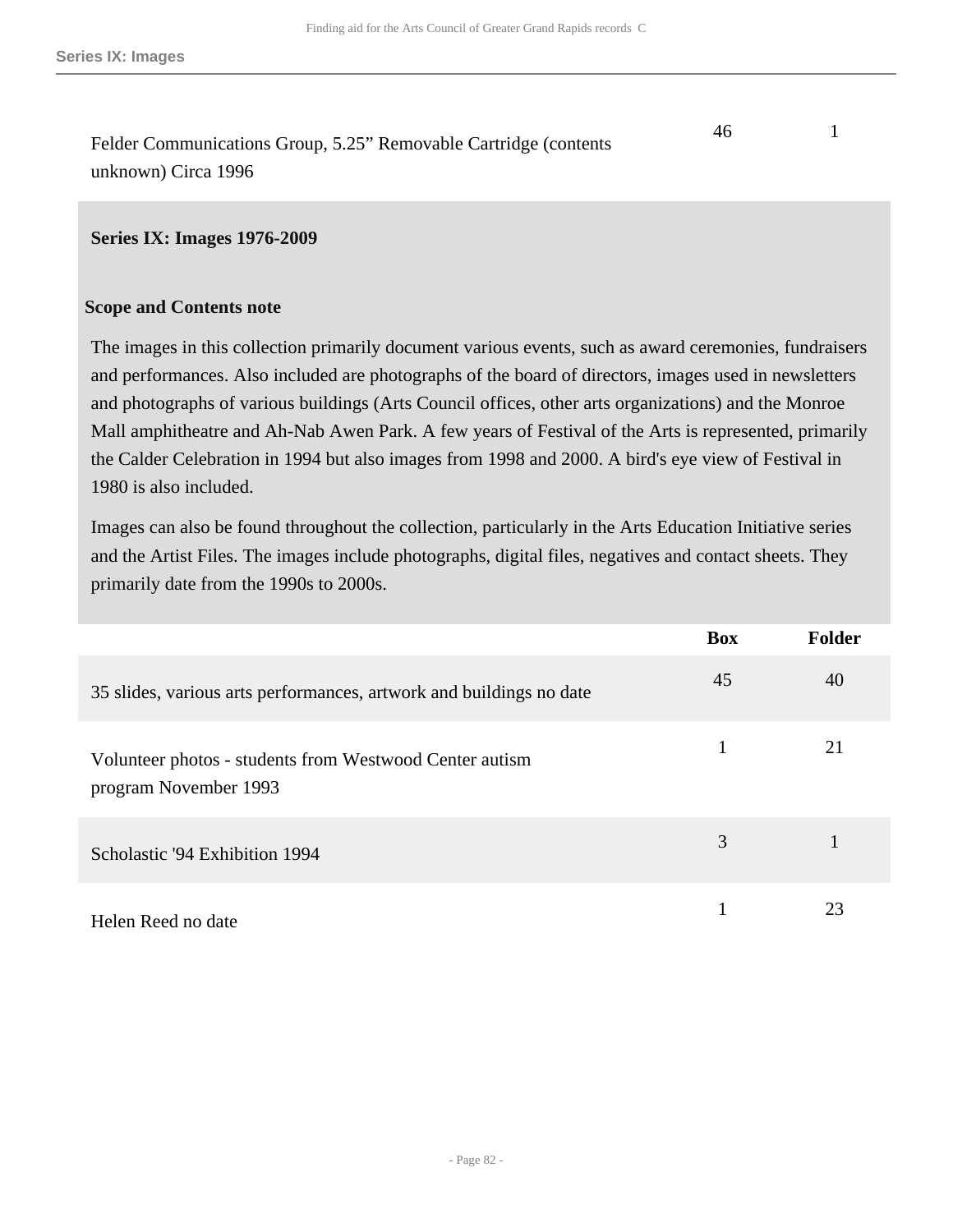| | Box | Folder |
|---|---|---|
| Felder Communications Group, 5.25” Removable Cartridge (contents unknown) Circa 1996 | 46 | 1 |

## Series IX: Images 1976-2009

### Scope and Contents note

The images in this collection primarily document various events, such as award ceremonies, fundraisers and performances. Also included are photographs of the board of directors, images used in newsletters and photographs of various buildings (Arts Council offices, other arts organizations) and the Monroe Mall amphitheatre and Ah-Nab Awen Park. A few years of Festival of the Arts is represented, primarily the Calder Celebration in 1994 but also images from 1998 and 2000. A bird's eye view of Festival in 1980 is also included.

Images can also be found throughout the collection, particularly in the Arts Education Initiative series and the Artist Files. The images include photographs, digital files, negatives and contact sheets. They primarily date from the 1990s to 2000s.

| | Box | Folder |
|---|---|---|
| 35 slides, various arts performances, artwork and buildings no date | 45 | 40 |
| Volunteer photos - students from Westwood Center autism program November 1993 | 1 | 21 |
| Scholastic '94 Exhibition 1994 | 3 | 1 |
| Helen Reed no date | 1 | 23 |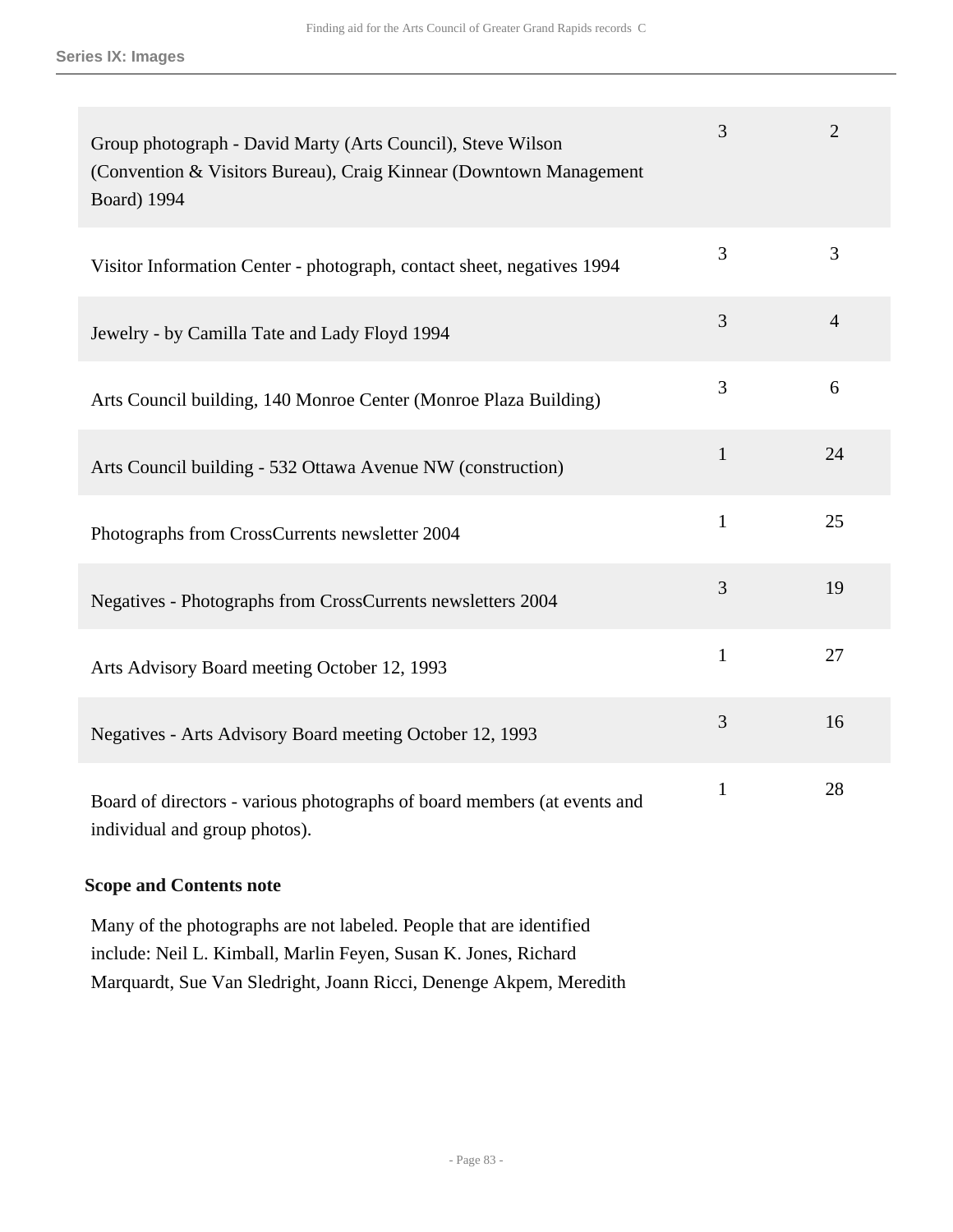### Series IX: Images

| | | |
|---|---|---|
| Group photograph - David Marty (Arts Council), Steve Wilson (Convention & Visitors Bureau), Craig Kinnear (Downtown Management Board) 1994 | 3 | 2 |
| Visitor Information Center - photograph, contact sheet, negatives 1994 | 3 | 3 |
| Jewelry - by Camilla Tate and Lady Floyd 1994 | 3 | 4 |
| Arts Council building, 140 Monroe Center (Monroe Plaza Building) | 3 | 6 |
| Arts Council building - 532 Ottawa Avenue NW (construction) | 1 | 24 |
| Photographs from CrossCurrents newsletter 2004 | 1 | 25 |
| Negatives - Photographs from CrossCurrents newsletters 2004 | 3 | 19 |
| Arts Advisory Board meeting October 12, 1993 | 1 | 27 |
| Negatives - Arts Advisory Board meeting October 12, 1993 | 3 | 16 |
| Board of directors - various photographs of board members (at events and individual and group photos). | 1 | 28 |

**Scope and Contents note**

Many of the photographs are not labeled. People that are identified include: Neil L. Kimball, Marlin Feyen, Susan K. Jones, Richard Marquardt, Sue Van Sledright, Joann Ricci, Denenge Akpem, Meredith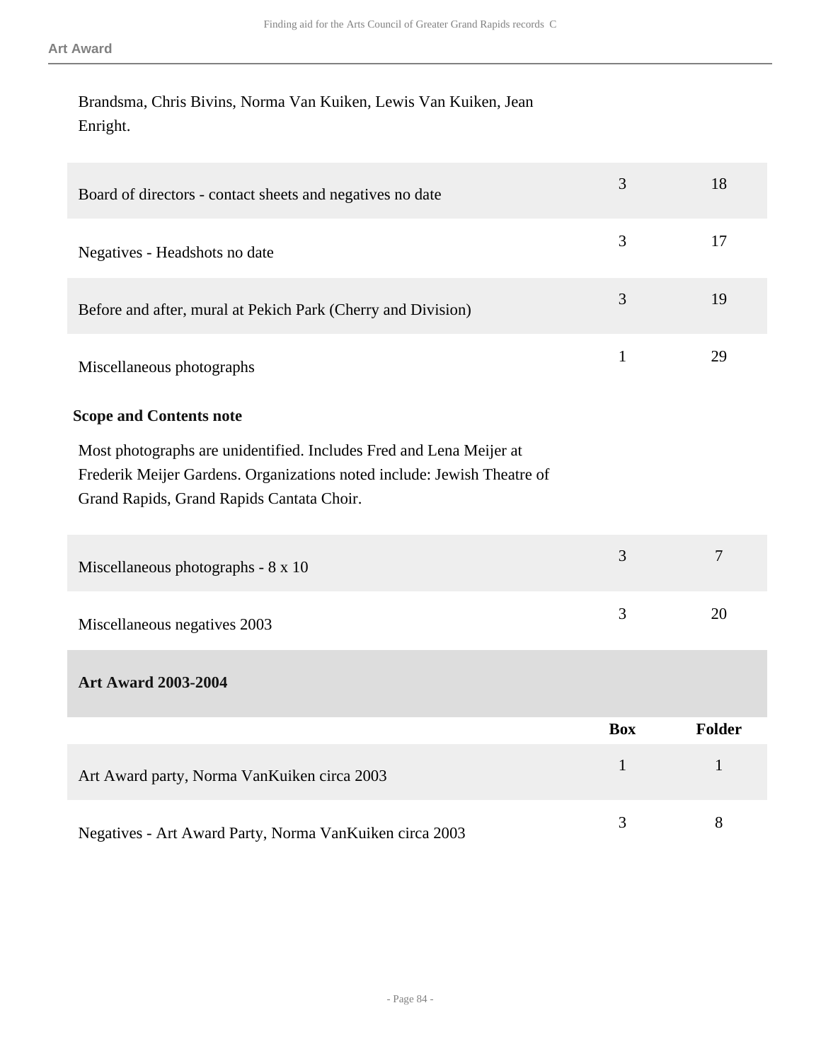Brandsma, Chris Bivins, Norma Van Kuiken, Lewis Van Kuiken, Jean Enright.

| | | |
|---|---|---|
| Board of directors - contact sheets and negatives no date | 3 | 18 |
| Negatives - Headshots no date | 3 | 17 |
| Before and after, mural at Pekich Park (Cherry and Division) | 3 | 19 |
| Miscellaneous photographs | 1 | 29 |

**Scope and Contents note**

Most photographs are unidentified. Includes Fred and Lena Meijer at Frederik Meijer Gardens. Organizations noted include: Jewish Theatre of Grand Rapids, Grand Rapids Cantata Choir.

| | | |
|---|---|---|
| Miscellaneous photographs - 8 x 10 | 3 | 7 |
| Miscellaneous negatives 2003 | 3 | 20 |

**Art Award 2003-2004**

| | Box | Folder |
|---|---|---|
| Art Award party, Norma VanKuiken circa 2003 | 1 | 1 |
| Negatives - Art Award Party, Norma VanKuiken circa 2003 | 3 | 8 |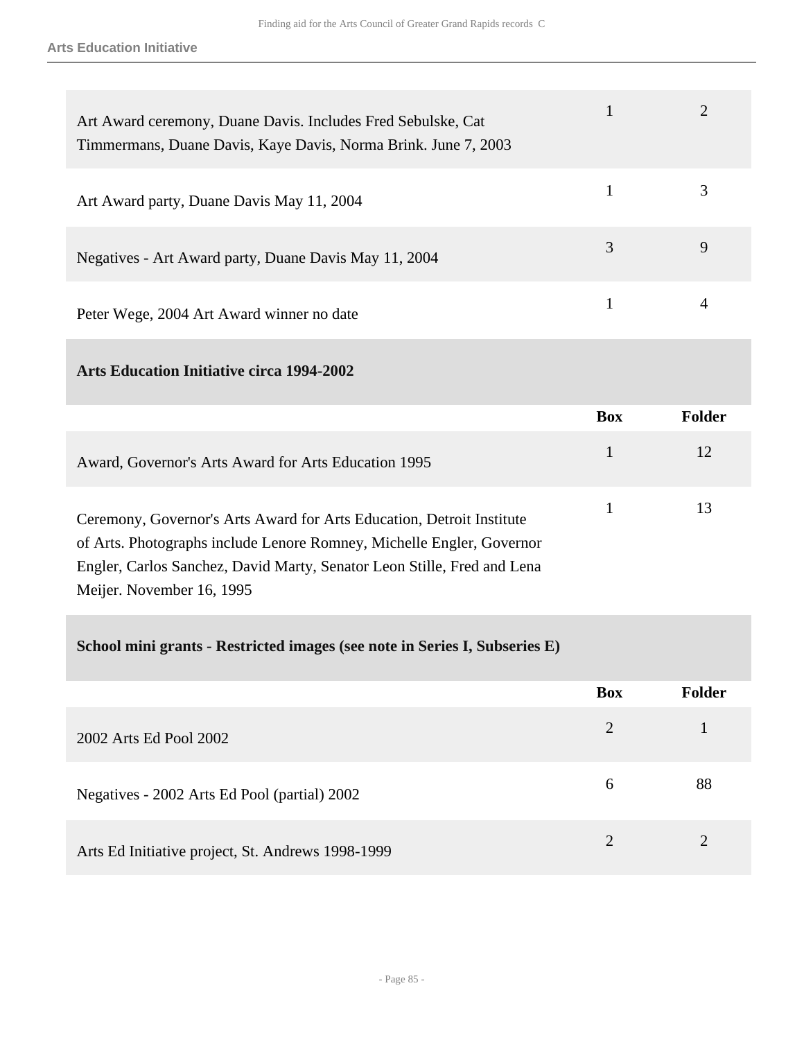| | Box | Folder |
|---|---|---|
| Art Award ceremony, Duane Davis. Includes Fred Sebulske, Cat Timmermans, Duane Davis, Kaye Davis, Norma Brink. June 7, 2003 | 1 | 2 |
| Art Award party, Duane Davis May 11, 2004 | 1 | 3 |
| Negatives - Art Award party, Duane Davis May 11, 2004 | 3 | 9 |
| Peter Wege, 2004 Art Award winner no date | 1 | 4 |

### Arts Education Initiative circa 1994-2002

| | Box | Folder |
|---|---|---|
| Award, Governor's Arts Award for Arts Education 1995 | 1 | 12 |
| Ceremony, Governor's Arts Award for Arts Education, Detroit Institute of Arts. Photographs include Lenore Romney, Michelle Engler, Governor Engler, Carlos Sanchez, David Marty, Senator Leon Stille, Fred and Lena Meijer. November 16, 1995 | 1 | 13 |

### School mini grants - Restricted images (see note in Series I, Subseries E)

| | Box | Folder |
|---|---|---|
| 2002 Arts Ed Pool 2002 | 2 | 1 |
| Negatives - 2002 Arts Ed Pool (partial) 2002 | 6 | 88 |
| Arts Ed Initiative project, St. Andrews 1998-1999 | 2 | 2 |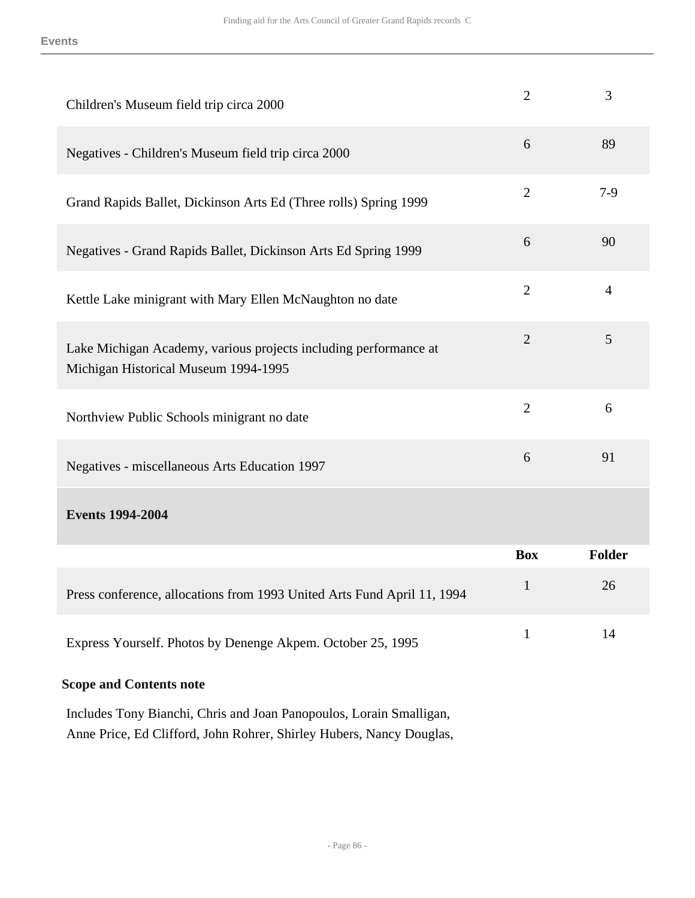| | | |
|---|---|---|
| Children's Museum field trip circa 2000 | 2 | 3 |
| Negatives - Children's Museum field trip circa 2000 | 6 | 89 |
| Grand Rapids Ballet, Dickinson Arts Ed (Three rolls) Spring 1999 | 2 | 7-9 |
| Negatives - Grand Rapids Ballet, Dickinson Arts Ed Spring 1999 | 6 | 90 |
| Kettle Lake minigrant with Mary Ellen McNaughton no date | 2 | 4 |
| Lake Michigan Academy, various projects including performance at Michigan Historical Museum 1994-1995 | 2 | 5 |
| Northview Public Schools minigrant no date | 2 | 6 |
| Negatives - miscellaneous Arts Education 1997 | 6 | 91 |

**Events 1994-2004**

| | Box | Folder |
|---|---|---|
| Press conference, allocations from 1993 United Arts Fund April 11, 1994 | 1 | 26 |
| Express Yourself. Photos by Denenge Akpem. October 25, 1995 | 1 | 14 |

**Scope and Contents note**

Includes Tony Bianchi, Chris and Joan Panopoulos, Lorain Smalligan, Anne Price, Ed Clifford, John Rohrer, Shirley Hubers, Nancy Douglas,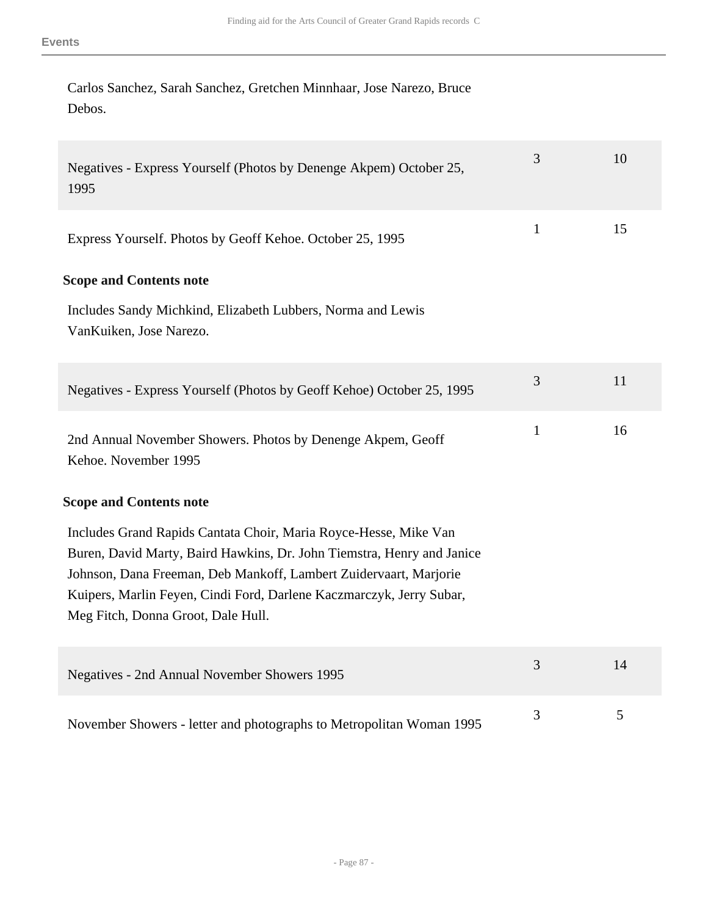Carlos Sanchez, Sarah Sanchez, Gretchen Minnhaar, Jose Narezo, Bruce Debos.

| | | |
|---|---|---|
| Negatives - Express Yourself (Photos by Denenge Akpem) October 25, 1995 | 3 | 10 |
| Express Yourself. Photos by Geoff Kehoe. October 25, 1995 | 1 | 15 |

**Scope and Contents note**

Includes Sandy Michkind, Elizabeth Lubbers, Norma and Lewis VanKuiken, Jose Narezo.

| | | |
|---|---|---|
| Negatives - Express Yourself (Photos by Geoff Kehoe) October 25, 1995 | 3 | 11 |
| 2nd Annual November Showers. Photos by Denenge Akpem, Geoff Kehoe. November 1995 | 1 | 16 |

**Scope and Contents note**

Includes Grand Rapids Cantata Choir, Maria Royce-Hesse, Mike Van Buren, David Marty, Baird Hawkins, Dr. John Tiemstra, Henry and Janice Johnson, Dana Freeman, Deb Mankoff, Lambert Zuidervaart, Marjorie Kuipers, Marlin Feyen, Cindi Ford, Darlene Kaczmarczyk, Jerry Subar, Meg Fitch, Donna Groot, Dale Hull.

| | | |
|---|---|---|
| Negatives - 2nd Annual November Showers 1995 | 3 | 14 |
| November Showers - letter and photographs to Metropolitan Woman 1995 | 3 | 5 |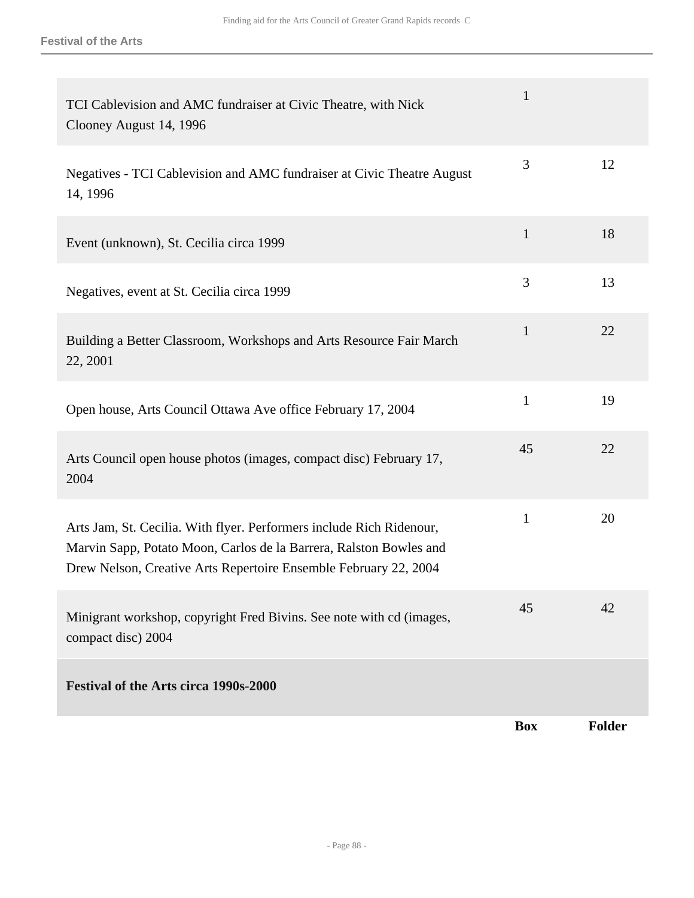| | Box | Folder |
|---|---|---|
| TCI Cablevision and AMC fundraiser at Civic Theatre, with Nick Clooney August 14, 1996 | 1 | |
| Negatives - TCI Cablevision and AMC fundraiser at Civic Theatre August 14, 1996 | 3 | 12 |
| Event (unknown), St. Cecilia circa 1999 | 1 | 18 |
| Negatives, event at St. Cecilia circa 1999 | 3 | 13 |
| Building a Better Classroom, Workshops and Arts Resource Fair March 22, 2001 | 1 | 22 |
| Open house, Arts Council Ottawa Ave office February 17, 2004 | 1 | 19 |
| Arts Council open house photos (images, compact disc) February 17, 2004 | 45 | 22 |
| Arts Jam, St. Cecilia. With flyer. Performers include Rich Ridenour, Marvin Sapp, Potato Moon, Carlos de la Barrera, Ralston Bowles and Drew Nelson, Creative Arts Repertoire Ensemble February 22, 2004 | 1 | 20 |
| Minigrant workshop, copyright Fred Bivins. See note with cd (images, compact disc) 2004 | 45 | 42 |

**Festival of the Arts circa 1990s-2000**

| | Box | Folder |
|---|---|---|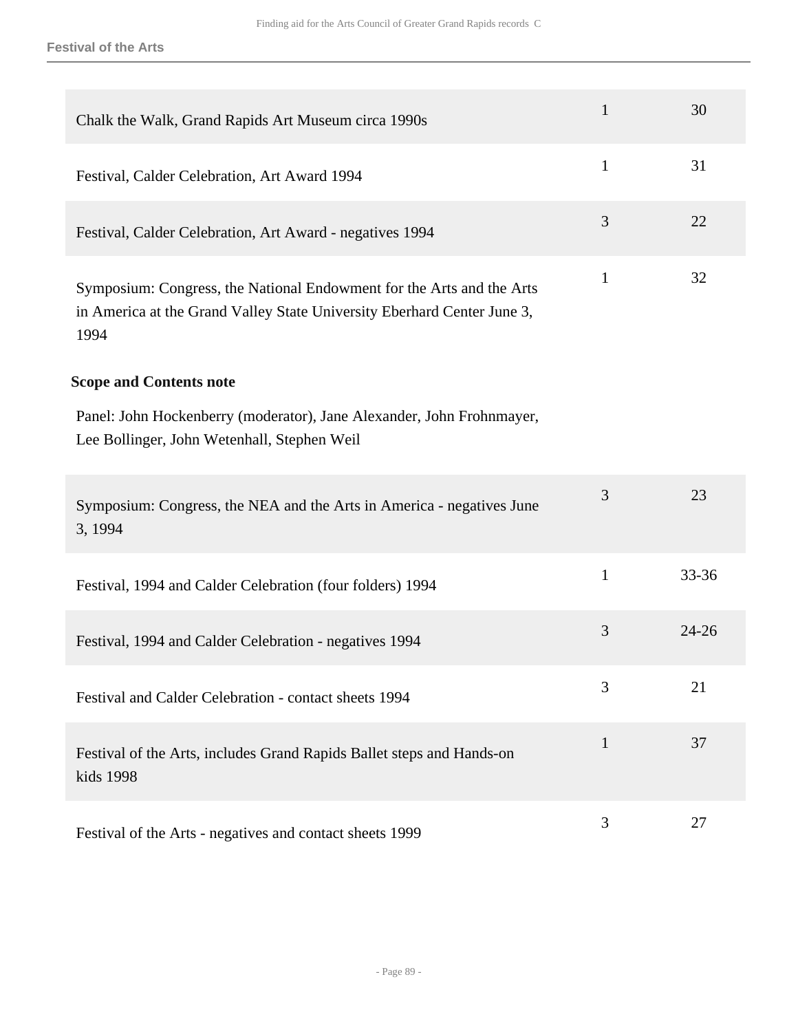## Festival of the Arts

| | | |
|---|---|---|
| Chalk the Walk, Grand Rapids Art Museum circa 1990s | 1 | 30 |
| Festival, Calder Celebration, Art Award 1994 | 1 | 31 |
| Festival, Calder Celebration, Art Award - negatives 1994 | 3 | 22 |
| Symposium: Congress, the National Endowment for the Arts and the Arts in America at the Grand Valley State University Eberhard Center June 3, 1994 | 1 | 32 |

**Scope and Contents note**

Panel: John Hockenberry (moderator), Jane Alexander, John Frohnmayer, Lee Bollinger, John Wetenhall, Stephen Weil

| | | |
|---|---|---|
| Symposium: Congress, the NEA and the Arts in America - negatives June 3, 1994 | 3 | 23 |
| Festival, 1994 and Calder Celebration (four folders) 1994 | 1 | 33-36 |
| Festival, 1994 and Calder Celebration - negatives 1994 | 3 | 24-26 |
| Festival and Calder Celebration - contact sheets 1994 | 3 | 21 |
| Festival of the Arts, includes Grand Rapids Ballet steps and Hands-on kids 1998 | 1 | 37 |
| Festival of the Arts - negatives and contact sheets 1999 | 3 | 27 |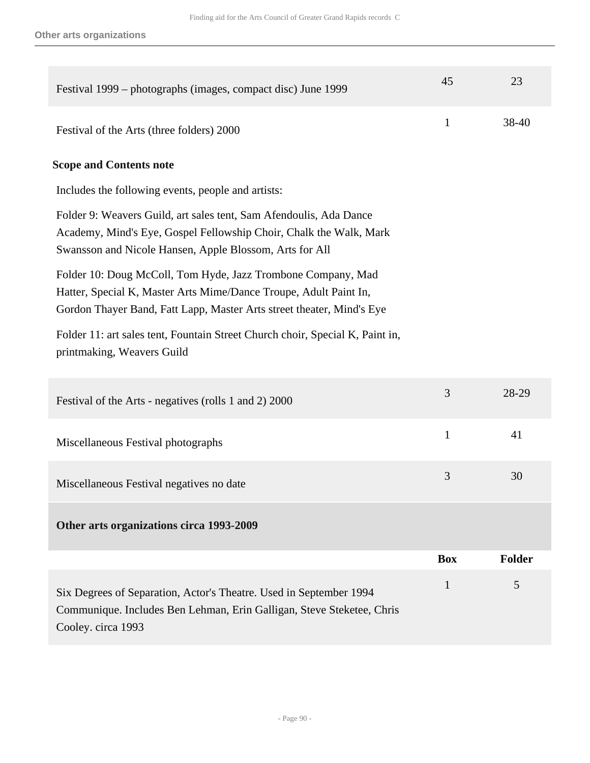| | | |
|---|---|---|
| Festival 1999 – photographs (images, compact disc) June 1999 | 45 | 23 |
| Festival of the Arts (three folders) 2000 | 1 | 38-40 |

**Scope and Contents note**

Includes the following events, people and artists:

Folder 9: Weavers Guild, art sales tent, Sam Afendoulis, Ada Dance Academy, Mind's Eye, Gospel Fellowship Choir, Chalk the Walk, Mark Swansson and Nicole Hansen, Apple Blossom, Arts for All

Folder 10: Doug McColl, Tom Hyde, Jazz Trombone Company, Mad Hatter, Special K, Master Arts Mime/Dance Troupe, Adult Paint In, Gordon Thayer Band, Fatt Lapp, Master Arts street theater, Mind's Eye

Folder 11: art sales tent, Fountain Street Church choir, Special K, Paint in, printmaking, Weavers Guild

| | | |
|---|---|---|
| Festival of the Arts - negatives (rolls 1 and 2) 2000 | 3 | 28-29 |
| Miscellaneous Festival photographs | 1 | 41 |
| Miscellaneous Festival negatives no date | 3 | 30 |

### Other arts organizations circa 1993-2009

| | Box | Folder |
|---|---|---|
| Six Degrees of Separation, Actor's Theatre. Used in September 1994 Communique. Includes Ben Lehman, Erin Galligan, Steve Steketee, Chris Cooley. circa 1993 | 1 | 5 |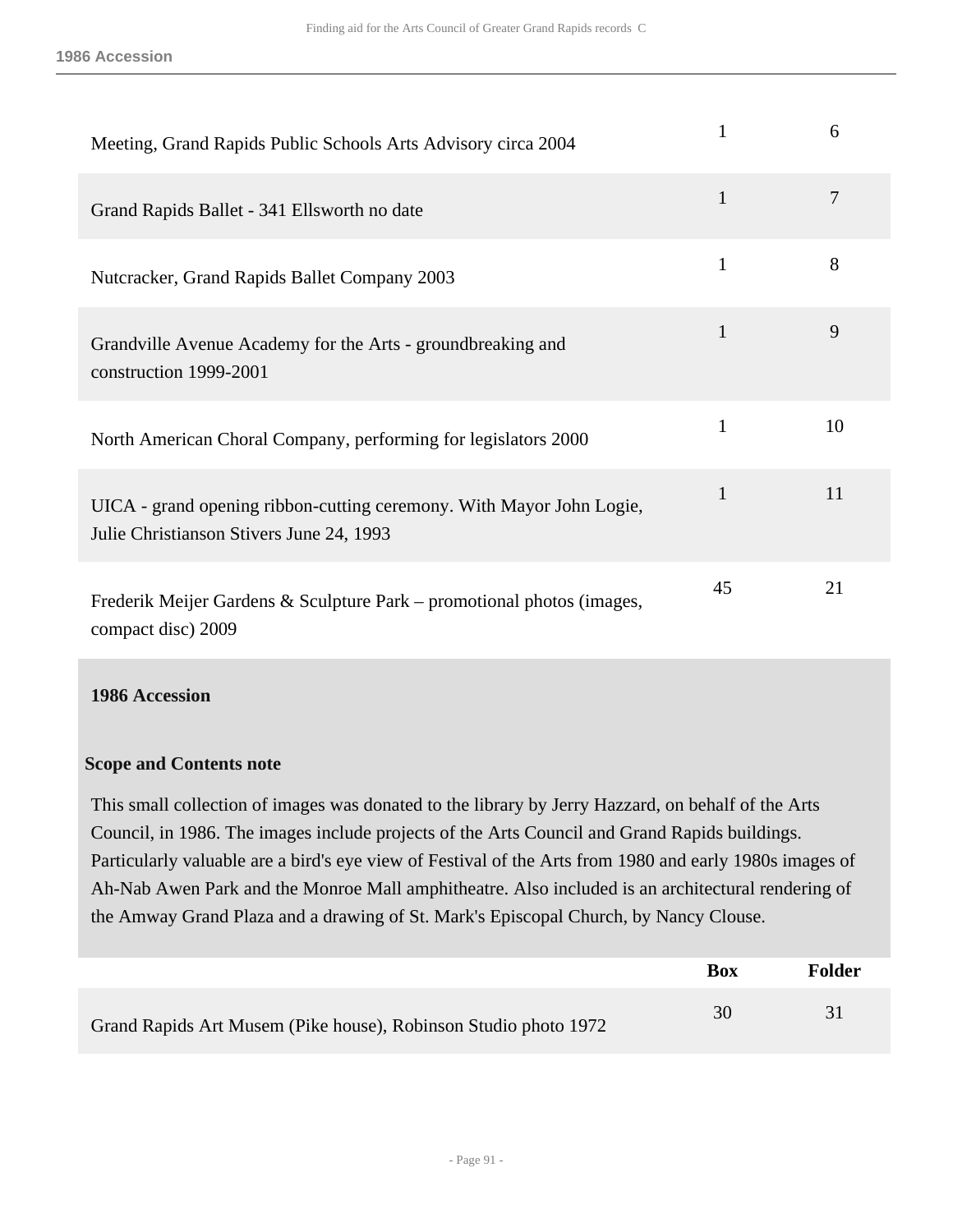| | Box | Folder |
|---|---|---|
| Meeting, Grand Rapids Public Schools Arts Advisory circa 2004 | 1 | 6 |
| Grand Rapids Ballet - 341 Ellsworth no date | 1 | 7 |
| Nutcracker, Grand Rapids Ballet Company 2003 | 1 | 8 |
| Grandville Avenue Academy for the Arts - groundbreaking and construction 1999-2001 | 1 | 9 |
| North American Choral Company, performing for legislators 2000 | 1 | 10 |
| UICA - grand opening ribbon-cutting ceremony. With Mayor John Logie, Julie Christianson Stivers June 24, 1993 | 1 | 11 |
| Frederik Meijer Gardens & Sculpture Park – promotional photos (images, compact disc) 2009 | 45 | 21 |

### 1986 Accession

#### Scope and Contents note

This small collection of images was donated to the library by Jerry Hazzard, on behalf of the Arts Council, in 1986. The images include projects of the Arts Council and Grand Rapids buildings. Particularly valuable are a bird's eye view of Festival of the Arts from 1980 and early 1980s images of Ah-Nab Awen Park and the Monroe Mall amphitheatre. Also included is an architectural rendering of the Amway Grand Plaza and a drawing of St. Mark's Episcopal Church, by Nancy Clouse.

| | Box | Folder |
|---|---|---|
| Grand Rapids Art Musem (Pike house), Robinson Studio photo 1972 | 30 | 31 |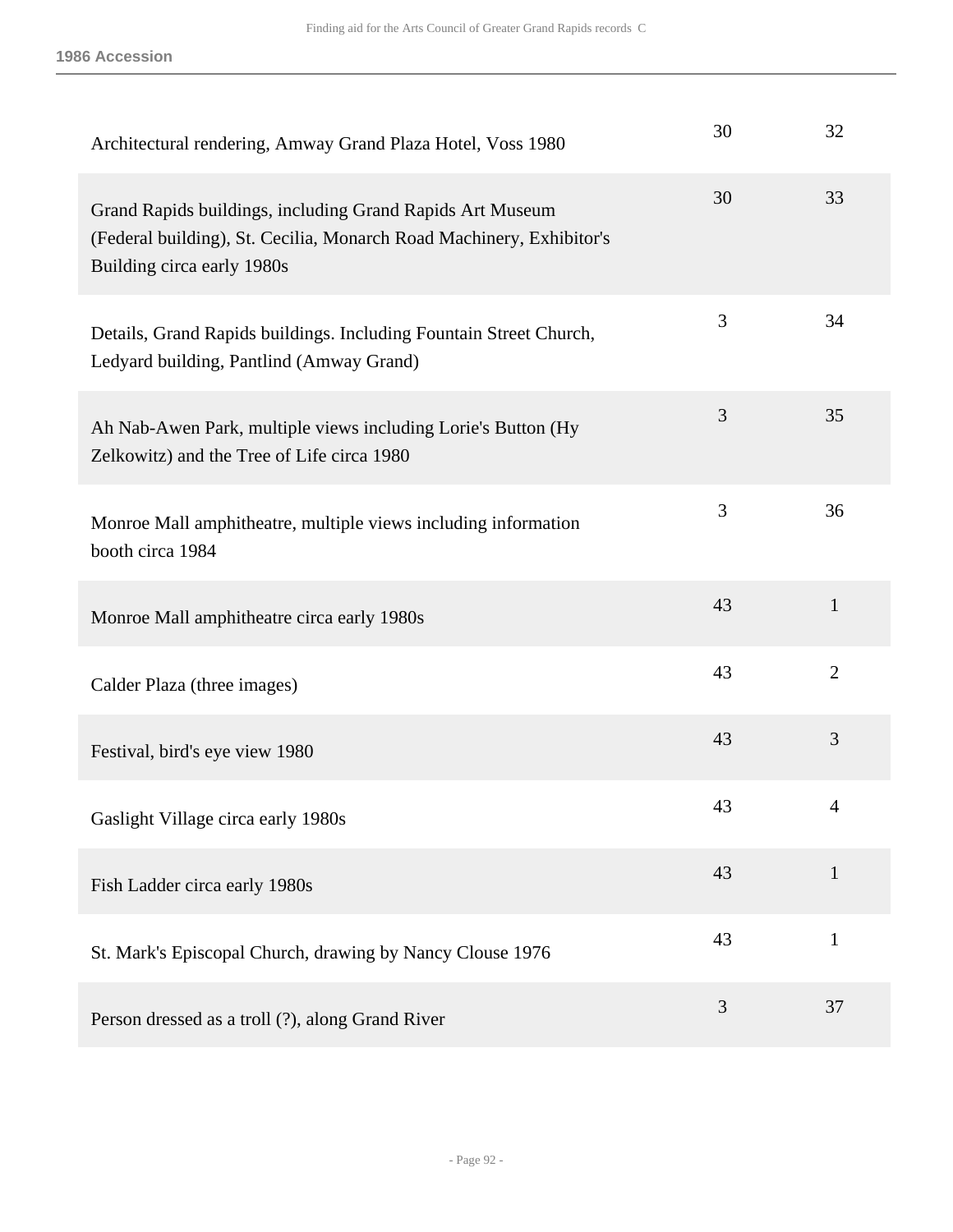| | | |
|---|---|---|
| Architectural rendering, Amway Grand Plaza Hotel, Voss 1980 | 30 | 32 |
| Grand Rapids buildings, including Grand Rapids Art Museum (Federal building), St. Cecilia, Monarch Road Machinery, Exhibitor's Building circa early 1980s | 30 | 33 |
| Details, Grand Rapids buildings. Including Fountain Street Church, Ledyard building, Pantlind (Amway Grand) | 3 | 34 |
| Ah Nab-Awen Park, multiple views including Lorie's Button (Hy Zelkowitz) and the Tree of Life circa 1980 | 3 | 35 |
| Monroe Mall amphitheatre, multiple views including information booth circa 1984 | 3 | 36 |
| Monroe Mall amphitheatre circa early 1980s | 43 | 1 |
| Calder Plaza (three images) | 43 | 2 |
| Festival, bird's eye view 1980 | 43 | 3 |
| Gaslight Village circa early 1980s | 43 | 4 |
| Fish Ladder circa early 1980s | 43 | 1 |
| St. Mark's Episcopal Church, drawing by Nancy Clouse 1976 | 43 | 1 |
| Person dressed as a troll (?), along Grand River | 3 | 37 |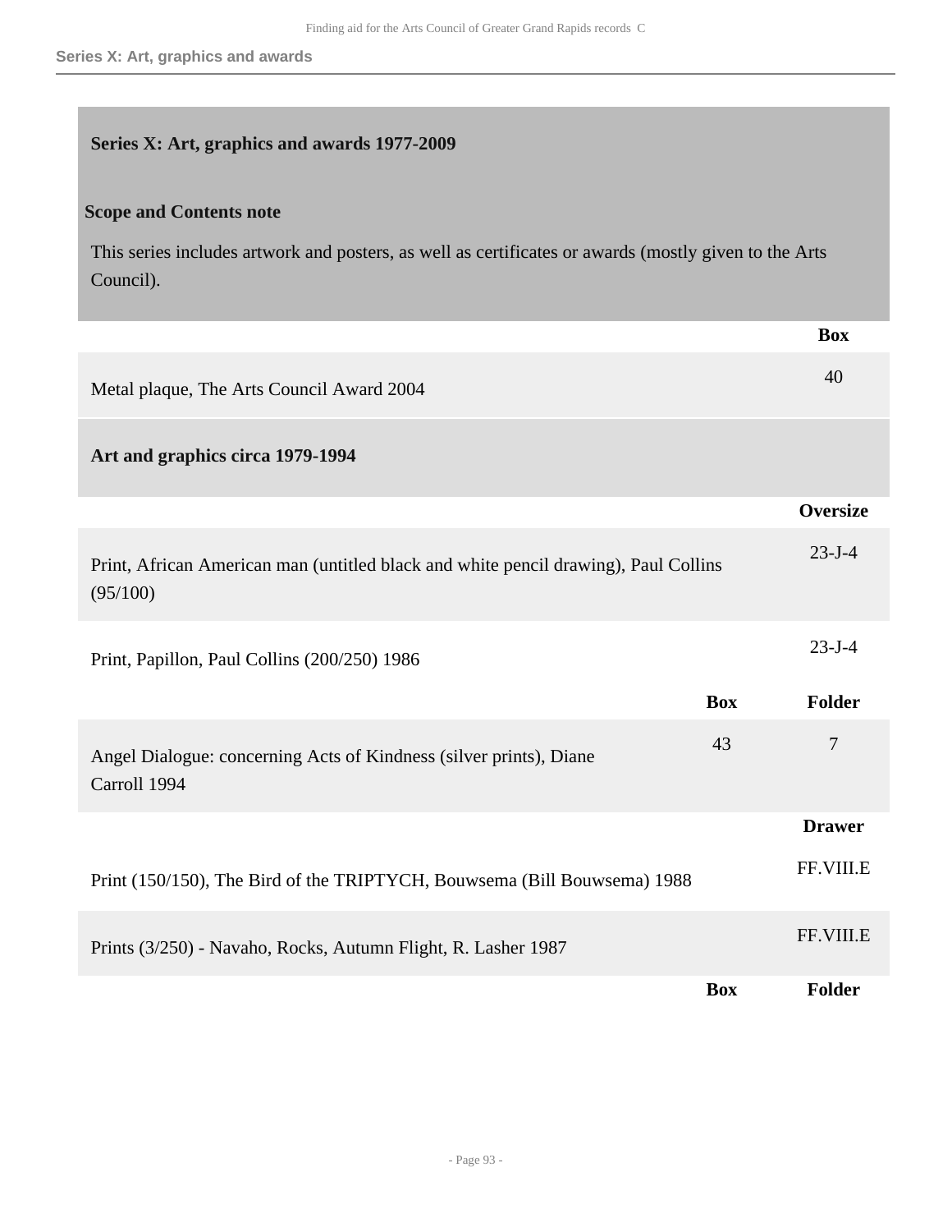## Series X: Art, graphics and awards 1977-2009

**Scope and Contents note**

This series includes artwork and posters, as well as certificates or awards (mostly given to the Arts Council).

| | Box |
|---|---|
| Metal plaque, The Arts Council Award 2004 | 40 |

### Art and graphics circa 1979-1994

| | Oversize |
|---|---|
| Print, African American man (untitled black and white pencil drawing), Paul Collins (95/100) | 23-J-4 |
| Print, Papillon, Paul Collins (200/250) 1986 | 23-J-4 |

| | Box | Folder |
|---|---|---|
| Angel Dialogue: concerning Acts of Kindness (silver prints), Diane Carroll 1994 | 43 | 7 |

| | Drawer |
|---|---|
| Print (150/150), The Bird of the TRIPTYCH, Bouwsema (Bill Bouwsema) 1988 | FF.VIII.E |
| Prints (3/250) - Navaho, Rocks, Autumn Flight, R. Lasher 1987 | FF.VIII.E |

| | Box | Folder |
|---|---|---|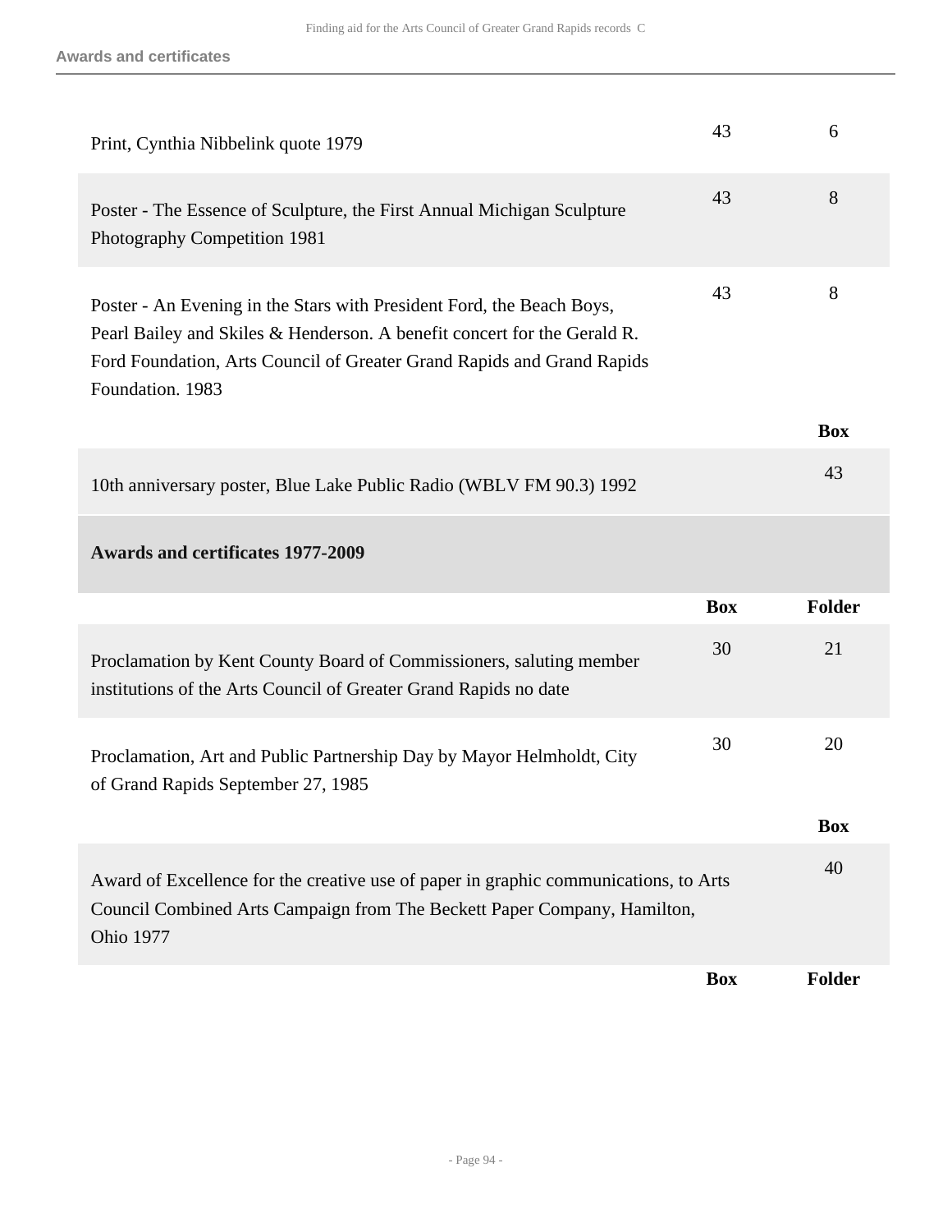| | Box | Folder |
|---|---|---|
| Print, Cynthia Nibbelink quote 1979 | 43 | 6 |
| Poster - The Essence of Sculpture, the First Annual Michigan Sculpture Photography Competition 1981 | 43 | 8 |
| Poster - An Evening in the Stars with President Ford, the Beach Boys, Pearl Bailey and Skiles & Henderson. A benefit concert for the Gerald R. Ford Foundation, Arts Council of Greater Grand Rapids and Grand Rapids Foundation. 1983 | 43 | 8 |

| | Box |
|---|---|
| 10th anniversary poster, Blue Lake Public Radio (WBLV FM 90.3) 1992 | 43 |

### Awards and certificates 1977-2009

| | Box | Folder |
|---|---|---|
| Proclamation by Kent County Board of Commissioners, saluting member institutions of the Arts Council of Greater Grand Rapids no date | 30 | 21 |
| Proclamation, Art and Public Partnership Day by Mayor Helmholdt, City of Grand Rapids September 27, 1985 | 30 | 20 |

| | Box |
|---|---|
| Award of Excellence for the creative use of paper in graphic communications, to Arts Council Combined Arts Campaign from The Beckett Paper Company, Hamilton, Ohio 1977 | 40 |

| | Box | Folder |
|---|---|---|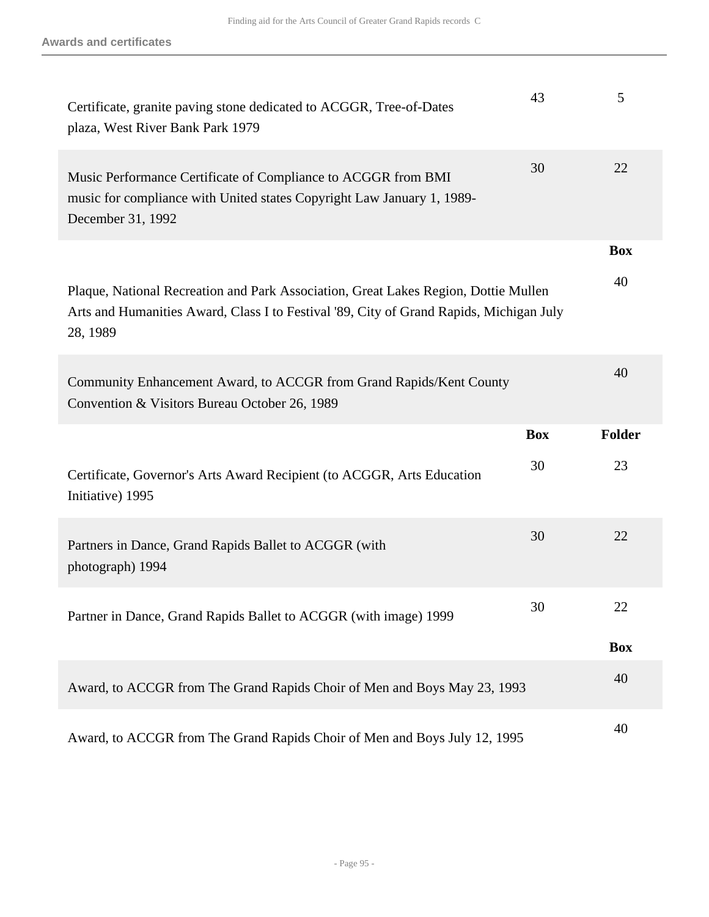## Awards and certificates

| | Box | Folder |
|---|---|---|
| Certificate, granite paving stone dedicated to ACGGR, Tree-of-Dates plaza, West River Bank Park 1979 | 43 | 5 |
| Music Performance Certificate of Compliance to ACGGR from BMI music for compliance with United states Copyright Law January 1, 1989-December 31, 1992 | 30 | 22 |

| | Box |
|---|---|
| Plaque, National Recreation and Park Association, Great Lakes Region, Dottie Mullen Arts and Humanities Award, Class I to Festival '89, City of Grand Rapids, Michigan July 28, 1989 | 40 |
| Community Enhancement Award, to ACCGR from Grand Rapids/Kent County Convention & Visitors Bureau October 26, 1989 | 40 |

| | Box | Folder |
|---|---|---|
| Certificate, Governor's Arts Award Recipient (to ACGGR, Arts Education Initiative) 1995 | 30 | 23 |
| Partners in Dance, Grand Rapids Ballet to ACGGR (with photograph) 1994 | 30 | 22 |
| Partner in Dance, Grand Rapids Ballet to ACGGR (with image) 1999 | 30 | 22 |

| | Box |
|---|---|
| Award, to ACCGR from The Grand Rapids Choir of Men and Boys May 23, 1993 | 40 |
| Award, to ACCGR from The Grand Rapids Choir of Men and Boys July 12, 1995 | 40 |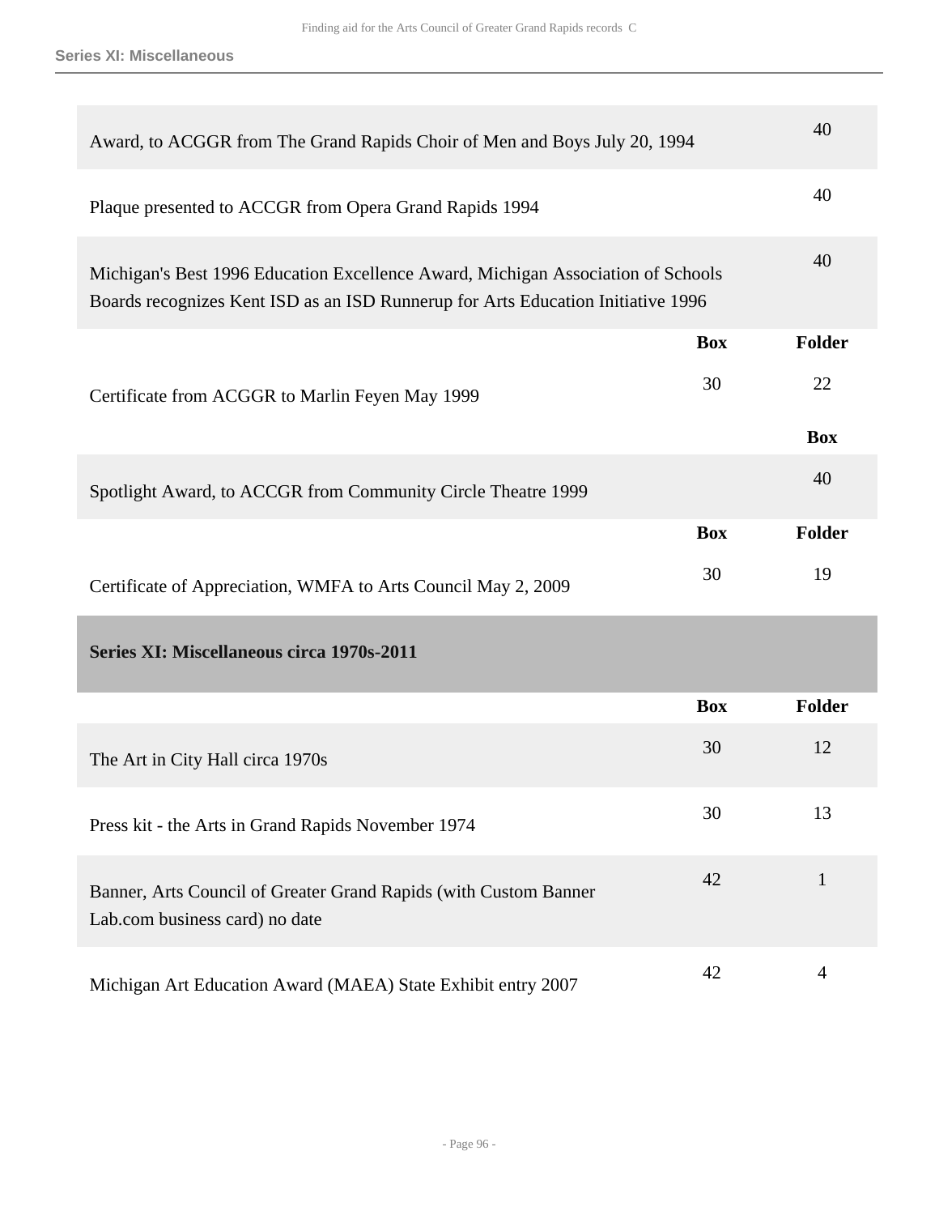| | Box |
|---|---|
| Award, to ACGGR from The Grand Rapids Choir of Men and Boys July 20, 1994 | 40 |
| Plaque presented to ACCGR from Opera Grand Rapids 1994 | 40 |
| Michigan's Best 1996 Education Excellence Award, Michigan Association of Schools Boards recognizes Kent ISD as an ISD Runnerup for Arts Education Initiative 1996 | 40 |

| | Box | Folder |
|---|---|---|
| Certificate from ACGGR to Marlin Feyen May 1999 | 30 | 22 |

| | Box |
|---|---|
| Spotlight Award, to ACCGR from Community Circle Theatre 1999 | 40 |

| | Box | Folder |
|---|---|---|
| Certificate of Appreciation, WMFA to Arts Council May 2, 2009 | 30 | 19 |

## Series XI: Miscellaneous circa 1970s-2011

| | Box | Folder |
|---|---|---|
| The Art in City Hall circa 1970s | 30 | 12 |
| Press kit - the Arts in Grand Rapids November 1974 | 30 | 13 |
| Banner, Arts Council of Greater Grand Rapids (with Custom Banner Lab.com business card) no date | 42 | 1 |
| Michigan Art Education Award (MAEA) State Exhibit entry 2007 | 42 | 4 |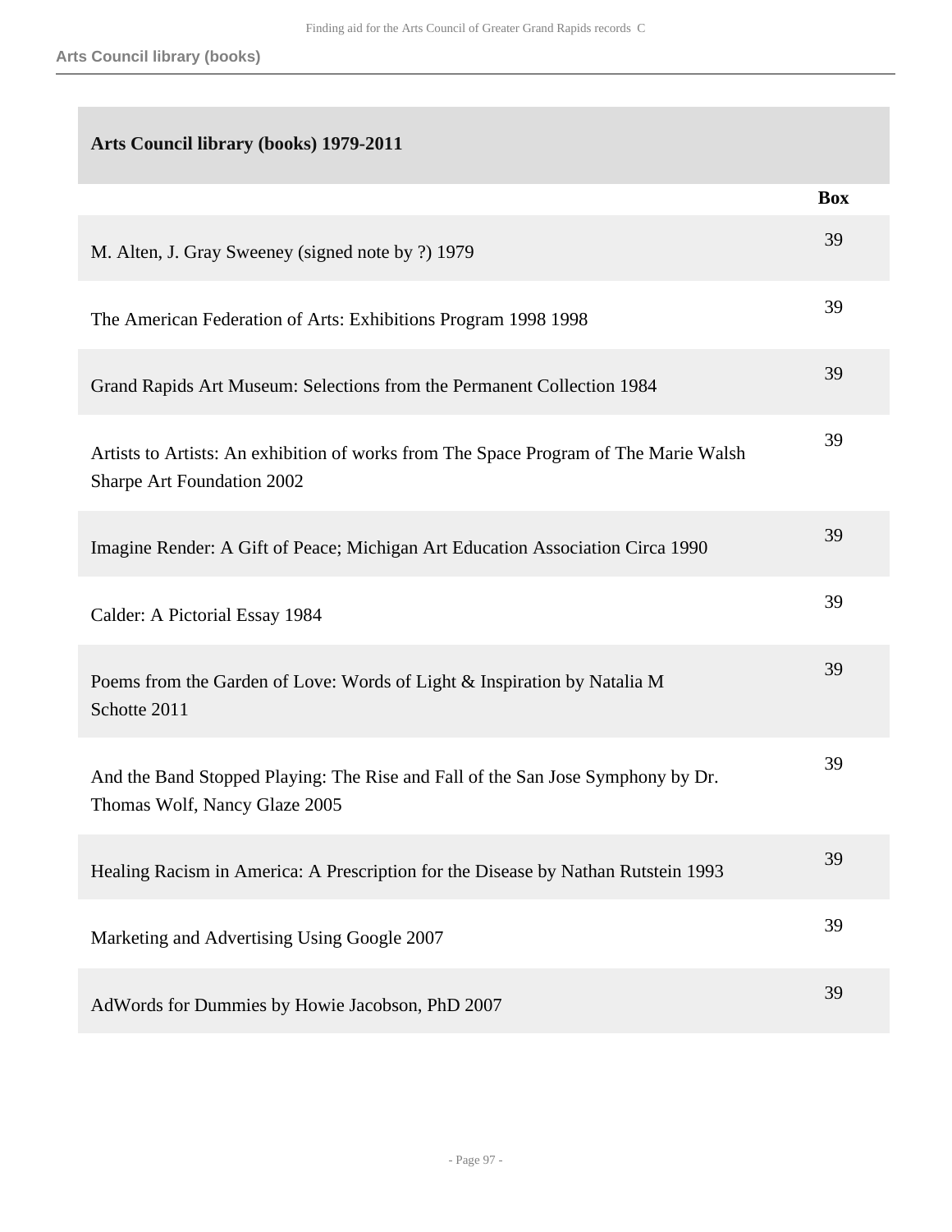## Arts Council library (books)

| Arts Council library (books) 1979-2011 | |
|---|---|
| | **Box** |
| M. Alten, J. Gray Sweeney (signed note by ?) 1979 | 39 |
| The American Federation of Arts: Exhibitions Program 1998 1998 | 39 |
| Grand Rapids Art Museum: Selections from the Permanent Collection 1984 | 39 |
| Artists to Artists: An exhibition of works from The Space Program of The Marie Walsh Sharpe Art Foundation 2002 | 39 |
| Imagine Render: A Gift of Peace; Michigan Art Education Association Circa 1990 | 39 |
| Calder: A Pictorial Essay 1984 | 39 |
| Poems from the Garden of Love: Words of Light & Inspiration by Natalia M Schotte 2011 | 39 |
| And the Band Stopped Playing: The Rise and Fall of the San Jose Symphony by Dr. Thomas Wolf, Nancy Glaze 2005 | 39 |
| Healing Racism in America: A Prescription for the Disease by Nathan Rutstein 1993 | 39 |
| Marketing and Advertising Using Google 2007 | 39 |
| AdWords for Dummies by Howie Jacobson, PhD 2007 | 39 |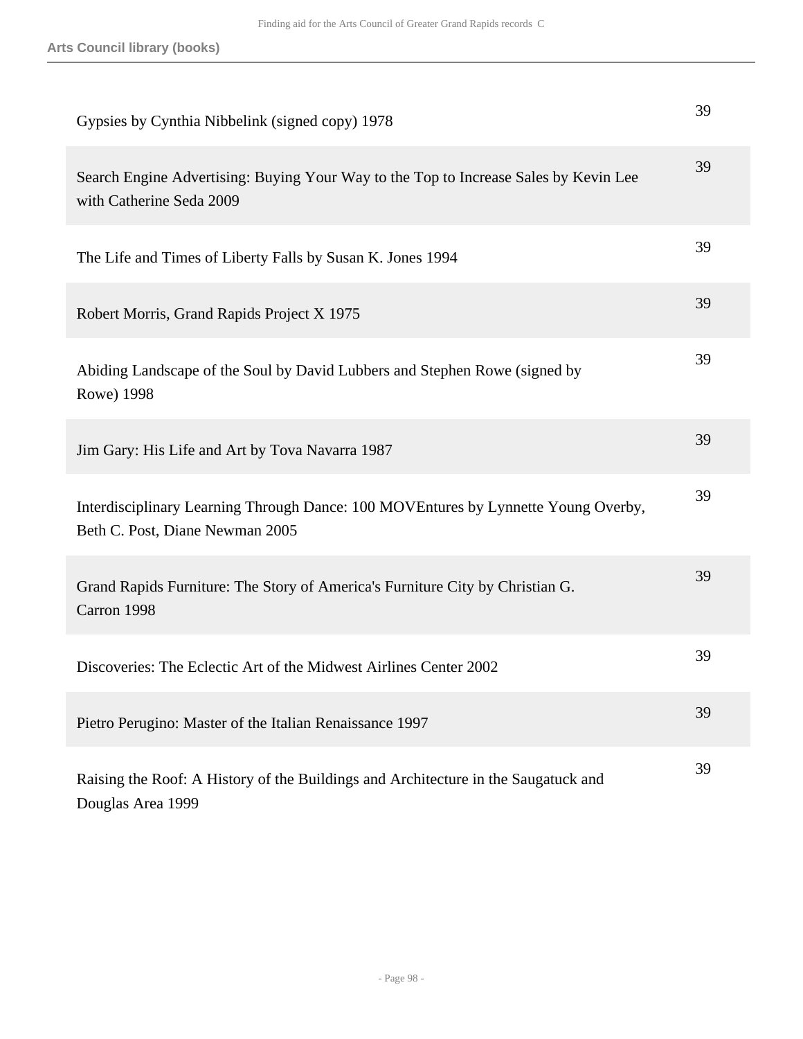| | |
|---|---|
| Gypsies by Cynthia Nibbelink (signed copy) 1978 | 39 |
| Search Engine Advertising: Buying Your Way to the Top to Increase Sales by Kevin Lee with Catherine Seda 2009 | 39 |
| The Life and Times of Liberty Falls by Susan K. Jones 1994 | 39 |
| Robert Morris, Grand Rapids Project X 1975 | 39 |
| Abiding Landscape of the Soul by David Lubbers and Stephen Rowe (signed by Rowe) 1998 | 39 |
| Jim Gary: His Life and Art by Tova Navarra 1987 | 39 |
| Interdisciplinary Learning Through Dance: 100 MOVEntures by Lynnette Young Overby, Beth C. Post, Diane Newman 2005 | 39 |
| Grand Rapids Furniture: The Story of America's Furniture City by Christian G. Carron 1998 | 39 |
| Discoveries: The Eclectic Art of the Midwest Airlines Center 2002 | 39 |
| Pietro Perugino: Master of the Italian Renaissance 1997 | 39 |
| Raising the Roof: A History of the Buildings and Architecture in the Saugatuck and Douglas Area 1999 | 39 |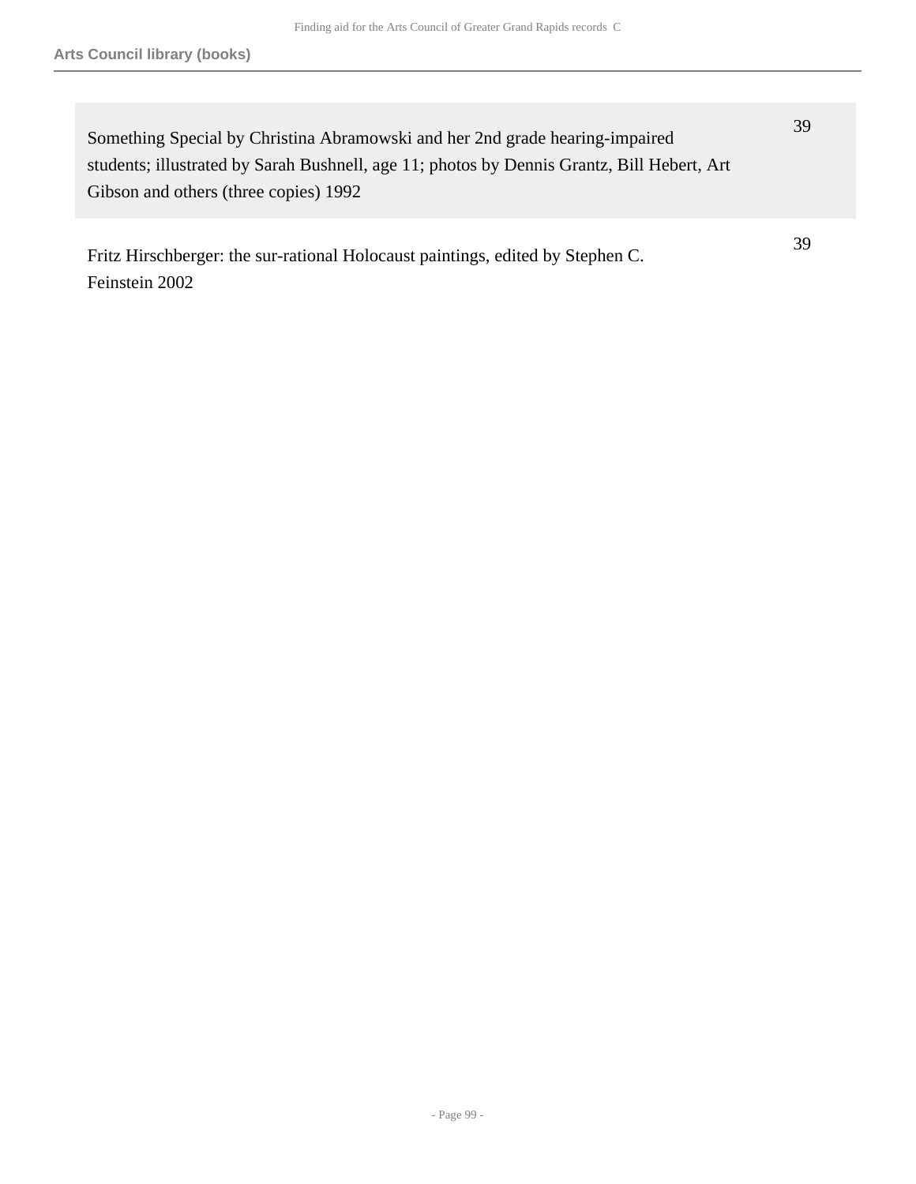| | |
|---|---|
| Something Special by Christina Abramowski and her 2nd grade hearing-impaired students; illustrated by Sarah Bushnell, age 11; photos by Dennis Grantz, Bill Hebert, Art Gibson and others (three copies) 1992 | 39 |
| Fritz Hirschberger: the sur-rational Holocaust paintings, edited by Stephen C. Feinstein 2002 | 39 |